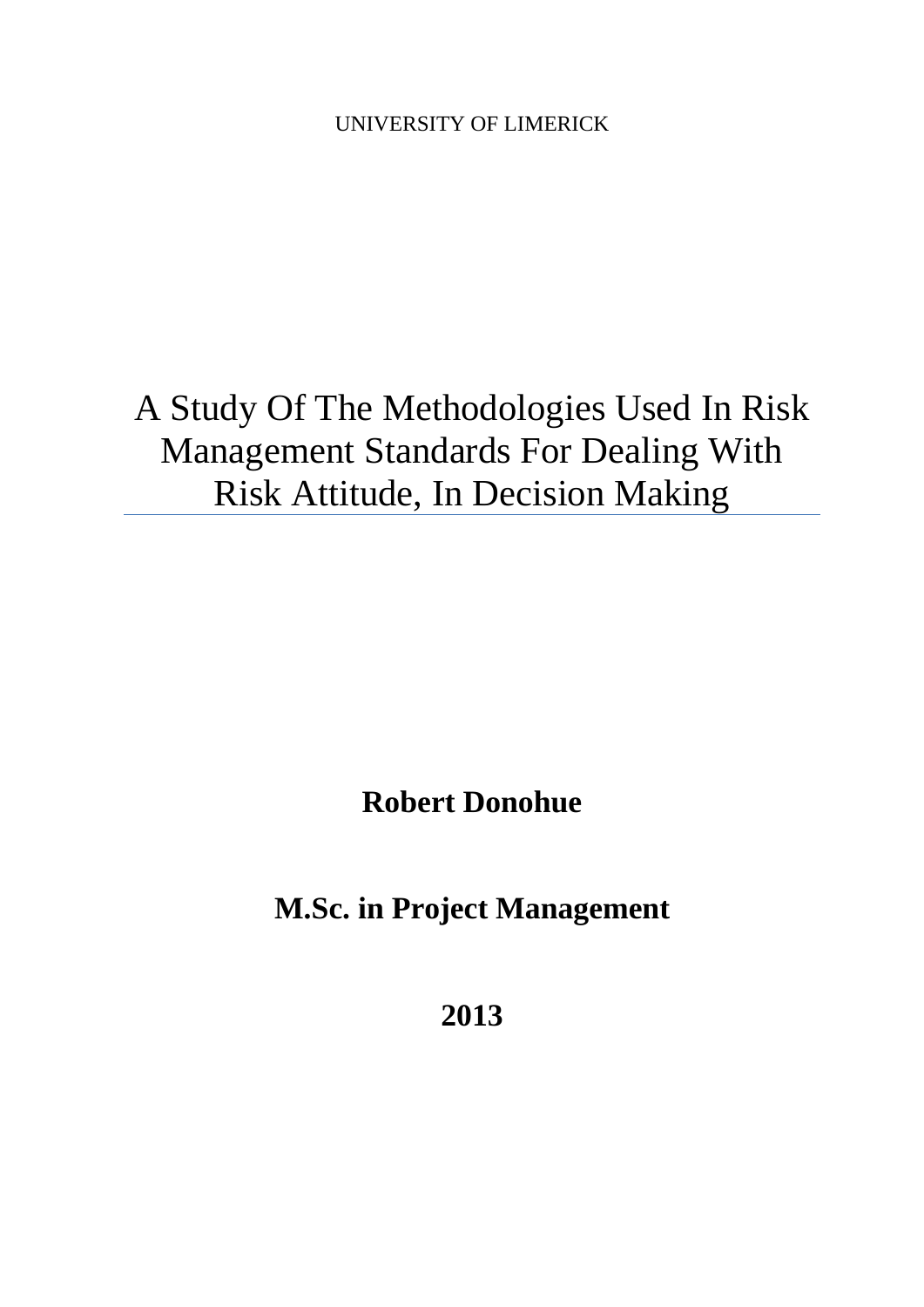UNIVERSITY OF LIMERICK

# A Study Of The Methodologies Used In Risk Management Standards For Dealing With Risk Attitude, In Decision Making

**Robert Donohue**

**M.Sc. in Project Management**

**2013**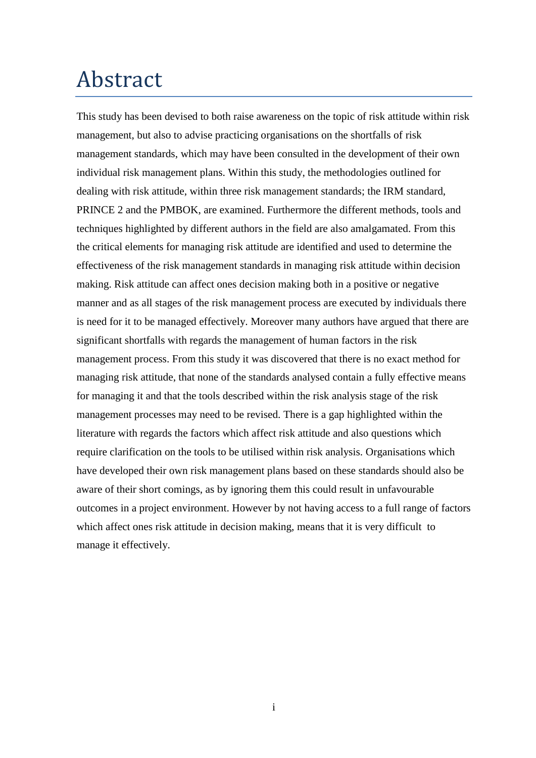# Abstract

This study has been devised to both raise awareness on the topic of risk attitude within risk management, but also to advise practicing organisations on the shortfalls of risk management standards, which may have been consulted in the development of their own individual risk management plans. Within this study, the methodologies outlined for dealing with risk attitude, within three risk management standards; the IRM standard, PRINCE 2 and the PMBOK, are examined. Furthermore the different methods, tools and techniques highlighted by different authors in the field are also amalgamated. From this the critical elements for managing risk attitude are identified and used to determine the effectiveness of the risk management standards in managing risk attitude within decision making. Risk attitude can affect ones decision making both in a positive or negative manner and as all stages of the risk management process are executed by individuals there is need for it to be managed effectively. Moreover many authors have argued that there are significant shortfalls with regards the management of human factors in the risk management process. From this study it was discovered that there is no exact method for managing risk attitude, that none of the standards analysed contain a fully effective means for managing it and that the tools described within the risk analysis stage of the risk management processes may need to be revised. There is a gap highlighted within the literature with regards the factors which affect risk attitude and also questions which require clarification on the tools to be utilised within risk analysis. Organisations which have developed their own risk management plans based on these standards should also be aware of their short comings, as by ignoring them this could result in unfavourable outcomes in a project environment. However by not having access to a full range of factors which affect ones risk attitude in decision making, means that it is very difficult to manage it effectively.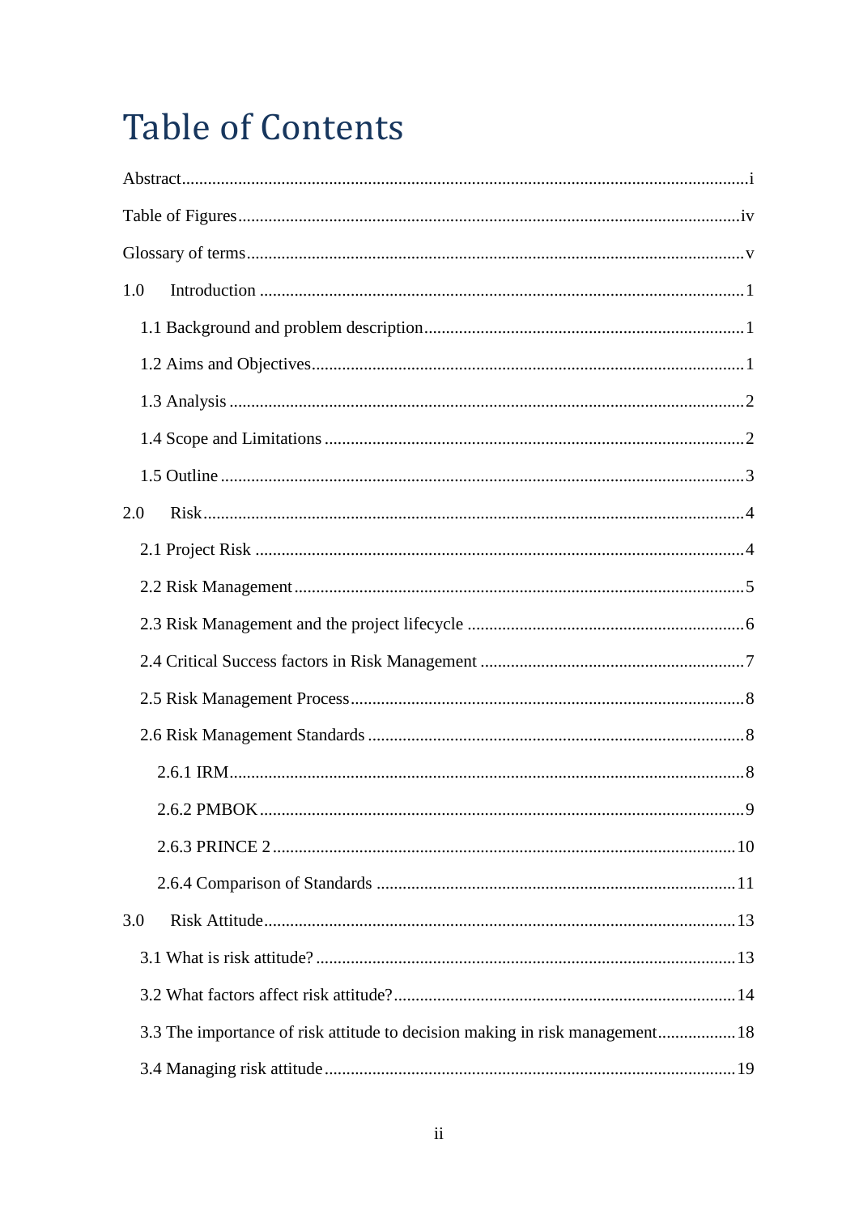# Table of Contents

Abstract....................................................................................................................i

Table of Figures ......................................................................................................iv

Glossary of terms .....................................................................................................v

1.0 Introduction .........................................................................................................1

 1.1 Background and problem description .................................................................1

 1.2 Aims and Objectives .........................................................................................1

 1.3 Analysis ..............................................................................................................2

 1.4 Scope and Limitations ........................................................................................2

 1.5 Outline ................................................................................................................3

2.0 Risk ......................................................................................................................4

 2.1 Project Risk .........................................................................................................4

 2.2 Risk Management ................................................................................................5

 2.3 Risk Management and the project lifecycle ..........................................................6

 2.4 Critical Success factors in Risk Management .......................................................7

 2.5 Risk Management Process ....................................................................................8

 2.6 Risk Management Standards .................................................................................8

  2.6.1 IRM ...................................................................................................................8

  2.6.2 PMBOK ..............................................................................................................9

  2.6.3 PRINCE 2 ..........................................................................................................10

  2.6.4 Comparison of Standards ...................................................................................11

3.0 Risk Attitude .........................................................................................................13

 3.1 What is risk attitude? ............................................................................................13

 3.2 What factors affect risk attitude? ............................................................................14

 3.3 The importance of risk attitude to decision making in risk management ..................18

 3.4 Managing risk attitude ...........................................................................................19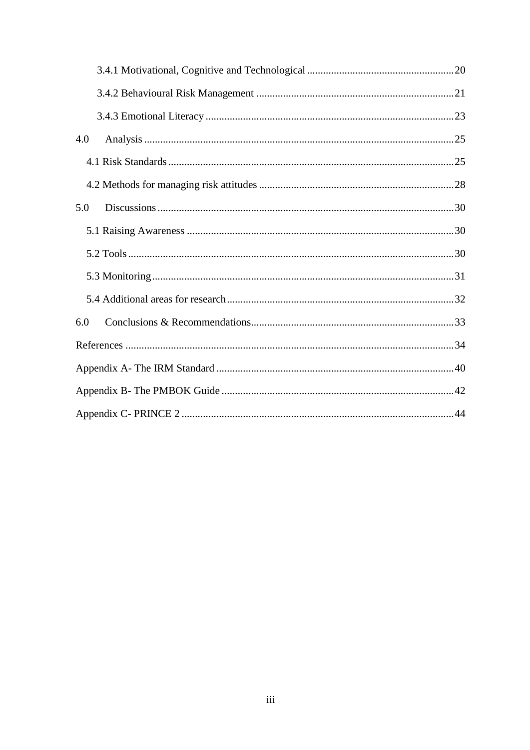3.4.1 Motivational, Cognitive and Technological ........................................................ 20

3.4.2 Behavioural Risk Management ........................................................................... 21

3.4.3 Emotional Literacy ............................................................................................. 23

4.0 Analysis .................................................................................................................... 25

4.1 Risk Standards ........................................................................................................... 25

4.2 Methods for managing risk attitudes ......................................................................... 28

5.0 Discussions ............................................................................................................... 30

5.1 Raising Awareness .................................................................................................... 30

5.2 Tools .......................................................................................................................... 30

5.3 Monitoring ................................................................................................................. 31

5.4 Additional areas for research ..................................................................................... 32

6.0 Conclusions & Recommendations ............................................................................ 33

References ........................................................................................................................... 34

Appendix A- The IRM Standard ......................................................................................... 40

Appendix B- The PMBOK Guide ....................................................................................... 42

Appendix C- PRINCE 2 ...................................................................................................... 44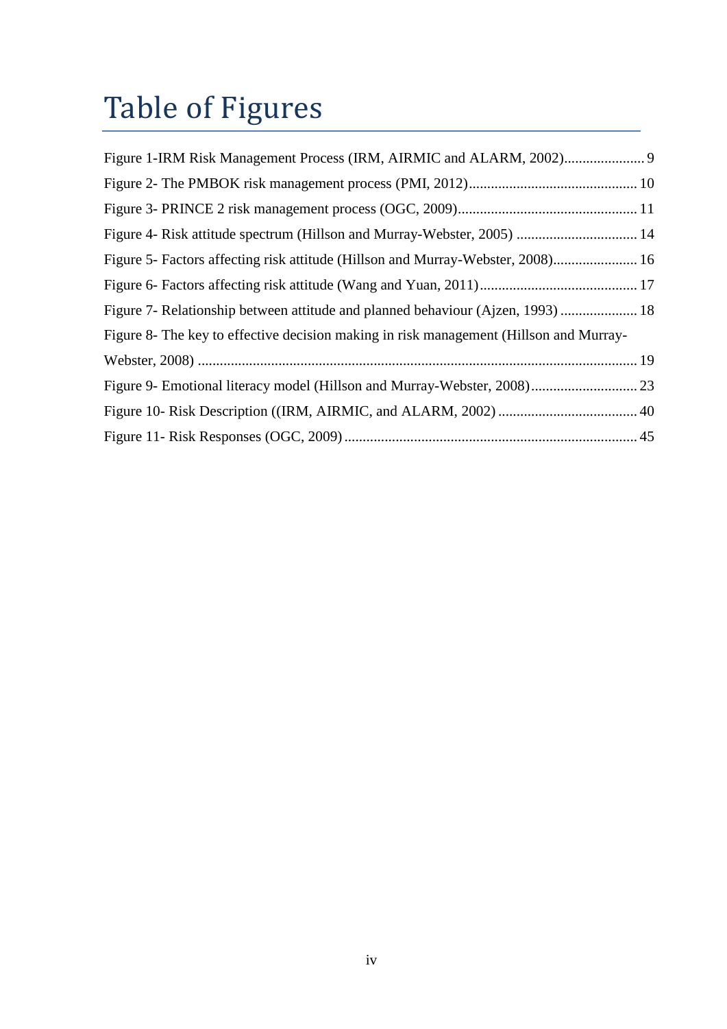# Table of Figures

Figure 1-IRM Risk Management Process (IRM, AIRMIC and ALARM, 2002)...................... 9

Figure 2- The PMBOK risk management process (PMI, 2012)............................................. 10

Figure 3- PRINCE 2 risk management process (OGC, 2009)................................................ 11

Figure 4- Risk attitude spectrum (Hillson and Murray-Webster, 2005) ................................. 14

Figure 5- Factors affecting risk attitude (Hillson and Murray-Webster, 2008)....................... 16

Figure 6- Factors affecting risk attitude (Wang and Yuan, 2011)........................................... 17

Figure 7- Relationship between attitude and planned behaviour (Ajzen, 1993) ..................... 18

Figure 8- The key to effective decision making in risk management (Hillson and Murray-Webster, 2008) ........................................................................................................................ 19

Figure 9- Emotional literacy model (Hillson and Murray-Webster, 2008)............................. 23

Figure 10- Risk Description ((IRM, AIRMIC, and ALARM, 2002) ...................................... 40

Figure 11- Risk Responses (OGC, 2009) ................................................................................ 45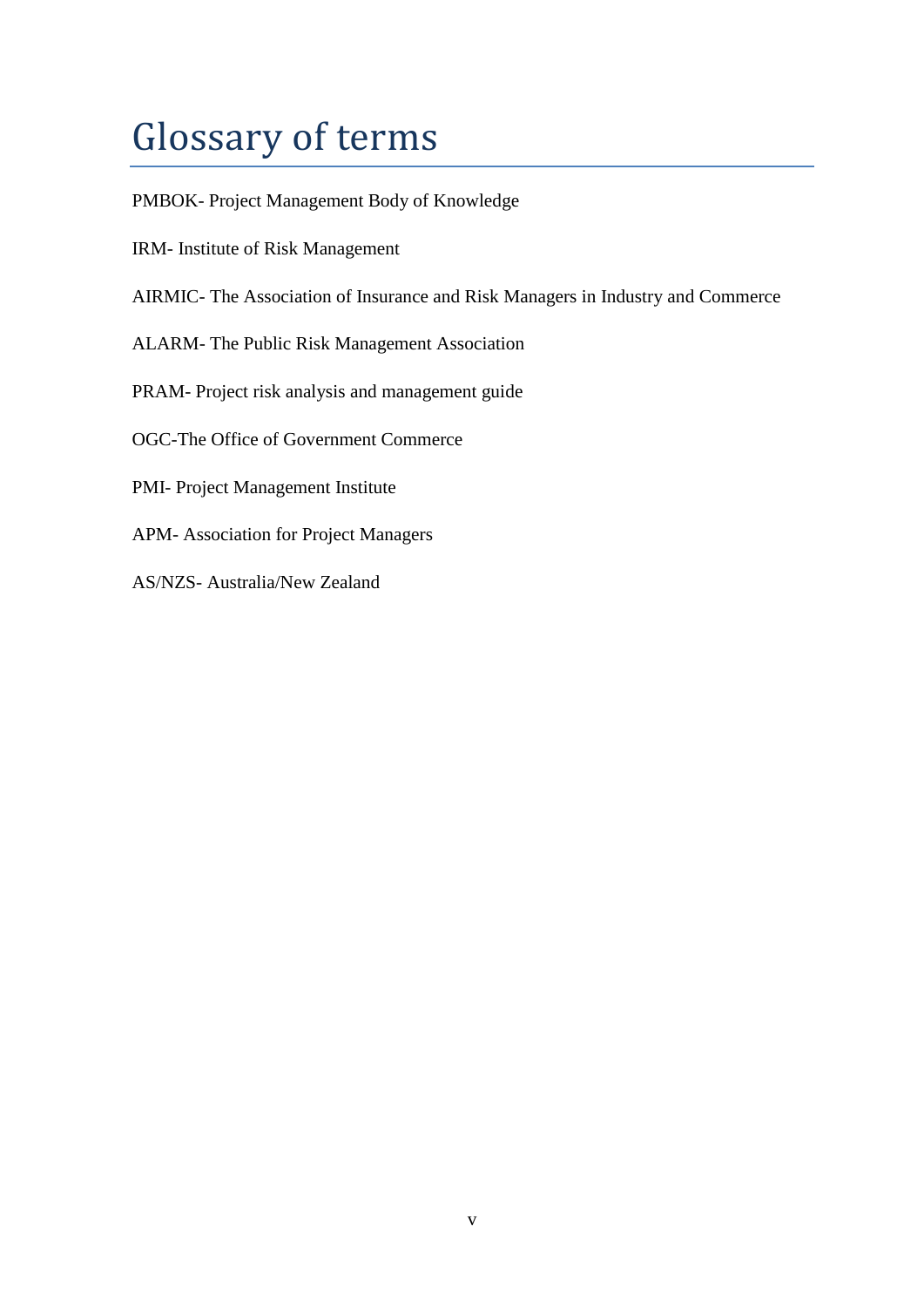# Glossary of terms

PMBOK- Project Management Body of Knowledge

IRM- Institute of Risk Management

AIRMIC- The Association of Insurance and Risk Managers in Industry and Commerce

ALARM- The Public Risk Management Association

PRAM- Project risk analysis and management guide

OGC-The Office of Government Commerce

PMI- Project Management Institute

APM- Association for Project Managers

AS/NZS- Australia/New Zealand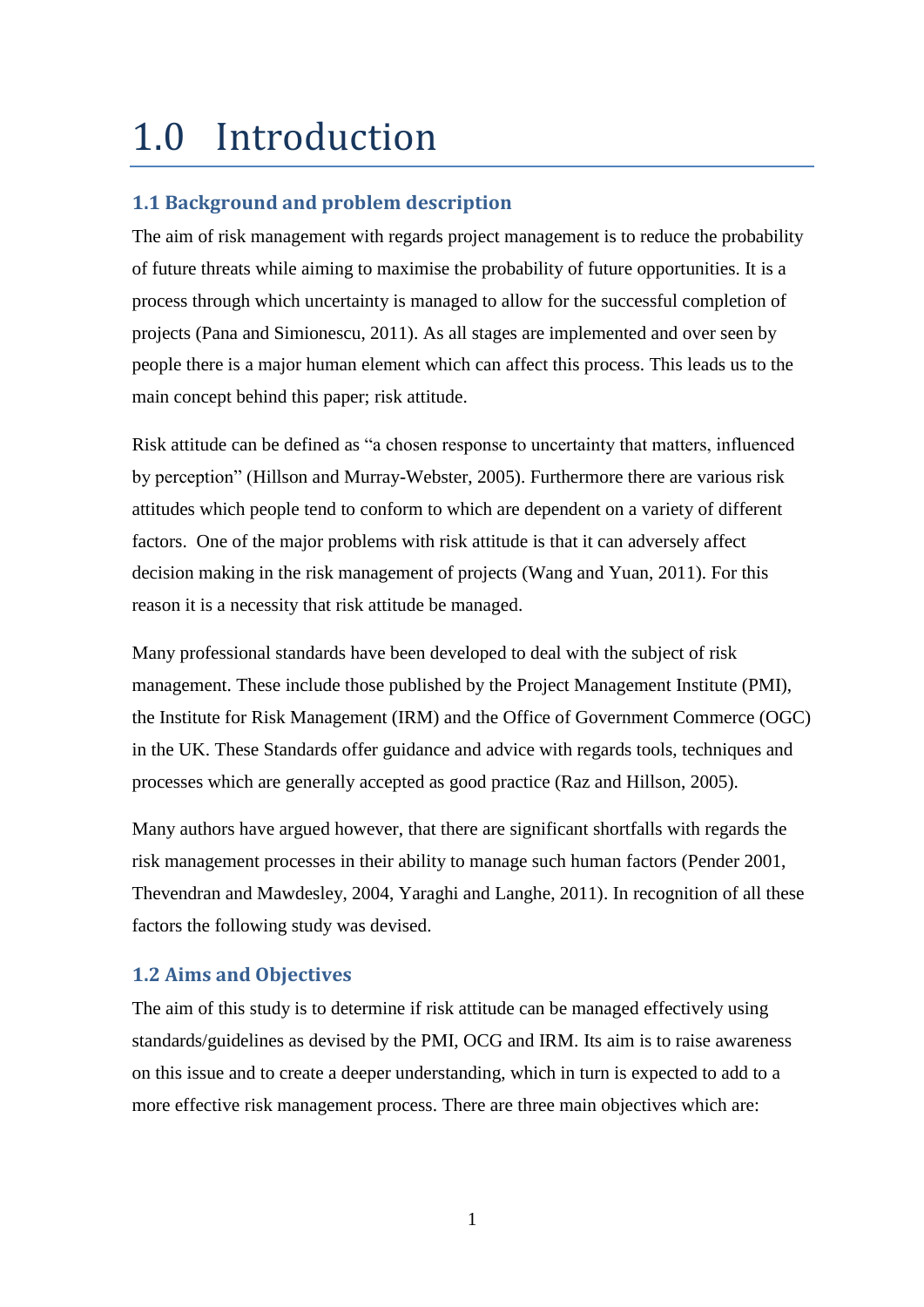# 1.0 Introduction

## 1.1 Background and problem description

The aim of risk management with regards project management is to reduce the probability of future threats while aiming to maximise the probability of future opportunities. It is a process through which uncertainty is managed to allow for the successful completion of projects (Pana and Simionescu, 2011). As all stages are implemented and over seen by people there is a major human element which can affect this process. This leads us to the main concept behind this paper; risk attitude.

Risk attitude can be defined as "a chosen response to uncertainty that matters, influenced by perception" (Hillson and Murray-Webster, 2005). Furthermore there are various risk attitudes which people tend to conform to which are dependent on a variety of different factors. One of the major problems with risk attitude is that it can adversely affect decision making in the risk management of projects (Wang and Yuan, 2011). For this reason it is a necessity that risk attitude be managed.

Many professional standards have been developed to deal with the subject of risk management. These include those published by the Project Management Institute (PMI), the Institute for Risk Management (IRM) and the Office of Government Commerce (OGC) in the UK. These Standards offer guidance and advice with regards tools, techniques and processes which are generally accepted as good practice (Raz and Hillson, 2005).

Many authors have argued however, that there are significant shortfalls with regards the risk management processes in their ability to manage such human factors (Pender 2001, Thevendran and Mawdesley, 2004, Yaraghi and Langhe, 2011). In recognition of all these factors the following study was devised.

## 1.2 Aims and Objectives

The aim of this study is to determine if risk attitude can be managed effectively using standards/guidelines as devised by the PMI, OCG and IRM. Its aim is to raise awareness on this issue and to create a deeper understanding, which in turn is expected to add to a more effective risk management process. There are three main objectives which are: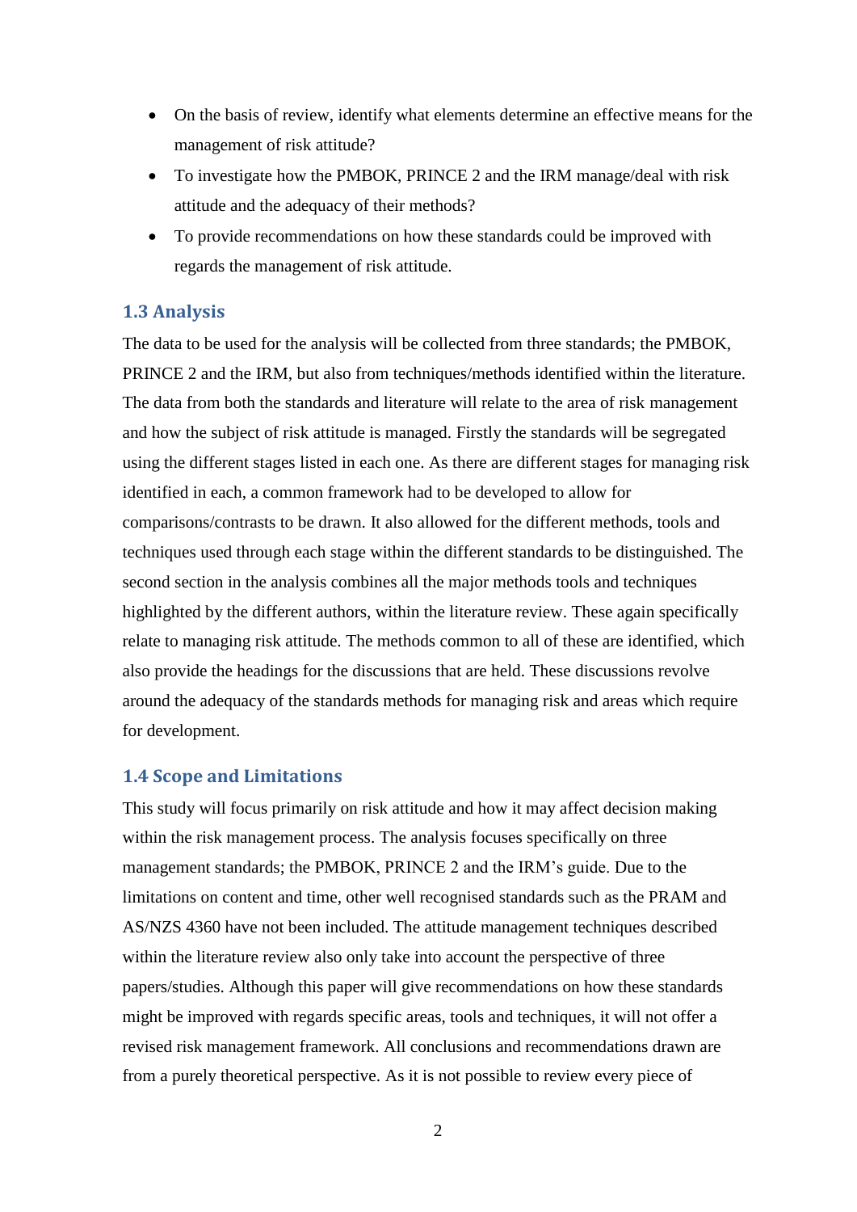- On the basis of review, identify what elements determine an effective means for the management of risk attitude?
- To investigate how the PMBOK, PRINCE 2 and the IRM manage/deal with risk attitude and the adequacy of their methods?
- To provide recommendations on how these standards could be improved with regards the management of risk attitude.

## 1.3 Analysis

The data to be used for the analysis will be collected from three standards; the PMBOK, PRINCE 2 and the IRM, but also from techniques/methods identified within the literature. The data from both the standards and literature will relate to the area of risk management and how the subject of risk attitude is managed. Firstly the standards will be segregated using the different stages listed in each one. As there are different stages for managing risk identified in each, a common framework had to be developed to allow for comparisons/contrasts to be drawn. It also allowed for the different methods, tools and techniques used through each stage within the different standards to be distinguished. The second section in the analysis combines all the major methods tools and techniques highlighted by the different authors, within the literature review. These again specifically relate to managing risk attitude. The methods common to all of these are identified, which also provide the headings for the discussions that are held. These discussions revolve around the adequacy of the standards methods for managing risk and areas which require for development.

## 1.4 Scope and Limitations

This study will focus primarily on risk attitude and how it may affect decision making within the risk management process. The analysis focuses specifically on three management standards; the PMBOK, PRINCE 2 and the IRM's guide. Due to the limitations on content and time, other well recognised standards such as the PRAM and AS/NZS 4360 have not been included. The attitude management techniques described within the literature review also only take into account the perspective of three papers/studies. Although this paper will give recommendations on how these standards might be improved with regards specific areas, tools and techniques, it will not offer a revised risk management framework. All conclusions and recommendations drawn are from a purely theoretical perspective. As it is not possible to review every piece of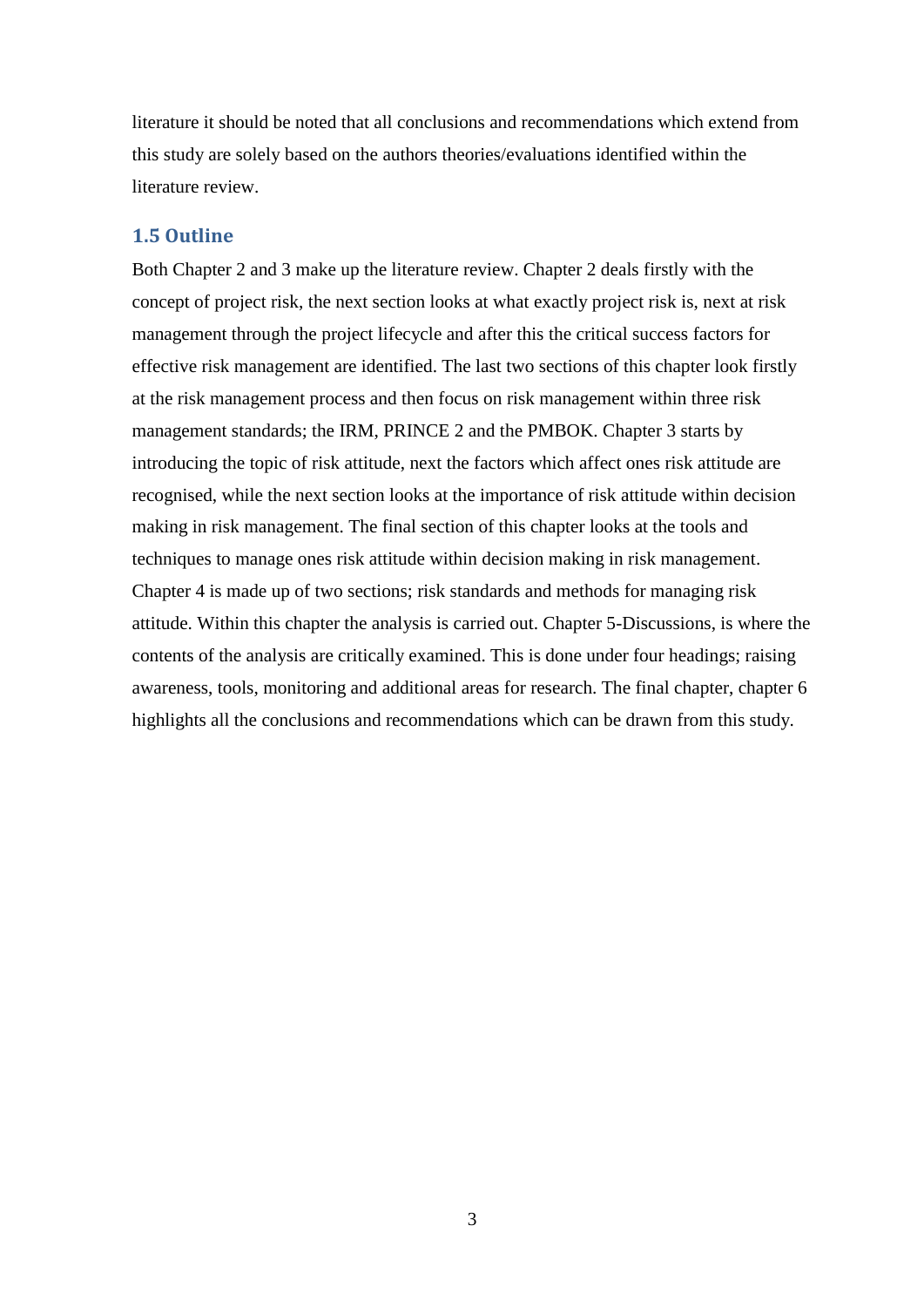literature it should be noted that all conclusions and recommendations which extend from this study are solely based on the authors theories/evaluations identified within the literature review.

### 1.5 Outline

Both Chapter 2 and 3 make up the literature review. Chapter 2 deals firstly with the concept of project risk, the next section looks at what exactly project risk is, next at risk management through the project lifecycle and after this the critical success factors for effective risk management are identified. The last two sections of this chapter look firstly at the risk management process and then focus on risk management within three risk management standards; the IRM, PRINCE 2 and the PMBOK. Chapter 3 starts by introducing the topic of risk attitude, next the factors which affect ones risk attitude are recognised, while the next section looks at the importance of risk attitude within decision making in risk management. The final section of this chapter looks at the tools and techniques to manage ones risk attitude within decision making in risk management. Chapter 4 is made up of two sections; risk standards and methods for managing risk attitude. Within this chapter the analysis is carried out. Chapter 5-Discussions, is where the contents of the analysis are critically examined. This is done under four headings; raising awareness, tools, monitoring and additional areas for research. The final chapter, chapter 6 highlights all the conclusions and recommendations which can be drawn from this study.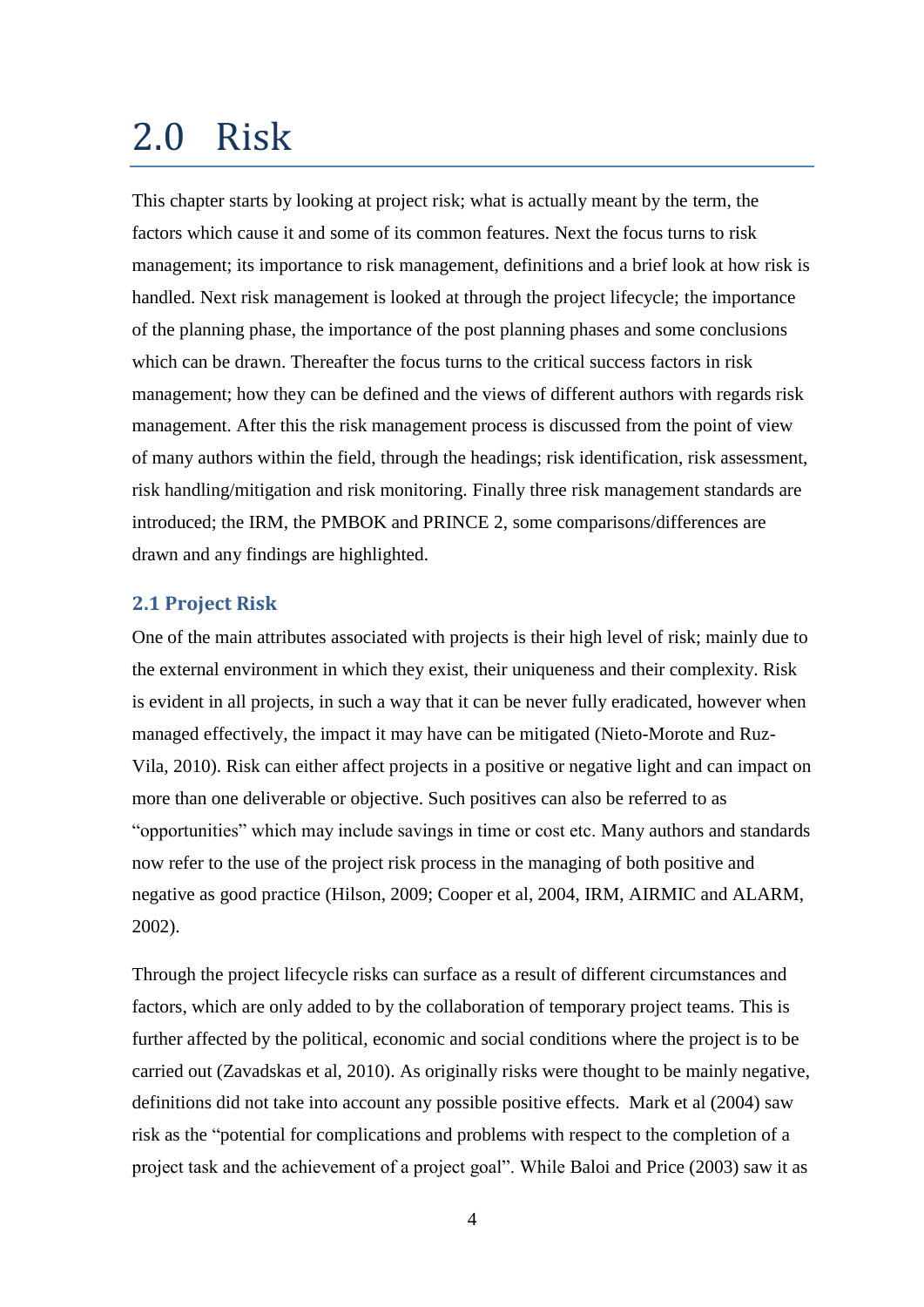# 2.0 Risk

This chapter starts by looking at project risk; what is actually meant by the term, the factors which cause it and some of its common features. Next the focus turns to risk management; its importance to risk management, definitions and a brief look at how risk is handled. Next risk management is looked at through the project lifecycle; the importance of the planning phase, the importance of the post planning phases and some conclusions which can be drawn. Thereafter the focus turns to the critical success factors in risk management; how they can be defined and the views of different authors with regards risk management. After this the risk management process is discussed from the point of view of many authors within the field, through the headings; risk identification, risk assessment, risk handling/mitigation and risk monitoring. Finally three risk management standards are introduced; the IRM, the PMBOK and PRINCE 2, some comparisons/differences are drawn and any findings are highlighted.

## 2.1 Project Risk

One of the main attributes associated with projects is their high level of risk; mainly due to the external environment in which they exist, their uniqueness and their complexity. Risk is evident in all projects, in such a way that it can be never fully eradicated, however when managed effectively, the impact it may have can be mitigated (Nieto-Morote and Ruz-Vila, 2010). Risk can either affect projects in a positive or negative light and can impact on more than one deliverable or objective. Such positives can also be referred to as "opportunities" which may include savings in time or cost etc. Many authors and standards now refer to the use of the project risk process in the managing of both positive and negative as good practice (Hilson, 2009; Cooper et al, 2004, IRM, AIRMIC and ALARM, 2002).

Through the project lifecycle risks can surface as a result of different circumstances and factors, which are only added to by the collaboration of temporary project teams. This is further affected by the political, economic and social conditions where the project is to be carried out (Zavadskas et al, 2010). As originally risks were thought to be mainly negative, definitions did not take into account any possible positive effects. Mark et al (2004) saw risk as the "potential for complications and problems with respect to the completion of a project task and the achievement of a project goal". While Baloi and Price (2003) saw it as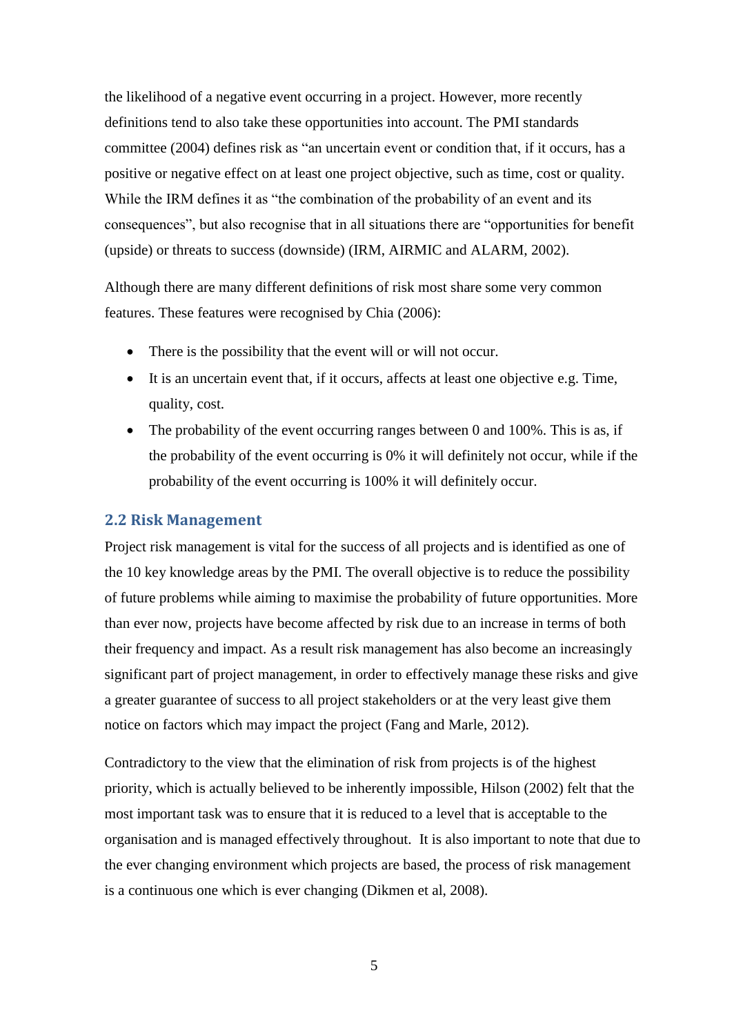the likelihood of a negative event occurring in a project. However, more recently definitions tend to also take these opportunities into account. The PMI standards committee (2004) defines risk as "an uncertain event or condition that, if it occurs, has a positive or negative effect on at least one project objective, such as time, cost or quality. While the IRM defines it as "the combination of the probability of an event and its consequences", but also recognise that in all situations there are "opportunities for benefit (upside) or threats to success (downside) (IRM, AIRMIC and ALARM, 2002).

Although there are many different definitions of risk most share some very common features. These features were recognised by Chia (2006):

- There is the possibility that the event will or will not occur.
- It is an uncertain event that, if it occurs, affects at least one objective e.g. Time, quality, cost.
- The probability of the event occurring ranges between 0 and 100%. This is as, if the probability of the event occurring is 0% it will definitely not occur, while if the probability of the event occurring is 100% it will definitely occur.

## 2.2 Risk Management

Project risk management is vital for the success of all projects and is identified as one of the 10 key knowledge areas by the PMI. The overall objective is to reduce the possibility of future problems while aiming to maximise the probability of future opportunities. More than ever now, projects have become affected by risk due to an increase in terms of both their frequency and impact. As a result risk management has also become an increasingly significant part of project management, in order to effectively manage these risks and give a greater guarantee of success to all project stakeholders or at the very least give them notice on factors which may impact the project (Fang and Marle, 2012).

Contradictory to the view that the elimination of risk from projects is of the highest priority, which is actually believed to be inherently impossible, Hilson (2002) felt that the most important task was to ensure that it is reduced to a level that is acceptable to the organisation and is managed effectively throughout. It is also important to note that due to the ever changing environment which projects are based, the process of risk management is a continuous one which is ever changing (Dikmen et al, 2008).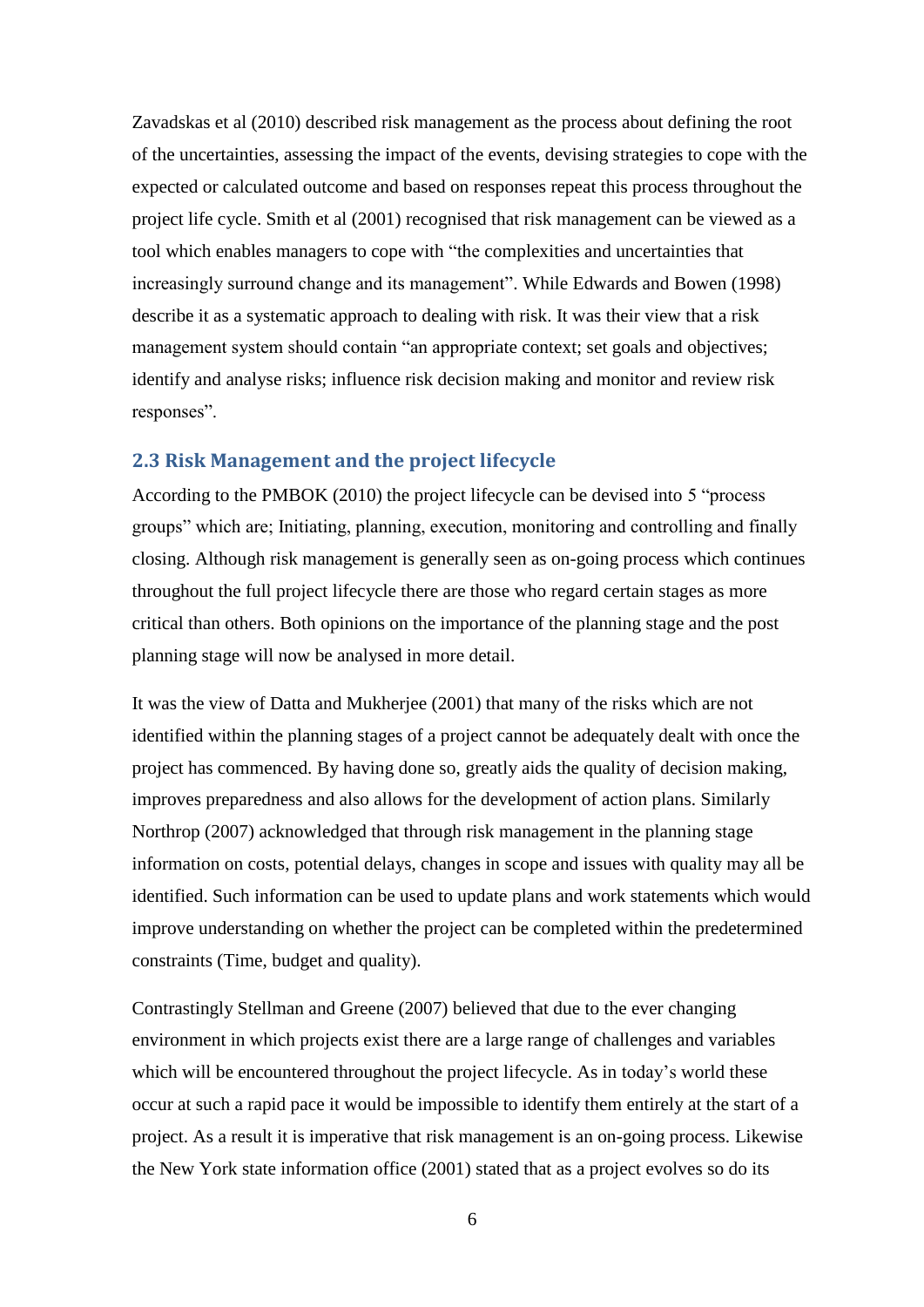Zavadskas et al (2010) described risk management as the process about defining the root of the uncertainties, assessing the impact of the events, devising strategies to cope with the expected or calculated outcome and based on responses repeat this process throughout the project life cycle. Smith et al (2001) recognised that risk management can be viewed as a tool which enables managers to cope with "the complexities and uncertainties that increasingly surround change and its management". While Edwards and Bowen (1998) describe it as a systematic approach to dealing with risk. It was their view that a risk management system should contain "an appropriate context; set goals and objectives; identify and analyse risks; influence risk decision making and monitor and review risk responses".

## 2.3 Risk Management and the project lifecycle

According to the PMBOK (2010) the project lifecycle can be devised into 5 "process groups" which are; Initiating, planning, execution, monitoring and controlling and finally closing. Although risk management is generally seen as on-going process which continues throughout the full project lifecycle there are those who regard certain stages as more critical than others. Both opinions on the importance of the planning stage and the post planning stage will now be analysed in more detail.

It was the view of Datta and Mukherjee (2001) that many of the risks which are not identified within the planning stages of a project cannot be adequately dealt with once the project has commenced. By having done so, greatly aids the quality of decision making, improves preparedness and also allows for the development of action plans. Similarly Northrop (2007) acknowledged that through risk management in the planning stage information on costs, potential delays, changes in scope and issues with quality may all be identified. Such information can be used to update plans and work statements which would improve understanding on whether the project can be completed within the predetermined constraints (Time, budget and quality).

Contrastingly Stellman and Greene (2007) believed that due to the ever changing environment in which projects exist there are a large range of challenges and variables which will be encountered throughout the project lifecycle. As in today's world these occur at such a rapid pace it would be impossible to identify them entirely at the start of a project. As a result it is imperative that risk management is an on-going process. Likewise the New York state information office (2001) stated that as a project evolves so do its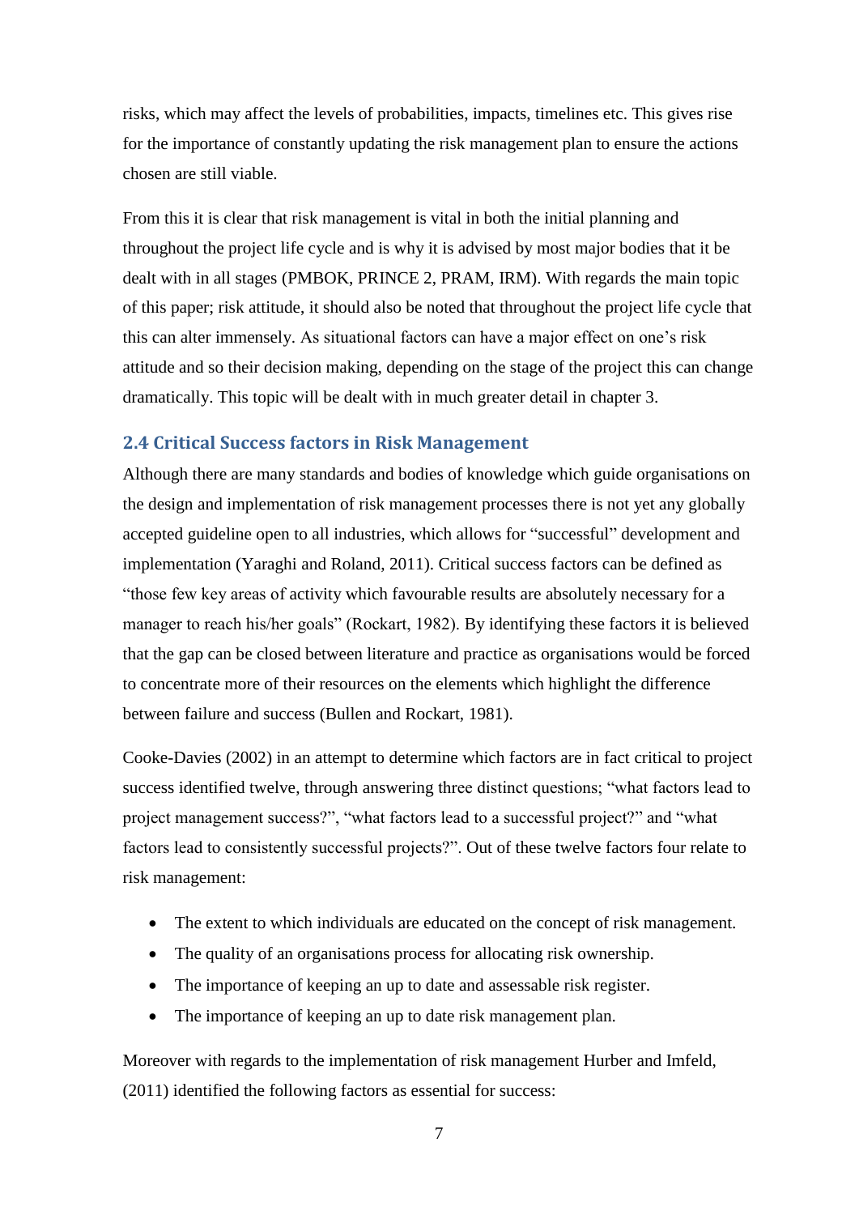risks, which may affect the levels of probabilities, impacts, timelines etc. This gives rise for the importance of constantly updating the risk management plan to ensure the actions chosen are still viable.

From this it is clear that risk management is vital in both the initial planning and throughout the project life cycle and is why it is advised by most major bodies that it be dealt with in all stages (PMBOK, PRINCE 2, PRAM, IRM). With regards the main topic of this paper; risk attitude, it should also be noted that throughout the project life cycle that this can alter immensely. As situational factors can have a major effect on one's risk attitude and so their decision making, depending on the stage of the project this can change dramatically. This topic will be dealt with in much greater detail in chapter 3.

### 2.4 Critical Success factors in Risk Management

Although there are many standards and bodies of knowledge which guide organisations on the design and implementation of risk management processes there is not yet any globally accepted guideline open to all industries, which allows for "successful" development and implementation (Yaraghi and Roland, 2011). Critical success factors can be defined as "those few key areas of activity which favourable results are absolutely necessary for a manager to reach his/her goals" (Rockart, 1982). By identifying these factors it is believed that the gap can be closed between literature and practice as organisations would be forced to concentrate more of their resources on the elements which highlight the difference between failure and success (Bullen and Rockart, 1981).

Cooke-Davies (2002) in an attempt to determine which factors are in fact critical to project success identified twelve, through answering three distinct questions; "what factors lead to project management success?", "what factors lead to a successful project?" and "what factors lead to consistently successful projects?". Out of these twelve factors four relate to risk management:

- The extent to which individuals are educated on the concept of risk management.
- The quality of an organisations process for allocating risk ownership.
- The importance of keeping an up to date and assessable risk register.
- The importance of keeping an up to date risk management plan.

Moreover with regards to the implementation of risk management Hurber and Imfeld, (2011) identified the following factors as essential for success: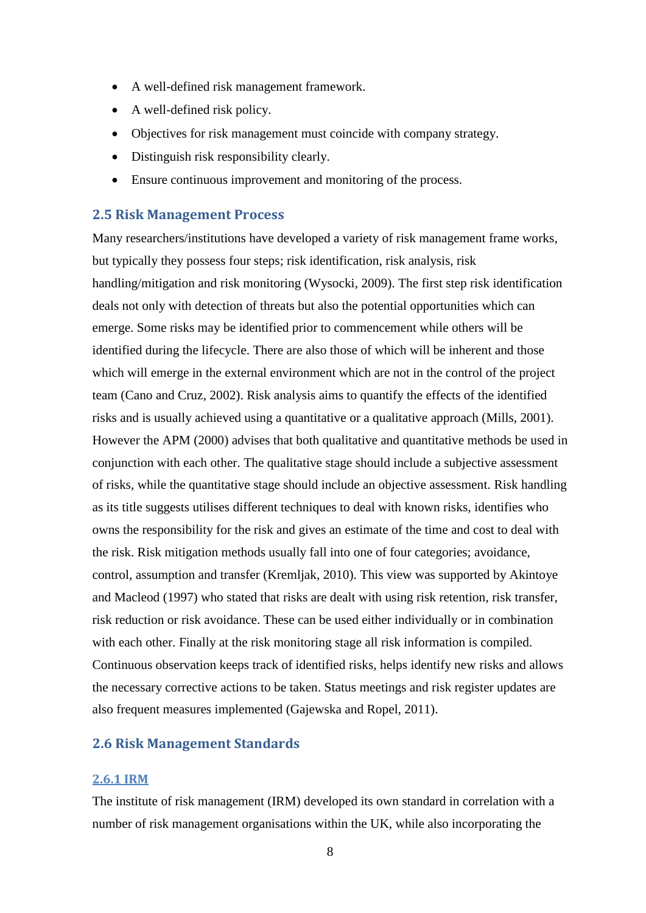- A well-defined risk management framework.
- A well-defined risk policy.
- Objectives for risk management must coincide with company strategy.
- Distinguish risk responsibility clearly.
- Ensure continuous improvement and monitoring of the process.

## 2.5 Risk Management Process

Many researchers/institutions have developed a variety of risk management frame works, but typically they possess four steps; risk identification, risk analysis, risk handling/mitigation and risk monitoring (Wysocki, 2009). The first step risk identification deals not only with detection of threats but also the potential opportunities which can emerge. Some risks may be identified prior to commencement while others will be identified during the lifecycle. There are also those of which will be inherent and those which will emerge in the external environment which are not in the control of the project team (Cano and Cruz, 2002). Risk analysis aims to quantify the effects of the identified risks and is usually achieved using a quantitative or a qualitative approach (Mills, 2001). However the APM (2000) advises that both qualitative and quantitative methods be used in conjunction with each other. The qualitative stage should include a subjective assessment of risks, while the quantitative stage should include an objective assessment. Risk handling as its title suggests utilises different techniques to deal with known risks, identifies who owns the responsibility for the risk and gives an estimate of the time and cost to deal with the risk. Risk mitigation methods usually fall into one of four categories; avoidance, control, assumption and transfer (Kremljak, 2010). This view was supported by Akintoye and Macleod (1997) who stated that risks are dealt with using risk retention, risk transfer, risk reduction or risk avoidance. These can be used either individually or in combination with each other. Finally at the risk monitoring stage all risk information is compiled. Continuous observation keeps track of identified risks, helps identify new risks and allows the necessary corrective actions to be taken. Status meetings and risk register updates are also frequent measures implemented (Gajewska and Ropel, 2011).

## 2.6 Risk Management Standards

### 2.6.1 IRM

The institute of risk management (IRM) developed its own standard in correlation with a number of risk management organisations within the UK, while also incorporating the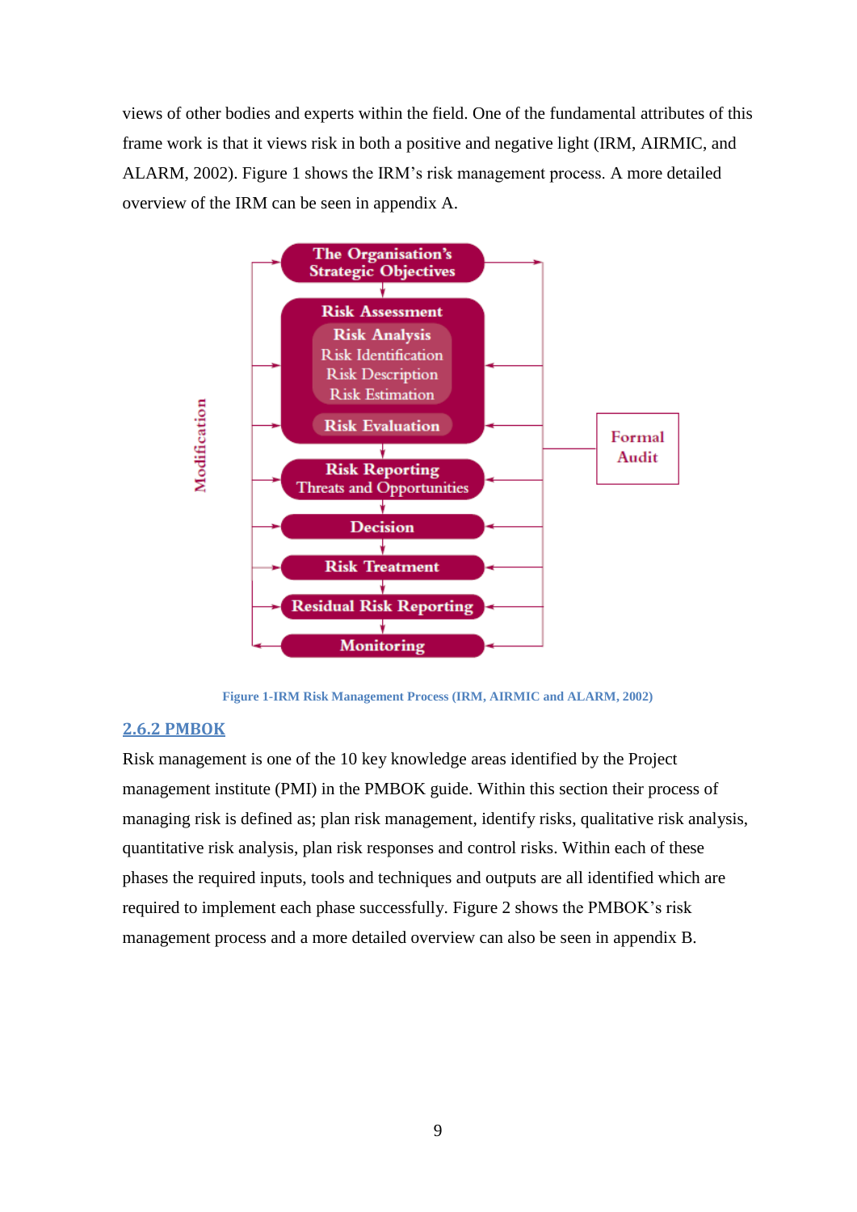views of other bodies and experts within the field. One of the fundamental attributes of this frame work is that it views risk in both a positive and negative light (IRM, AIRMIC, and ALARM, 2002). Figure 1 shows the IRM's risk management process. A more detailed overview of the IRM can be seen in appendix A.

The Organisation's Strategic Objectives

Risk Assessment
- Risk Analysis
  - Risk Identification
  - Risk Description
  - Risk Estimation
- Risk Evaluation

Risk Reporting
Threats and Opportunities

Decision

Risk Treatment

Residual Risk Reporting

Monitoring

Modification

Formal Audit

Figure 1-IRM Risk Management Process (IRM, AIRMIC and ALARM, 2002)

### 2.6.2 PMBOK

Risk management is one of the 10 key knowledge areas identified by the Project management institute (PMI) in the PMBOK guide. Within this section their process of managing risk is defined as; plan risk management, identify risks, qualitative risk analysis, quantitative risk analysis, plan risk responses and control risks. Within each of these phases the required inputs, tools and techniques and outputs are all identified which are required to implement each phase successfully. Figure 2 shows the PMBOK's risk management process and a more detailed overview can also be seen in appendix B.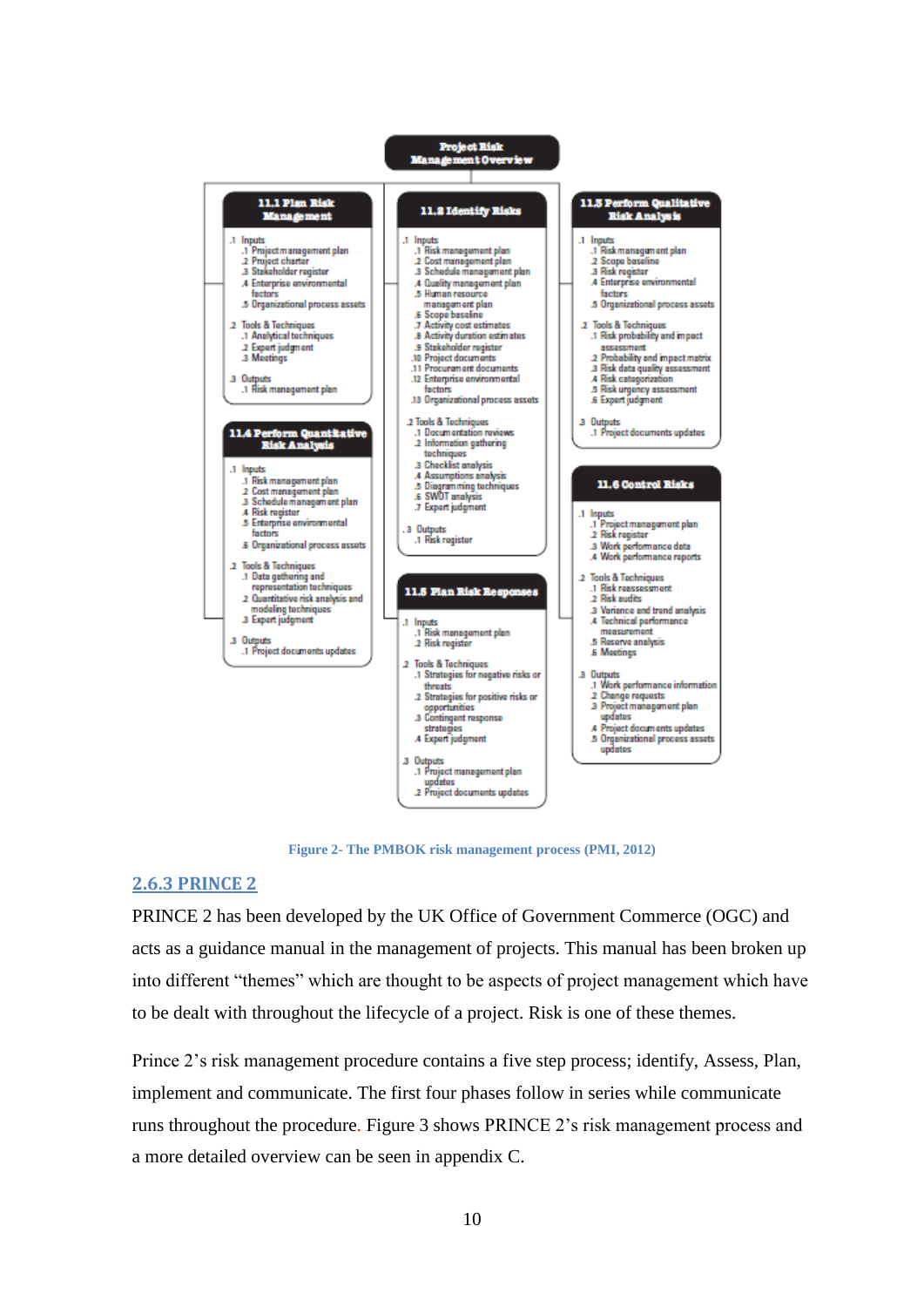**Project Risk Management Overview**

**11.1 Plan Risk Management**

.1 Inputs
- .1 Project management plan
- .2 Project charter
- .3 Stakeholder register
- .4 Enterprise environmental factors
- .5 Organizational process assets

.2 Tools & Techniques
- .1 Analytical techniques
- .2 Expert judgment
- .3 Meetings

.3 Outputs
- .1 Risk management plan

**11.2 Identify Risks**

.1 Inputs
- .1 Risk management plan
- .2 Cost management plan
- .3 Schedule management plan
- .4 Quality management plan
- .5 Human resource management plan
- .6 Scope baseline
- .7 Activity cost estimates
- .8 Activity duration estimates
- .9 Stakeholder register
- .10 Project documents
- .11 Procurement documents
- .12 Enterprise environmental factors
- .13 Organizational process assets

.2 Tools & Techniques
- .1 Documentation reviews
- .2 Information gathering techniques
- .3 Checklist analysis
- .4 Assumptions analysis
- .5 Diagramming techniques
- .6 SWOT analysis
- .7 Expert judgment

.3 Outputs
- .1 Risk register

**11.3 Perform Qualitative Risk Analysis**

.1 Inputs
- .1 Risk management plan
- .2 Scope baseline
- .3 Risk register
- .4 Enterprise environmental factors
- .5 Organizational process assets

.2 Tools & Techniques
- .1 Risk probability and impact assessment
- .2 Probability and impact matrix
- .3 Risk data quality assessment
- .4 Risk categorization
- .5 Risk urgency assessment
- .6 Expert judgment

.3 Outputs
- .1 Project documents updates

**11.4 Perform Quantitative Risk Analysis**

.1 Inputs
- .1 Risk management plan
- .2 Cost management plan
- .3 Schedule management plan
- .4 Risk register
- .5 Enterprise environmental factors
- .6 Organizational process assets

.2 Tools & Techniques
- .1 Data gathering and representation techniques
- .2 Quantitative risk analysis and modeling techniques
- .3 Expert judgment

.3 Outputs
- .1 Project documents updates

**11.5 Plan Risk Responses**

.1 Inputs
- .1 Risk management plan
- .2 Risk register

.2 Tools & Techniques
- .1 Strategies for negative risks or threats
- .2 Strategies for positive risks or opportunities
- .3 Contingent response strategies
- .4 Expert judgment

.3 Outputs
- .1 Project management plan updates
- .2 Project documents updates

**11.6 Control Risks**

.1 Inputs
- .1 Project management plan
- .2 Risk register
- .3 Work performance data
- .4 Work performance reports

.2 Tools & Techniques
- .1 Risk reassessment
- .2 Risk audits
- .3 Variance and trend analysis
- .4 Technical performance measurement
- .5 Reserve analysis
- .6 Meetings

.3 Outputs
- .1 Work performance information
- .2 Change requests
- .3 Project management plan updates
- .4 Project documents updates
- .5 Organizational process assets updates

Figure 2- The PMBOK risk management process (PMI, 2012)

### 2.6.3 PRINCE 2

PRINCE 2 has been developed by the UK Office of Government Commerce (OGC) and acts as a guidance manual in the management of projects. This manual has been broken up into different "themes" which are thought to be aspects of project management which have to be dealt with throughout the lifecycle of a project. Risk is one of these themes.

Prince 2's risk management procedure contains a five step process; identify, Assess, Plan, implement and communicate. The first four phases follow in series while communicate runs throughout the procedure. Figure 3 shows PRINCE 2's risk management process and a more detailed overview can be seen in appendix C.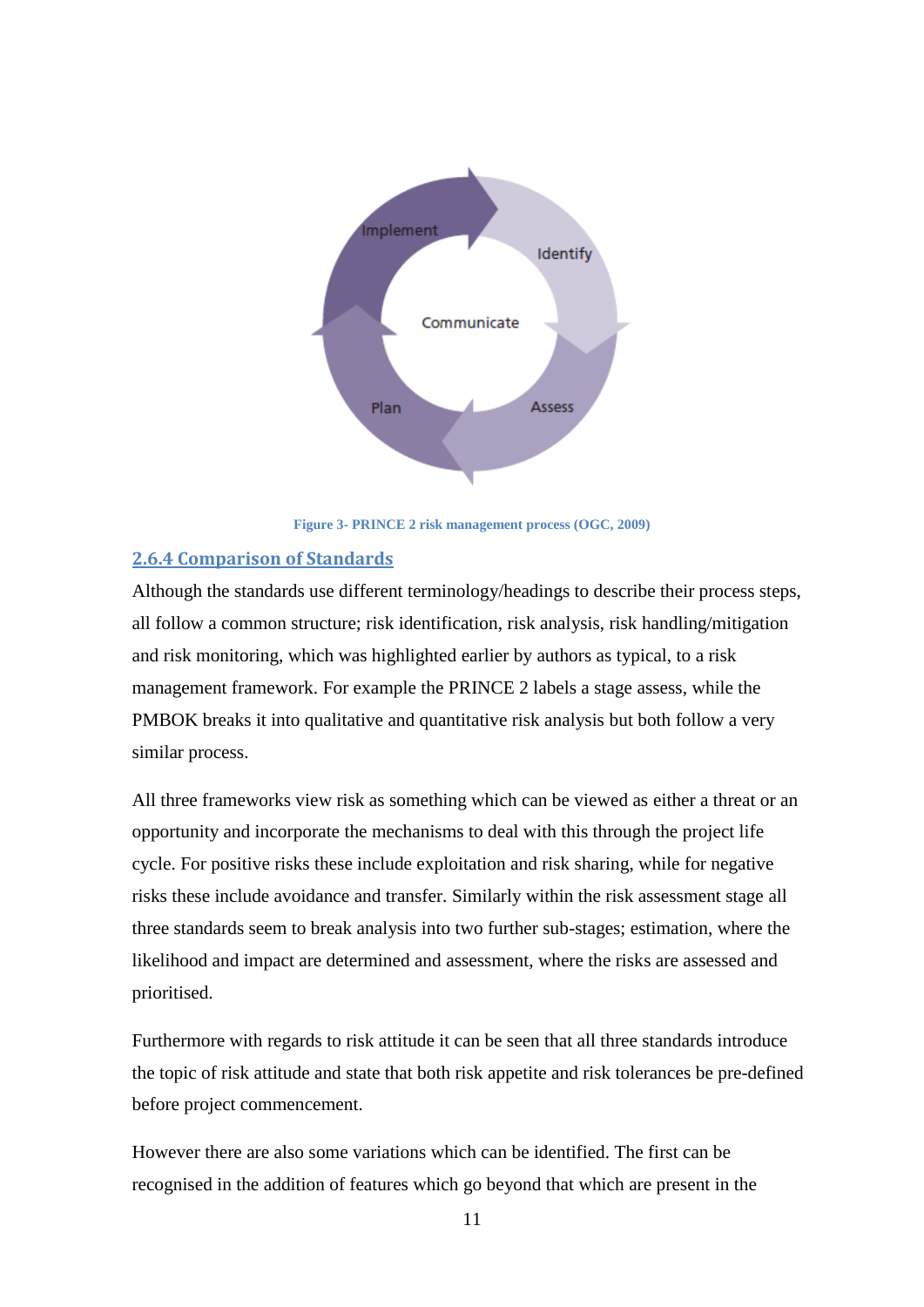Figure 3- PRINCE 2 risk management process (OGC, 2009)

### 2.6.4 Comparison of Standards

Although the standards use different terminology/headings to describe their process steps, all follow a common structure; risk identification, risk analysis, risk handling/mitigation and risk monitoring, which was highlighted earlier by authors as typical, to a risk management framework. For example the PRINCE 2 labels a stage assess, while the PMBOK breaks it into qualitative and quantitative risk analysis but both follow a very similar process.

All three frameworks view risk as something which can be viewed as either a threat or an opportunity and incorporate the mechanisms to deal with this through the project life cycle. For positive risks these include exploitation and risk sharing, while for negative risks these include avoidance and transfer. Similarly within the risk assessment stage all three standards seem to break analysis into two further sub-stages; estimation, where the likelihood and impact are determined and assessment, where the risks are assessed and prioritised.

Furthermore with regards to risk attitude it can be seen that all three standards introduce the topic of risk attitude and state that both risk appetite and risk tolerances be pre-defined before project commencement.

However there are also some variations which can be identified. The first can be recognised in the addition of features which go beyond that which are present in the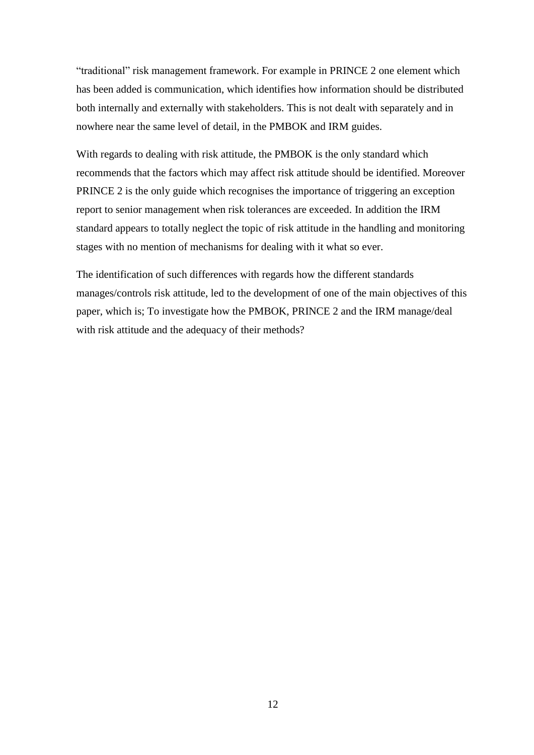"traditional" risk management framework. For example in PRINCE 2 one element which has been added is communication, which identifies how information should be distributed both internally and externally with stakeholders. This is not dealt with separately and in nowhere near the same level of detail, in the PMBOK and IRM guides.

With regards to dealing with risk attitude, the PMBOK is the only standard which recommends that the factors which may affect risk attitude should be identified. Moreover PRINCE 2 is the only guide which recognises the importance of triggering an exception report to senior management when risk tolerances are exceeded. In addition the IRM standard appears to totally neglect the topic of risk attitude in the handling and monitoring stages with no mention of mechanisms for dealing with it what so ever.

The identification of such differences with regards how the different standards manages/controls risk attitude, led to the development of one of the main objectives of this paper, which is; To investigate how the PMBOK, PRINCE 2 and the IRM manage/deal with risk attitude and the adequacy of their methods?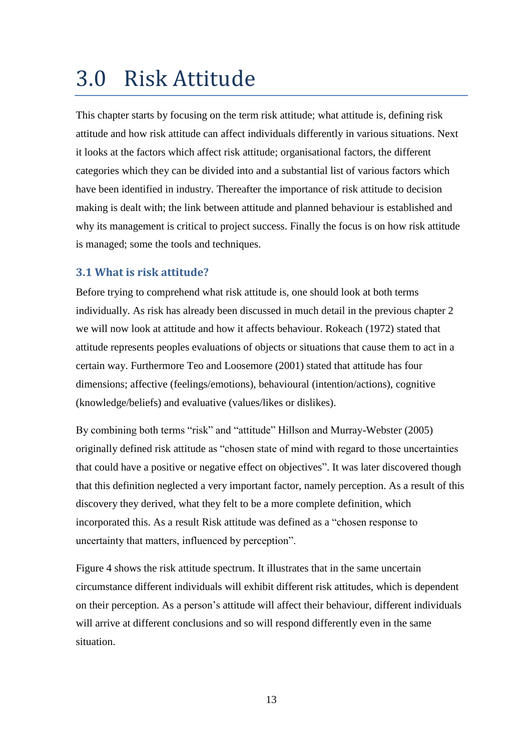# 3.0 Risk Attitude

This chapter starts by focusing on the term risk attitude; what attitude is, defining risk attitude and how risk attitude can affect individuals differently in various situations. Next it looks at the factors which affect risk attitude; organisational factors, the different categories which they can be divided into and a substantial list of various factors which have been identified in industry. Thereafter the importance of risk attitude to decision making is dealt with; the link between attitude and planned behaviour is established and why its management is critical to project success. Finally the focus is on how risk attitude is managed; some the tools and techniques.

### 3.1 What is risk attitude?

Before trying to comprehend what risk attitude is, one should look at both terms individually. As risk has already been discussed in much detail in the previous chapter 2 we will now look at attitude and how it affects behaviour. Rokeach (1972) stated that attitude represents peoples evaluations of objects or situations that cause them to act in a certain way. Furthermore Teo and Loosemore (2001) stated that attitude has four dimensions; affective (feelings/emotions), behavioural (intention/actions), cognitive (knowledge/beliefs) and evaluative (values/likes or dislikes).

By combining both terms "risk" and "attitude" Hillson and Murray-Webster (2005) originally defined risk attitude as "chosen state of mind with regard to those uncertainties that could have a positive or negative effect on objectives". It was later discovered though that this definition neglected a very important factor, namely perception. As a result of this discovery they derived, what they felt to be a more complete definition, which incorporated this. As a result Risk attitude was defined as a "chosen response to uncertainty that matters, influenced by perception".

Figure 4 shows the risk attitude spectrum. It illustrates that in the same uncertain circumstance different individuals will exhibit different risk attitudes, which is dependent on their perception. As a person's attitude will affect their behaviour, different individuals will arrive at different conclusions and so will respond differently even in the same situation.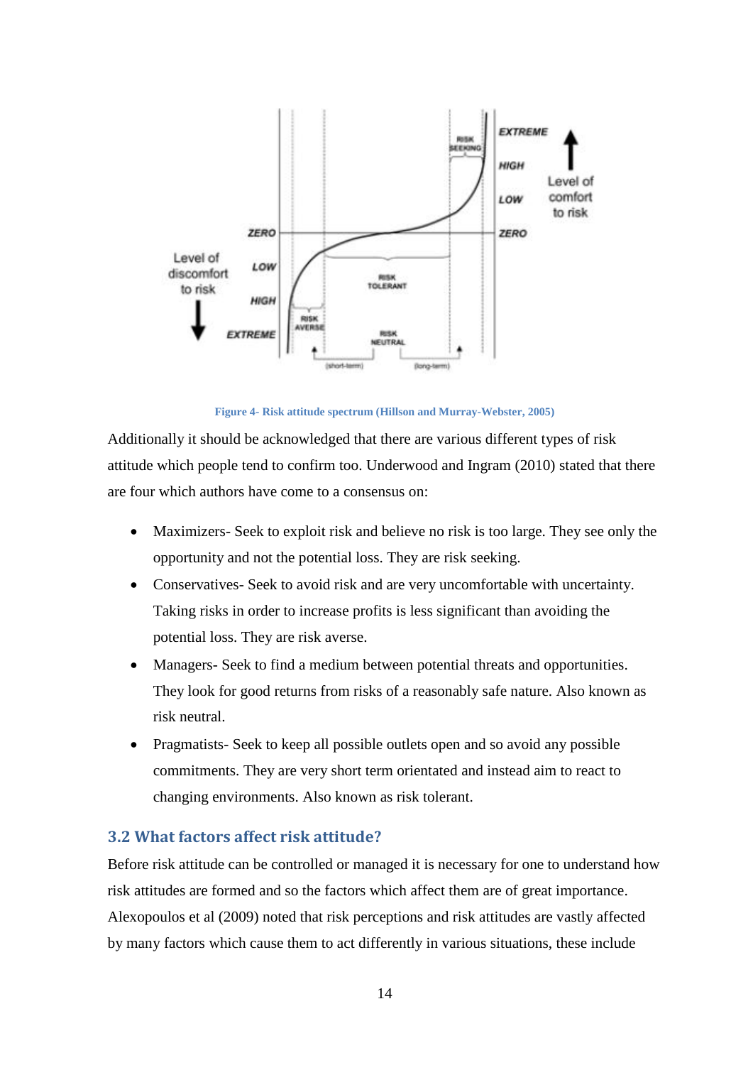Figure 4- Risk attitude spectrum (Hillson and Murray-Webster, 2005)

Additionally it should be acknowledged that there are various different types of risk attitude which people tend to confirm too. Underwood and Ingram (2010) stated that there are four which authors have come to a consensus on:

- Maximizers- Seek to exploit risk and believe no risk is too large. They see only the opportunity and not the potential loss. They are risk seeking.
- Conservatives- Seek to avoid risk and are very uncomfortable with uncertainty. Taking risks in order to increase profits is less significant than avoiding the potential loss. They are risk averse.
- Managers- Seek to find a medium between potential threats and opportunities. They look for good returns from risks of a reasonably safe nature. Also known as risk neutral.
- Pragmatists- Seek to keep all possible outlets open and so avoid any possible commitments. They are very short term orientated and instead aim to react to changing environments. Also known as risk tolerant.

## 3.2 What factors affect risk attitude?

Before risk attitude can be controlled or managed it is necessary for one to understand how risk attitudes are formed and so the factors which affect them are of great importance. Alexopoulos et al (2009) noted that risk perceptions and risk attitudes are vastly affected by many factors which cause them to act differently in various situations, these include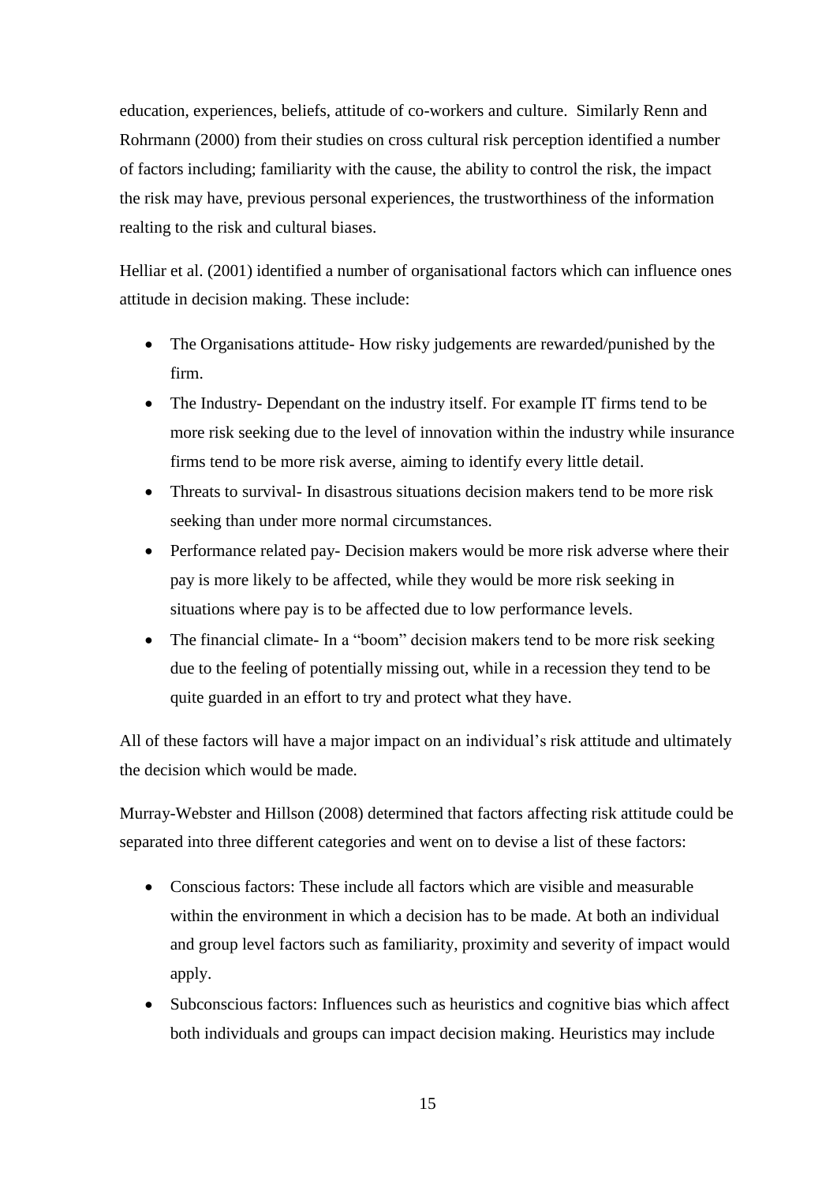education, experiences, beliefs, attitude of co-workers and culture. Similarly Renn and Rohrmann (2000) from their studies on cross cultural risk perception identified a number of factors including; familiarity with the cause, the ability to control the risk, the impact the risk may have, previous personal experiences, the trustworthiness of the information realting to the risk and cultural biases.

Helliar et al. (2001) identified a number of organisational factors which can influence ones attitude in decision making. These include:

- The Organisations attitude- How risky judgements are rewarded/punished by the firm.
- The Industry- Dependant on the industry itself. For example IT firms tend to be more risk seeking due to the level of innovation within the industry while insurance firms tend to be more risk averse, aiming to identify every little detail.
- Threats to survival- In disastrous situations decision makers tend to be more risk seeking than under more normal circumstances.
- Performance related pay- Decision makers would be more risk adverse where their pay is more likely to be affected, while they would be more risk seeking in situations where pay is to be affected due to low performance levels.
- The financial climate- In a "boom" decision makers tend to be more risk seeking due to the feeling of potentially missing out, while in a recession they tend to be quite guarded in an effort to try and protect what they have.

All of these factors will have a major impact on an individual's risk attitude and ultimately the decision which would be made.

Murray-Webster and Hillson (2008) determined that factors affecting risk attitude could be separated into three different categories and went on to devise a list of these factors:

- Conscious factors: These include all factors which are visible and measurable within the environment in which a decision has to be made. At both an individual and group level factors such as familiarity, proximity and severity of impact would apply.
- Subconscious factors: Influences such as heuristics and cognitive bias which affect both individuals and groups can impact decision making. Heuristics may include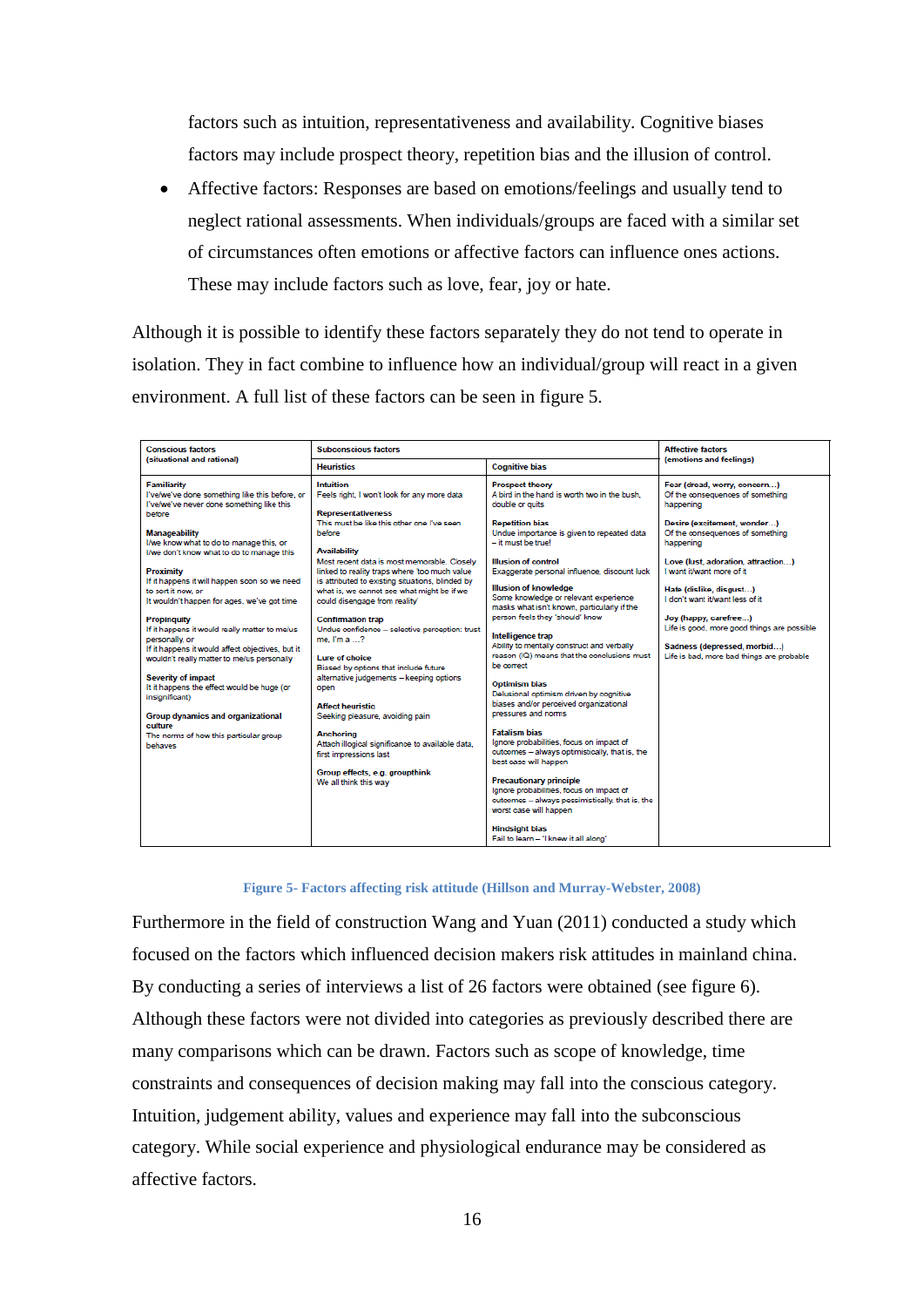factors such as intuition, representativeness and availability. Cognitive biases factors may include prospect theory, repetition bias and the illusion of control.

- Affective factors: Responses are based on emotions/feelings and usually tend to neglect rational assessments. When individuals/groups are faced with a similar set of circumstances often emotions or affective factors can influence ones actions. These may include factors such as love, fear, joy or hate.

Although it is possible to identify these factors separately they do not tend to operate in isolation. They in fact combine to influence how an individual/group will react in a given environment. A full list of these factors can be seen in figure 5.

| **Conscious factors** (situational and rational) | **Subconscious factors** | | **Affective factors** (emotions and feelings) |
|---|---|---|---|
| | **Heuristics** | **Cognitive bias** | |
| **Familiarity** I've/we've done something like this before, or I've/we've never done something like this before<br><br>**Manageability** I/we know what to do to manage this, or I/we don't know what to do to manage this<br><br>**Proximity** If it happens it will happen soon so we need to sort it now, or It wouldn't happen for ages, we've got time<br><br>**Propinquity** If it happens it would really matter to me/us personally, or If it happens it would affect objectives, but it wouldn't really matter to me/us personally<br><br>**Severity of impact** It it happens the effect would be huge (or insignificant)<br><br>**Group dynamics and organizational culture** The norms of how this particular group behaves | **Intuition** Feels right, I won't look for any more data<br><br>**Representativeness** This must be like this other one I've seen before<br><br>**Availability** Most recent data is most memorable. Closely linked to reality traps where 'too much value is attributed to existing situations, blinded by what is, we cannot see what might be if we could disengage from reality'<br><br>**Confirmation trap** Undue confidence – selective perception: trust me, I'm a …?<br><br>**Lure of choice** Biased by options that include future alternative judgements – keeping options open<br><br>**Affect heuristic** Seeking pleasure, avoiding pain<br><br>**Anchoring** Attach illogical significance to available data, first impressions last<br><br>**Group effects, e.g. groupthink** We all think this way | **Prospect theory** A bird in the hand is worth two in the bush, double or quits<br><br>**Repetition bias** Undue importance is given to repeated data – it must be true!<br><br>**Illusion of control** Exaggerate personal influence, discount luck<br><br>**Illusion of knowledge** Some knowledge or relevant experience masks what isn't known, particularly if the person feels they 'should' know<br><br>**Intelligence trap** Ability to mentally construct and verbally reason (IQ) means that the conclusions must be correct<br><br>**Optimism bias** Delusional optimism driven by cognitive biases and/or perceived organizational pressures and norms<br><br>**Fatalism bias** Ignore probabilities, focus on impact of outcomes – always optimistically, that is, the best case will happen<br><br>**Precautionary principle** Ignore probabilities, focus on impact of outcomes – always pessimistically, that is, the worst case will happen<br><br>**Hindsight bias** Fail to learn – 'I knew it all along' | **Fear (dread, worry, concern…)** Of the consequences of something happening<br><br>**Desire (excitement, wonder…)** Of the consequences of something happening<br><br>**Love (lust, adoration, attraction…)** I want it/want more of it<br><br>**Hate (dislike, disgust…)** I don't want it/want less of it<br><br>**Joy (happy, carefree…)** Life is good, more good things are possible<br><br>**Sadness (depressed, morbid…)** Life is bad, more bad things are probable |

Figure 5- Factors affecting risk attitude (Hillson and Murray-Webster, 2008)

Furthermore in the field of construction Wang and Yuan (2011) conducted a study which focused on the factors which influenced decision makers risk attitudes in mainland china. By conducting a series of interviews a list of 26 factors were obtained (see figure 6). Although these factors were not divided into categories as previously described there are many comparisons which can be drawn. Factors such as scope of knowledge, time constraints and consequences of decision making may fall into the conscious category. Intuition, judgement ability, values and experience may fall into the subconscious category. While social experience and physiological endurance may be considered as affective factors.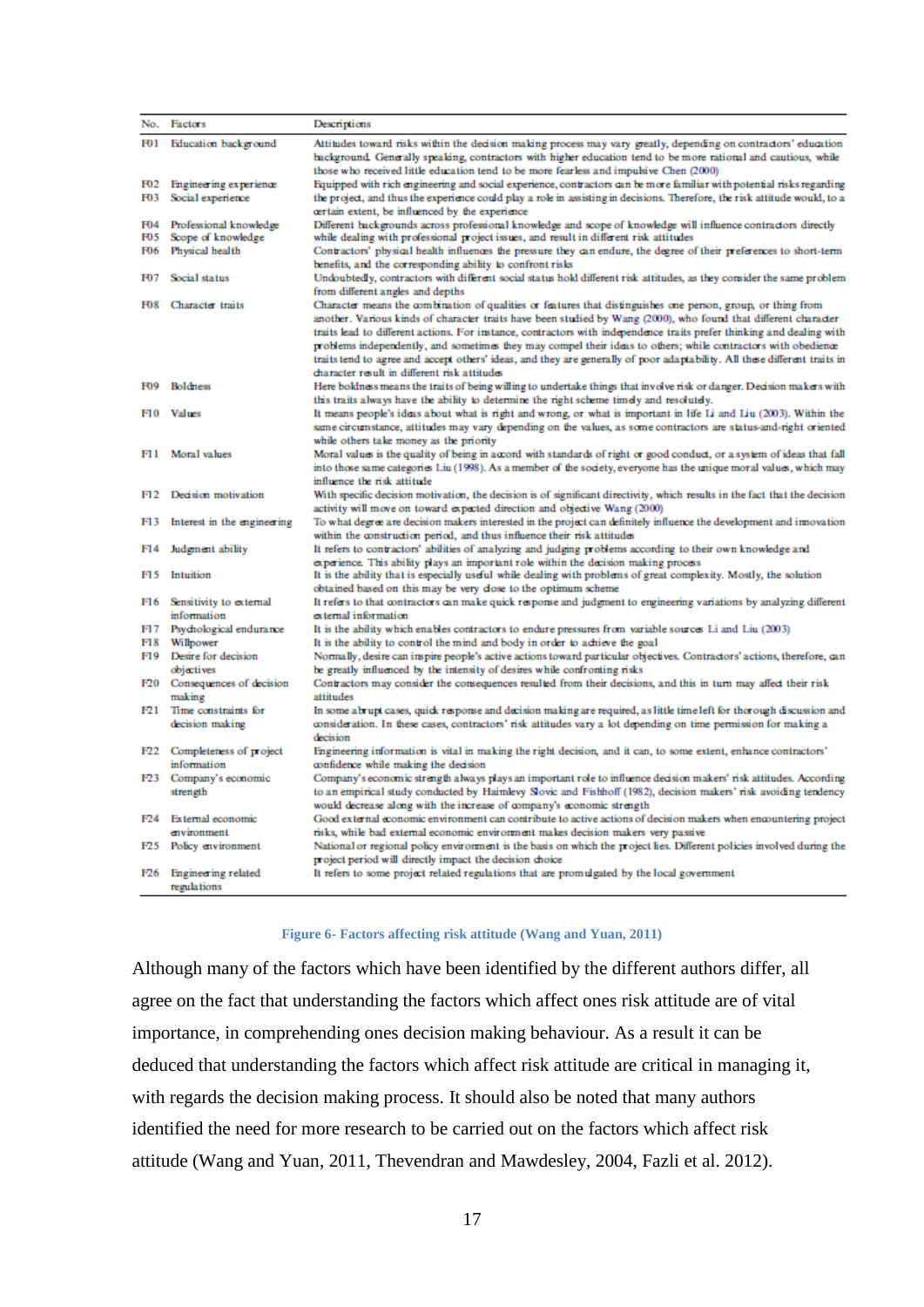| No. | Factors | Descriptions |
|---|---|---|
| F01 | Education background | Attitudes toward risks within the decision making process may vary greatly, depending on contractors' education background. Generally speaking, contractors with higher education tend to be more rational and cautious, while those who received little education tend to be more fearless and impulsive Chen (2000) |
| F02 | Engineering experience | Equipped with rich engineering and social experience, contractors can be more familiar with potential risks regarding the project, and thus the experience could play a role in assisting in decisions. Therefore, the risk attitude would, to a certain extent, be influenced by the experience |
| F03 | Social experience | |
| F04 | Professional knowledge | Different backgrounds across professional knowledge and scope of knowledge will influence contractors directly while dealing with professional project issues, and result in different risk attitudes |
| F05 | Scope of knowledge | |
| F06 | Physical health | Contractors' physical health influences the pressure they can endure, the degree of their preferences to short-term benefits, and the corresponding ability to confront risks |
| F07 | Social status | Undoubtedly, contractors with different social status hold different risk attitudes, as they consider the same problem from different angles and depths |
| F08 | Character traits | Character means the combination of qualities or features that distinguishes one person, group, or thing from another. Various kinds of character traits have been studied by Wang (2000), who found that different character traits lead to different actions. For instance, contractors with independence traits prefer thinking and dealing with problems independently, and sometimes they may compel their ideas to others; while contractors with obedience traits tend to agree and accept others' ideas, and they are generally of poor adaptability. All these different traits in character result in different risk attitudes |
| F09 | Boldness | Here boldness means the traits of being willing to undertake things that involve risk or danger. Decision makers with this traits always have the ability to determine the right scheme timely and resolutely. |
| F10 | Values | It means people's ideas about what is right and wrong, or what is important in life Li and Liu (2003). Within the same circumstance, attitudes may vary depending on the values, as some contractors are status-and-right oriented while others take money as the priority |
| F11 | Moral values | Moral values is the quality of being in accord with standards of right or good conduct, or a system of ideas that fall into those same categories Liu (1998). As a member of the society, everyone has the unique moral values, which may influence the risk attitude |
| F12 | Decision motivation | With specific decision motivation, the decision is of significant directivity, which results in the fact that the decision activity will move on toward expected direction and objective Wang (2000) |
| F13 | Interest in the engineering | To what degree are decision makers interested in the project can definitely influence the development and innovation within the construction period, and thus influence their risk attitudes |
| F14 | Judgment ability | It refers to contractors' abilities of analyzing and judging problems according to their own knowledge and experience. This ability plays an important role within the decision making process |
| F15 | Intuition | It is the ability that is especially useful while dealing with problems of great complexity. Mostly, the solution obtained based on this may be very close to the optimum scheme |
| F16 | Sensitivity to external information | It refers to that contractors can make quick response and judgment to engineering variations by analyzing different external information |
| F17 | Psychological endurance | It is the ability which enables contractors to endure pressures from variable sources Li and Liu (2003) |
| F18 | Willpower | It is the ability to control the mind and body in order to achieve the goal |
| F19 | Desire for decision objectives | Normally, desire can inspire people's active actions toward particular objectives. Contractors' actions, therefore, can be greatly influenced by the intensity of desires while confronting risks |
| F20 | Consequences of decision making | Contractors may consider the consequences resulted from their decisions, and this in turn may affect their risk attitudes |
| F21 | Time constraints for decision making | In some abrupt cases, quick response and decision making are required, as little time left for thorough discussion and consideration. In these cases, contractors' risk attitudes vary a lot depending on time permission for making a decision |
| F22 | Completeness of project information | Engineering information is vital in making the right decision, and it can, to some extent, enhance contractors' confidence while making the decision |
| F23 | Company's economic strength | Company's economic strength always plays an important role to influence decision makers' risk attitudes. According to an empirical study conducted by Haimlevy Slovic and Fishhoff (1982), decision makers' risk avoiding tendency would decrease along with the increase of company's economic strength |
| F24 | External economic environment | Good external economic environment can contribute to active actions of decision makers when encountering project risks, while bad external economic environment makes decision makers very passive |
| F25 | Policy environment | National or regional policy environment is the basis on which the project lies. Different policies involved during the project period will directly impact the decision choice |
| F26 | Engineering related regulations | It refers to some project related regulations that are promulgated by the local government |

**Figure 6- Factors affecting risk attitude (Wang and Yuan, 2011)**

Although many of the factors which have been identified by the different authors differ, all agree on the fact that understanding the factors which affect ones risk attitude are of vital importance, in comprehending ones decision making behaviour. As a result it can be deduced that understanding the factors which affect risk attitude are critical in managing it, with regards the decision making process. It should also be noted that many authors identified the need for more research to be carried out on the factors which affect risk attitude (Wang and Yuan, 2011, Thevendran and Mawdesley, 2004, Fazli et al. 2012).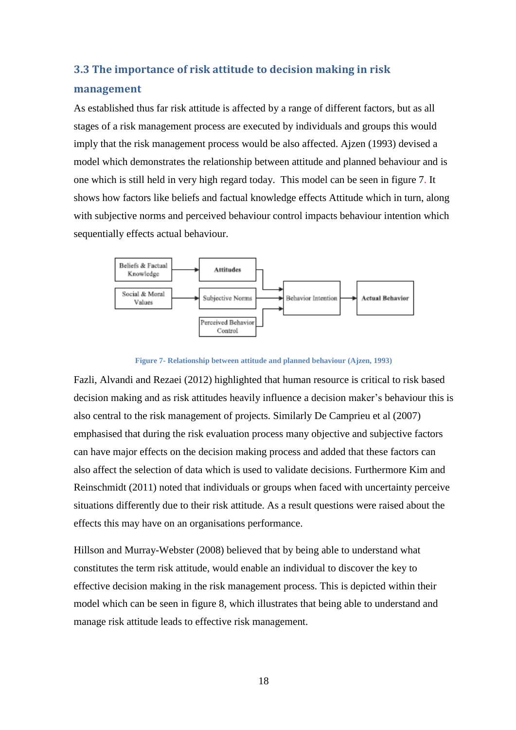### 3.3 The importance of risk attitude to decision making in risk management

As established thus far risk attitude is affected by a range of different factors, but as all stages of a risk management process are executed by individuals and groups this would imply that the risk management process would be also affected. Ajzen (1993) devised a model which demonstrates the relationship between attitude and planned behaviour and is one which is still held in very high regard today. This model can be seen in figure 7. It shows how factors like beliefs and factual knowledge effects Attitude which in turn, along with subjective norms and perceived behaviour control impacts behaviour intention which sequentially effects actual behaviour.

```
Beliefs & Factual Knowledge  --> Attitudes ---------------+
                                                          |
Social & Moral Values        --> Subjective Norms --------+--> Behavior Intention --> Actual Behavior
                                                          |
                                 Perceived Behavior ------+
                                 Control
```

**Figure 7- Relationship between attitude and planned behaviour (Ajzen, 1993)**

Fazli, Alvandi and Rezaei (2012) highlighted that human resource is critical to risk based decision making and as risk attitudes heavily influence a decision maker's behaviour this is also central to the risk management of projects. Similarly De Camprieu et al (2007) emphasised that during the risk evaluation process many objective and subjective factors can have major effects on the decision making process and added that these factors can also affect the selection of data which is used to validate decisions. Furthermore Kim and Reinschmidt (2011) noted that individuals or groups when faced with uncertainty perceive situations differently due to their risk attitude. As a result questions were raised about the effects this may have on an organisations performance.

Hillson and Murray-Webster (2008) believed that by being able to understand what constitutes the term risk attitude, would enable an individual to discover the key to effective decision making in the risk management process. This is depicted within their model which can be seen in figure 8, which illustrates that being able to understand and manage risk attitude leads to effective risk management.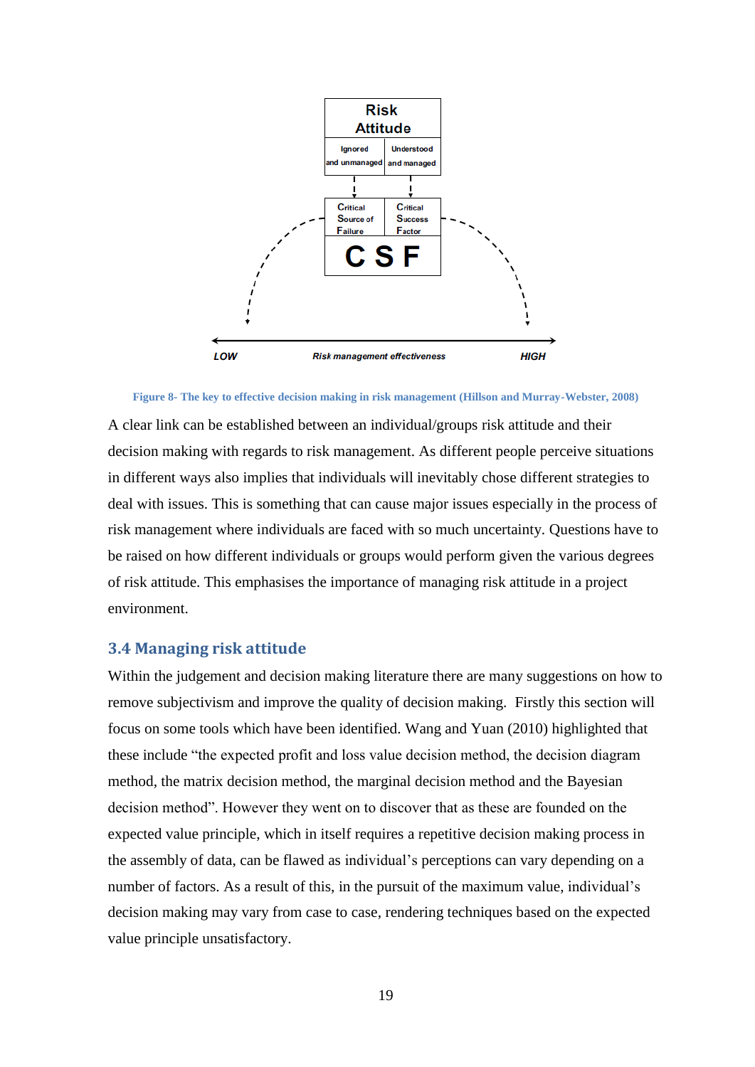Figure 8- The key to effective decision making in risk management (Hillson and Murray-Webster, 2008)

A clear link can be established between an individual/groups risk attitude and their decision making with regards to risk management. As different people perceive situations in different ways also implies that individuals will inevitably chose different strategies to deal with issues. This is something that can cause major issues especially in the process of risk management where individuals are faced with so much uncertainty. Questions have to be raised on how different individuals or groups would perform given the various degrees of risk attitude. This emphasises the importance of managing risk attitude in a project environment.

## 3.4 Managing risk attitude

Within the judgement and decision making literature there are many suggestions on how to remove subjectivism and improve the quality of decision making. Firstly this section will focus on some tools which have been identified. Wang and Yuan (2010) highlighted that these include "the expected profit and loss value decision method, the decision diagram method, the matrix decision method, the marginal decision method and the Bayesian decision method". However they went on to discover that as these are founded on the expected value principle, which in itself requires a repetitive decision making process in the assembly of data, can be flawed as individual's perceptions can vary depending on a number of factors. As a result of this, in the pursuit of the maximum value, individual's decision making may vary from case to case, rendering techniques based on the expected value principle unsatisfactory.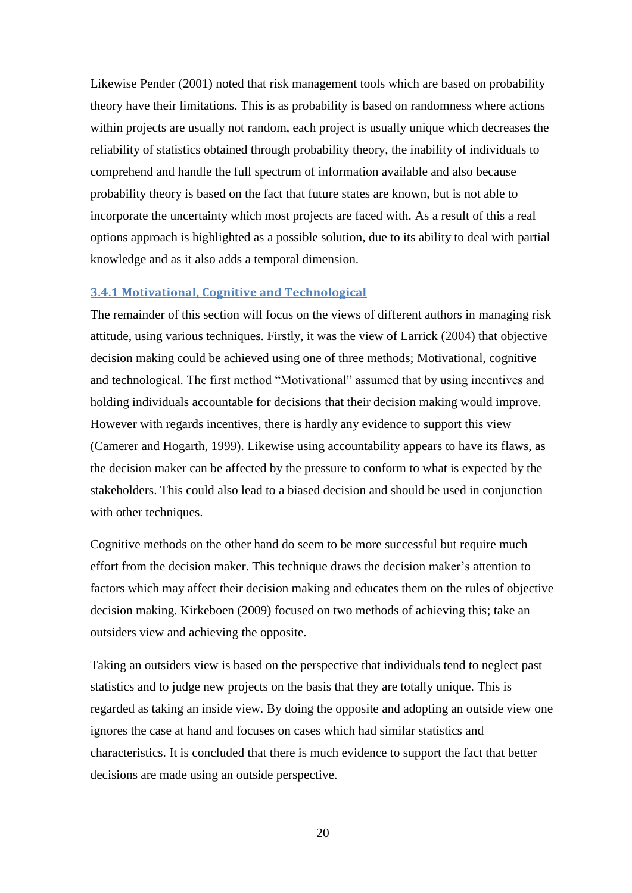Likewise Pender (2001) noted that risk management tools which are based on probability theory have their limitations. This is as probability is based on randomness where actions within projects are usually not random, each project is usually unique which decreases the reliability of statistics obtained through probability theory, the inability of individuals to comprehend and handle the full spectrum of information available and also because probability theory is based on the fact that future states are known, but is not able to incorporate the uncertainty which most projects are faced with. As a result of this a real options approach is highlighted as a possible solution, due to its ability to deal with partial knowledge and as it also adds a temporal dimension.

### 3.4.1 Motivational, Cognitive and Technological

The remainder of this section will focus on the views of different authors in managing risk attitude, using various techniques. Firstly, it was the view of Larrick (2004) that objective decision making could be achieved using one of three methods; Motivational, cognitive and technological. The first method "Motivational" assumed that by using incentives and holding individuals accountable for decisions that their decision making would improve. However with regards incentives, there is hardly any evidence to support this view (Camerer and Hogarth, 1999). Likewise using accountability appears to have its flaws, as the decision maker can be affected by the pressure to conform to what is expected by the stakeholders. This could also lead to a biased decision and should be used in conjunction with other techniques.

Cognitive methods on the other hand do seem to be more successful but require much effort from the decision maker. This technique draws the decision maker's attention to factors which may affect their decision making and educates them on the rules of objective decision making. Kirkeboen (2009) focused on two methods of achieving this; take an outsiders view and achieving the opposite.

Taking an outsiders view is based on the perspective that individuals tend to neglect past statistics and to judge new projects on the basis that they are totally unique. This is regarded as taking an inside view. By doing the opposite and adopting an outside view one ignores the case at hand and focuses on cases which had similar statistics and characteristics. It is concluded that there is much evidence to support the fact that better decisions are made using an outside perspective.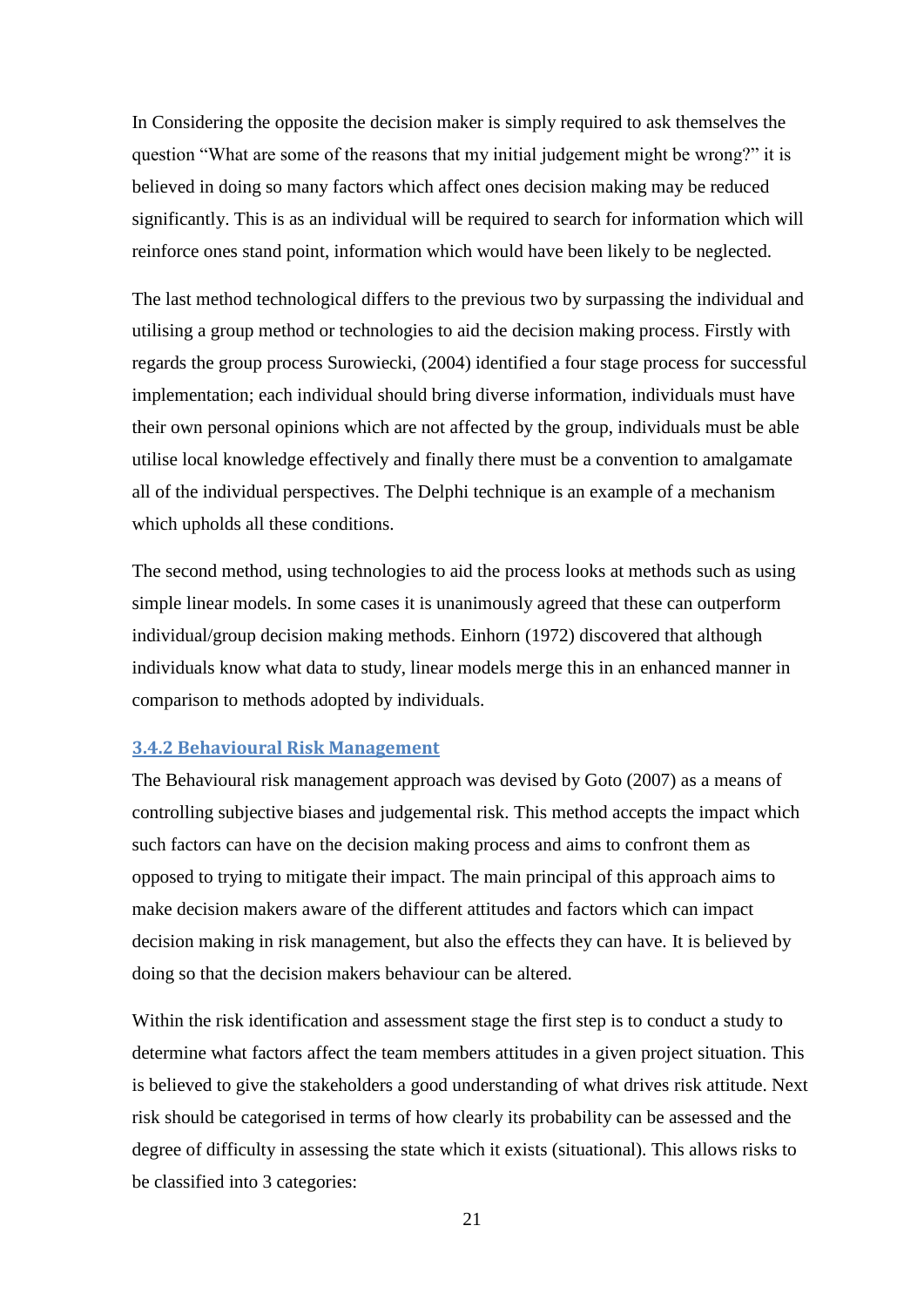In Considering the opposite the decision maker is simply required to ask themselves the question "What are some of the reasons that my initial judgement might be wrong?" it is believed in doing so many factors which affect ones decision making may be reduced significantly. This is as an individual will be required to search for information which will reinforce ones stand point, information which would have been likely to be neglected.

The last method technological differs to the previous two by surpassing the individual and utilising a group method or technologies to aid the decision making process. Firstly with regards the group process Surowiecki, (2004) identified a four stage process for successful implementation; each individual should bring diverse information, individuals must have their own personal opinions which are not affected by the group, individuals must be able utilise local knowledge effectively and finally there must be a convention to amalgamate all of the individual perspectives. The Delphi technique is an example of a mechanism which upholds all these conditions.

The second method, using technologies to aid the process looks at methods such as using simple linear models. In some cases it is unanimously agreed that these can outperform individual/group decision making methods. Einhorn (1972) discovered that although individuals know what data to study, linear models merge this in an enhanced manner in comparison to methods adopted by individuals.

### 3.4.2 Behavioural Risk Management

The Behavioural risk management approach was devised by Goto (2007) as a means of controlling subjective biases and judgemental risk. This method accepts the impact which such factors can have on the decision making process and aims to confront them as opposed to trying to mitigate their impact. The main principal of this approach aims to make decision makers aware of the different attitudes and factors which can impact decision making in risk management, but also the effects they can have. It is believed by doing so that the decision makers behaviour can be altered.

Within the risk identification and assessment stage the first step is to conduct a study to determine what factors affect the team members attitudes in a given project situation. This is believed to give the stakeholders a good understanding of what drives risk attitude. Next risk should be categorised in terms of how clearly its probability can be assessed and the degree of difficulty in assessing the state which it exists (situational). This allows risks to be classified into 3 categories: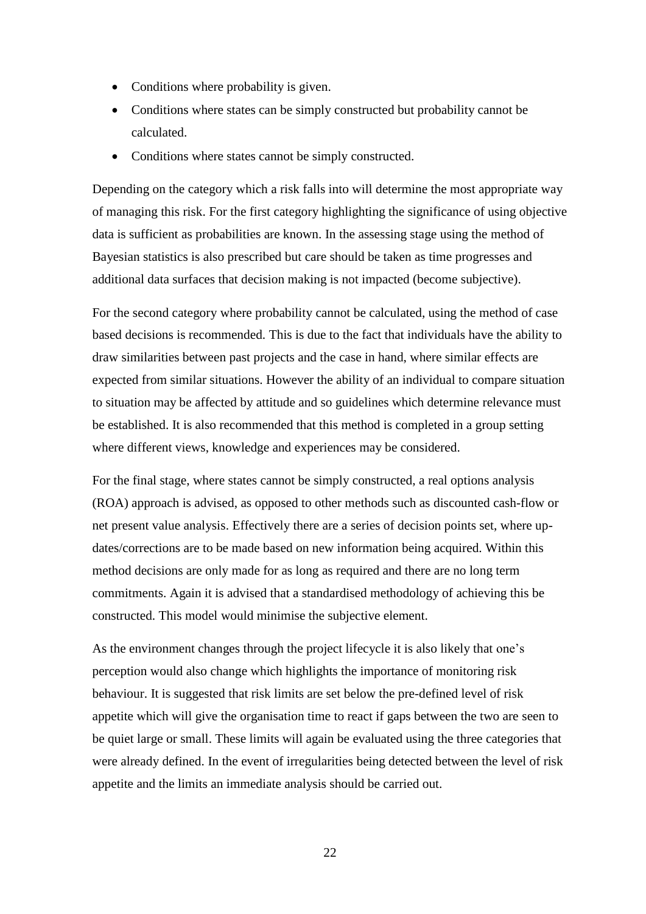- Conditions where probability is given.
- Conditions where states can be simply constructed but probability cannot be calculated.
- Conditions where states cannot be simply constructed.

Depending on the category which a risk falls into will determine the most appropriate way of managing this risk. For the first category highlighting the significance of using objective data is sufficient as probabilities are known. In the assessing stage using the method of Bayesian statistics is also prescribed but care should be taken as time progresses and additional data surfaces that decision making is not impacted (become subjective).

For the second category where probability cannot be calculated, using the method of case based decisions is recommended. This is due to the fact that individuals have the ability to draw similarities between past projects and the case in hand, where similar effects are expected from similar situations. However the ability of an individual to compare situation to situation may be affected by attitude and so guidelines which determine relevance must be established. It is also recommended that this method is completed in a group setting where different views, knowledge and experiences may be considered.

For the final stage, where states cannot be simply constructed, a real options analysis (ROA) approach is advised, as opposed to other methods such as discounted cash-flow or net present value analysis. Effectively there are a series of decision points set, where up-dates/corrections are to be made based on new information being acquired. Within this method decisions are only made for as long as required and there are no long term commitments. Again it is advised that a standardised methodology of achieving this be constructed. This model would minimise the subjective element.

As the environment changes through the project lifecycle it is also likely that one's perception would also change which highlights the importance of monitoring risk behaviour. It is suggested that risk limits are set below the pre-defined level of risk appetite which will give the organisation time to react if gaps between the two are seen to be quiet large or small. These limits will again be evaluated using the three categories that were already defined. In the event of irregularities being detected between the level of risk appetite and the limits an immediate analysis should be carried out.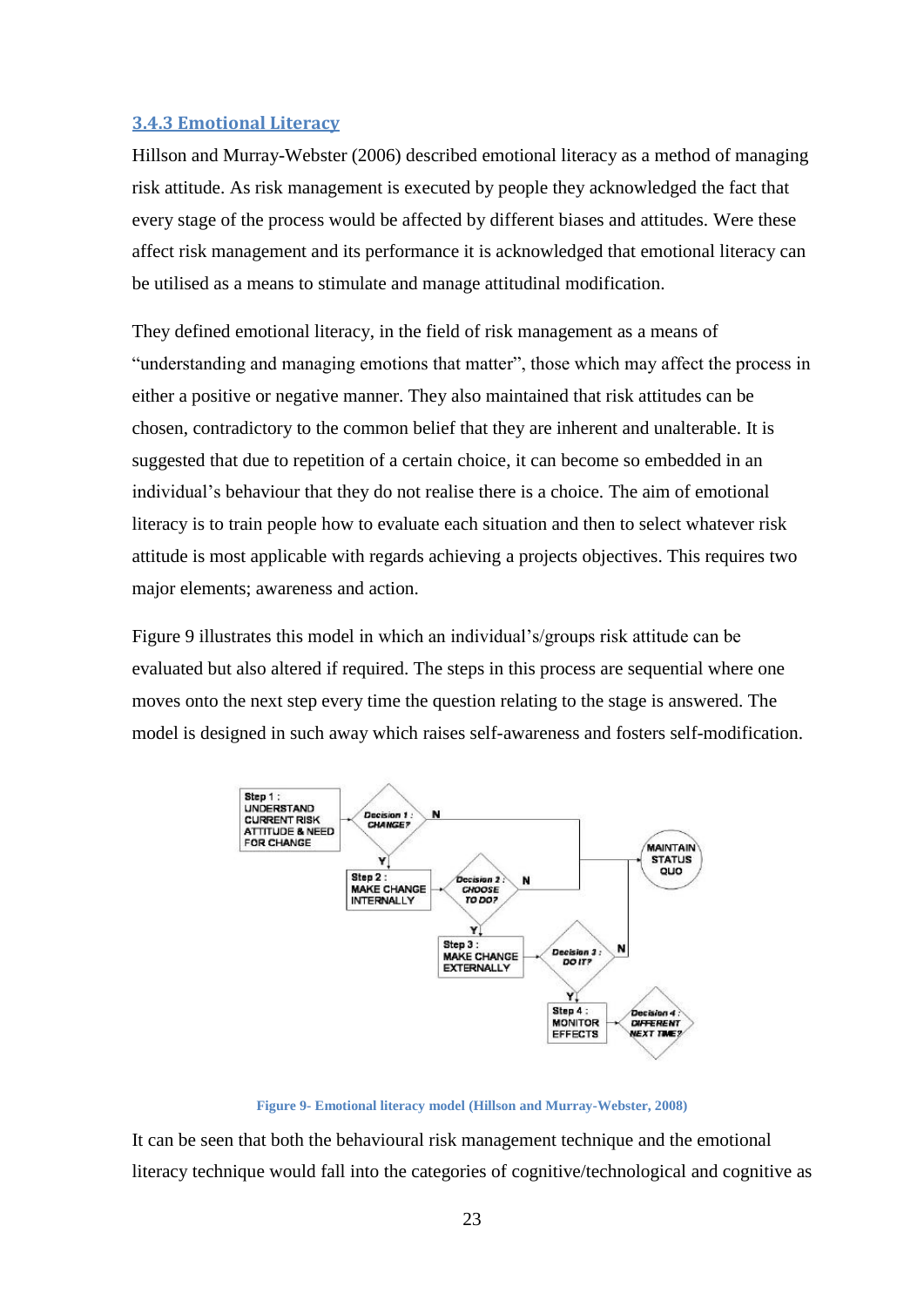### 3.4.3 Emotional Literacy

Hillson and Murray-Webster (2006) described emotional literacy as a method of managing risk attitude. As risk management is executed by people they acknowledged the fact that every stage of the process would be affected by different biases and attitudes. Were these affect risk management and its performance it is acknowledged that emotional literacy can be utilised as a means to stimulate and manage attitudinal modification.

They defined emotional literacy, in the field of risk management as a means of "understanding and managing emotions that matter", those which may affect the process in either a positive or negative manner. They also maintained that risk attitudes can be chosen, contradictory to the common belief that they are inherent and unalterable. It is suggested that due to repetition of a certain choice, it can become so embedded in an individual's behaviour that they do not realise there is a choice. The aim of emotional literacy is to train people how to evaluate each situation and then to select whatever risk attitude is most applicable with regards achieving a projects objectives. This requires two major elements; awareness and action.

Figure 9 illustrates this model in which an individual's/groups risk attitude can be evaluated but also altered if required. The steps in this process are sequential where one moves onto the next step every time the question relating to the stage is answered. The model is designed in such away which raises self-awareness and fosters self-modification.

Figure 9- Emotional literacy model (Hillson and Murray-Webster, 2008)

It can be seen that both the behavioural risk management technique and the emotional literacy technique would fall into the categories of cognitive/technological and cognitive as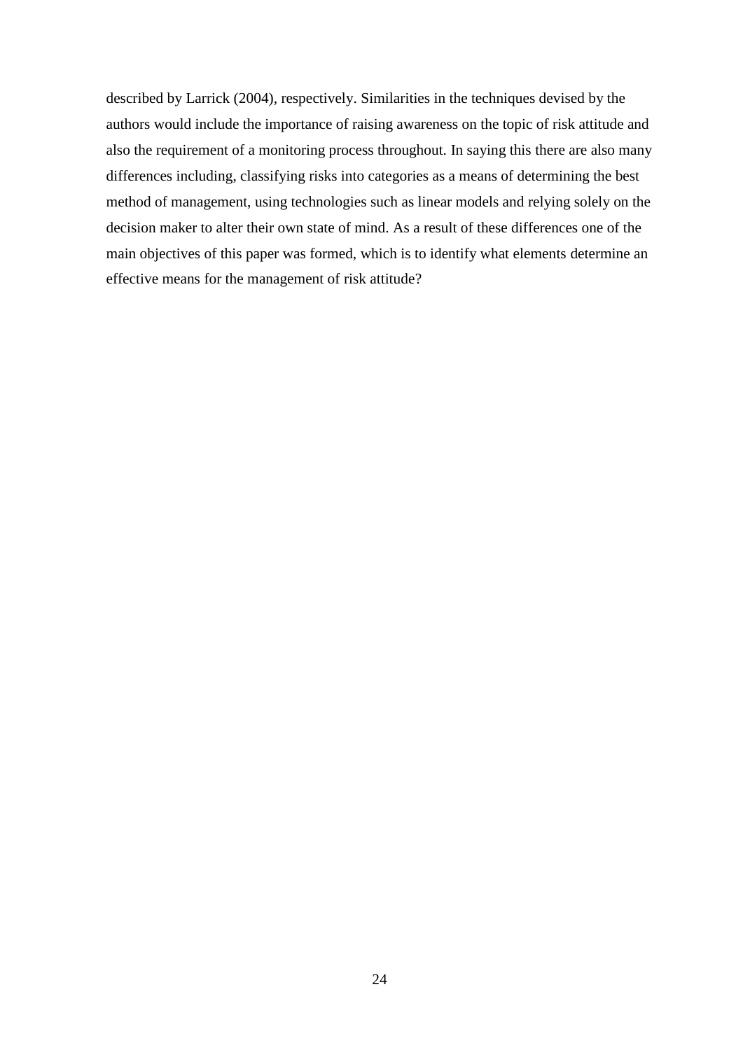described by Larrick (2004), respectively. Similarities in the techniques devised by the authors would include the importance of raising awareness on the topic of risk attitude and also the requirement of a monitoring process throughout. In saying this there are also many differences including, classifying risks into categories as a means of determining the best method of management, using technologies such as linear models and relying solely on the decision maker to alter their own state of mind. As a result of these differences one of the main objectives of this paper was formed, which is to identify what elements determine an effective means for the management of risk attitude?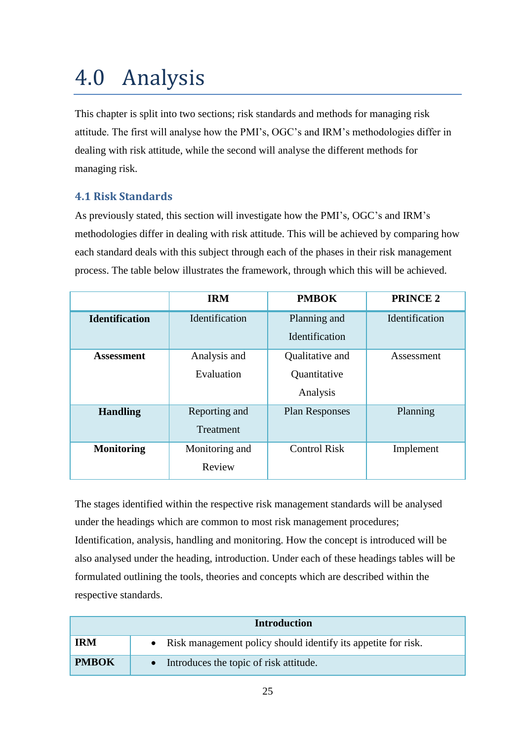# 4.0 Analysis

This chapter is split into two sections; risk standards and methods for managing risk attitude. The first will analyse how the PMI's, OGC's and IRM's methodologies differ in dealing with risk attitude, while the second will analyse the different methods for managing risk.

## 4.1 Risk Standards

As previously stated, this section will investigate how the PMI's, OGC's and IRM's methodologies differ in dealing with risk attitude. This will be achieved by comparing how each standard deals with this subject through each of the phases in their risk management process. The table below illustrates the framework, through which this will be achieved.

| | IRM | PMBOK | PRINCE 2 |
|---|---|---|---|
| **Identification** | Identification | Planning and Identification | Identification |
| **Assessment** | Analysis and Evaluation | Qualitative and Quantitative Analysis | Assessment |
| **Handling** | Reporting and Treatment | Plan Responses | Planning |
| **Monitoring** | Monitoring and Review | Control Risk | Implement |

The stages identified within the respective risk management standards will be analysed under the headings which are common to most risk management procedures; Identification, analysis, handling and monitoring. How the concept is introduced will be also analysed under the heading, introduction. Under each of these headings tables will be formulated outlining the tools, theories and concepts which are described within the respective standards.

| Introduction | |
|---|---|
| **IRM** | • Risk management policy should identify its appetite for risk. |
| **PMBOK** | • Introduces the topic of risk attitude. |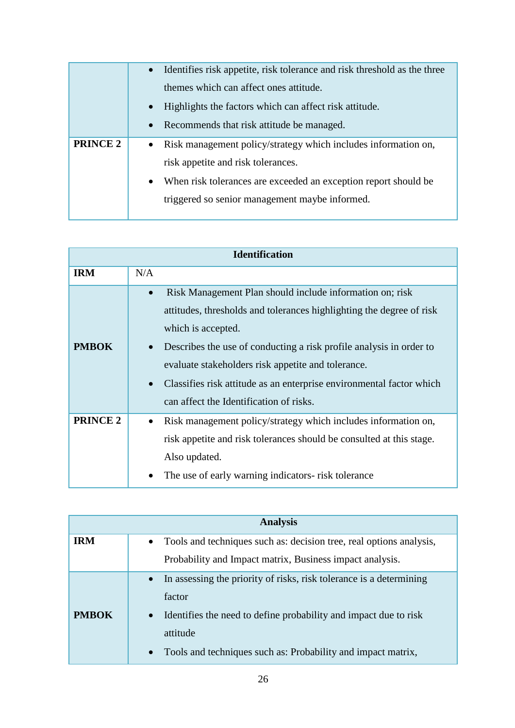| | |
|---|---|
| | • Identifies risk appetite, risk tolerance and risk threshold as the three themes which can affect ones attitude.<br>• Highlights the factors which can affect risk attitude.<br>• Recommends that risk attitude be managed. |
| **PRINCE 2** | • Risk management policy/strategy which includes information on, risk appetite and risk tolerances.<br>• When risk tolerances are exceeded an exception report should be triggered so senior management maybe informed. |

| **Identification** | |
|---|---|
| **IRM** | N/A |
| **PMBOK** | • Risk Management Plan should include information on; risk attitudes, thresholds and tolerances highlighting the degree of risk which is accepted.<br>• Describes the use of conducting a risk profile analysis in order to evaluate stakeholders risk appetite and tolerance.<br>• Classifies risk attitude as an enterprise environmental factor which can affect the Identification of risks. |
| **PRINCE 2** | • Risk management policy/strategy which includes information on, risk appetite and risk tolerances should be consulted at this stage. Also updated.<br>• The use of early warning indicators- risk tolerance |

| **Analysis** | |
|---|---|
| **IRM** | • Tools and techniques such as: decision tree, real options analysis, Probability and Impact matrix, Business impact analysis. |
| **PMBOK** | • In assessing the priority of risks, risk tolerance is a determining factor<br>• Identifies the need to define probability and impact due to risk attitude<br>• Tools and techniques such as: Probability and impact matrix, |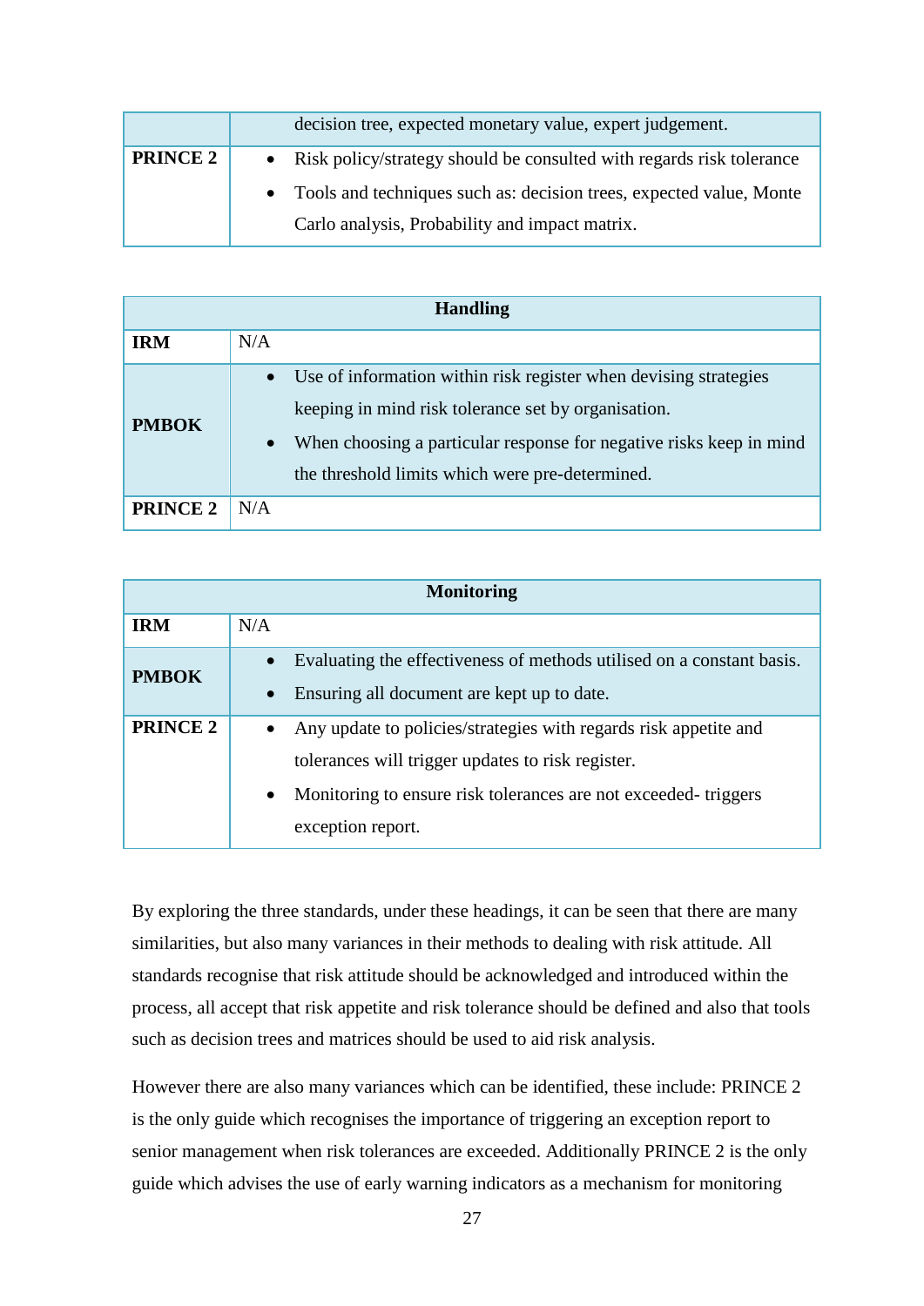| | |
|---|---|
| | decision tree, expected monetary value, expert judgement. |
| **PRINCE 2** | • Risk policy/strategy should be consulted with regards risk tolerance<br>• Tools and techniques such as: decision trees, expected value, Monte Carlo analysis, Probability and impact matrix. |

| **Handling** | |
|---|---|
| **IRM** | N/A |
| **PMBOK** | • Use of information within risk register when devising strategies keeping in mind risk tolerance set by organisation.<br>• When choosing a particular response for negative risks keep in mind the threshold limits which were pre-determined. |
| **PRINCE 2** | N/A |

| **Monitoring** | |
|---|---|
| **IRM** | N/A |
| **PMBOK** | • Evaluating the effectiveness of methods utilised on a constant basis.<br>• Ensuring all document are kept up to date. |
| **PRINCE 2** | • Any update to policies/strategies with regards risk appetite and tolerances will trigger updates to risk register.<br>• Monitoring to ensure risk tolerances are not exceeded- triggers exception report. |

By exploring the three standards, under these headings, it can be seen that there are many similarities, but also many variances in their methods to dealing with risk attitude. All standards recognise that risk attitude should be acknowledged and introduced within the process, all accept that risk appetite and risk tolerance should be defined and also that tools such as decision trees and matrices should be used to aid risk analysis.

However there are also many variances which can be identified, these include: PRINCE 2 is the only guide which recognises the importance of triggering an exception report to senior management when risk tolerances are exceeded. Additionally PRINCE 2 is the only guide which advises the use of early warning indicators as a mechanism for monitoring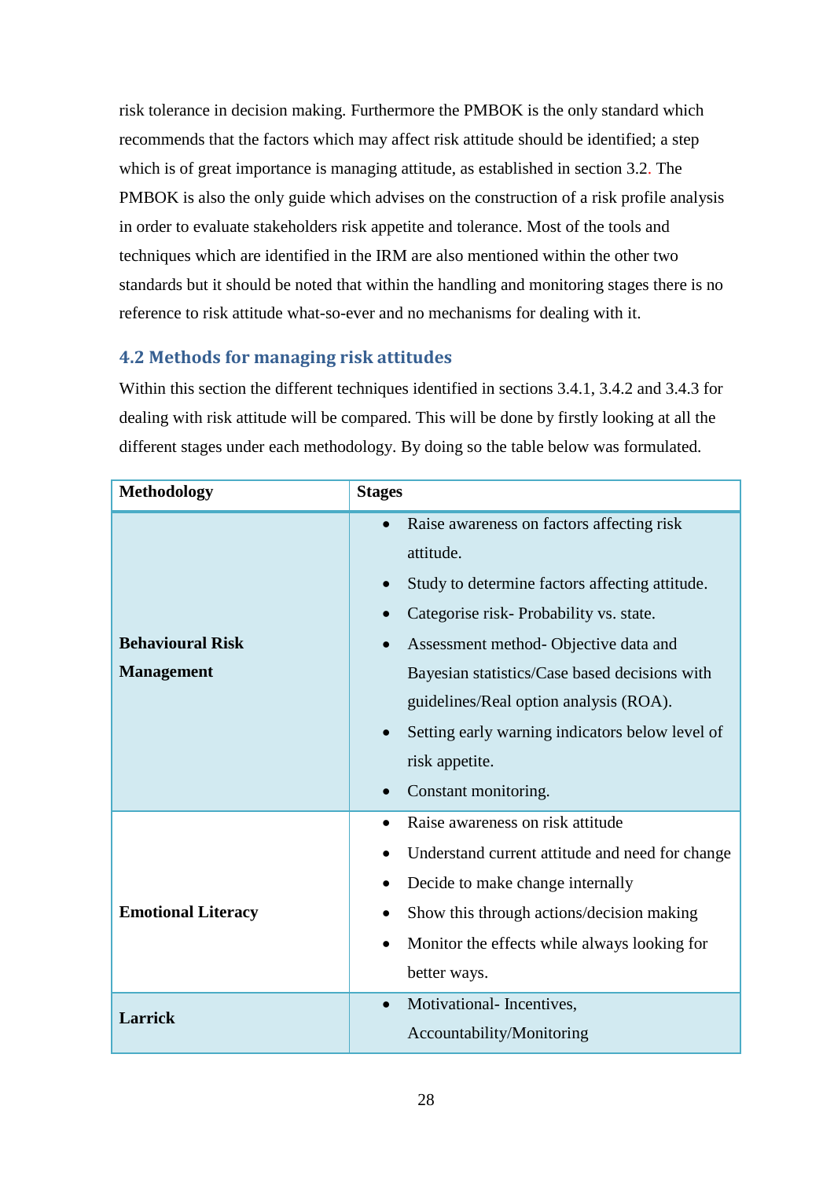risk tolerance in decision making. Furthermore the PMBOK is the only standard which recommends that the factors which may affect risk attitude should be identified; a step which is of great importance is managing attitude, as established in section 3.2. The PMBOK is also the only guide which advises on the construction of a risk profile analysis in order to evaluate stakeholders risk appetite and tolerance. Most of the tools and techniques which are identified in the IRM are also mentioned within the other two standards but it should be noted that within the handling and monitoring stages there is no reference to risk attitude what-so-ever and no mechanisms for dealing with it.

## 4.2 Methods for managing risk attitudes

Within this section the different techniques identified in sections 3.4.1, 3.4.2 and 3.4.3 for dealing with risk attitude will be compared. This will be done by firstly looking at all the different stages under each methodology. By doing so the table below was formulated.

| Methodology | Stages |
|---|---|
| **Behavioural Risk Management** | • Raise awareness on factors affecting risk attitude.<br>• Study to determine factors affecting attitude.<br>• Categorise risk- Probability vs. state.<br>• Assessment method- Objective data and Bayesian statistics/Case based decisions with guidelines/Real option analysis (ROA).<br>• Setting early warning indicators below level of risk appetite.<br>• Constant monitoring. |
| **Emotional Literacy** | • Raise awareness on risk attitude<br>• Understand current attitude and need for change<br>• Decide to make change internally<br>• Show this through actions/decision making<br>• Monitor the effects while always looking for better ways. |
| **Larrick** | • Motivational- Incentives, Accountability/Monitoring |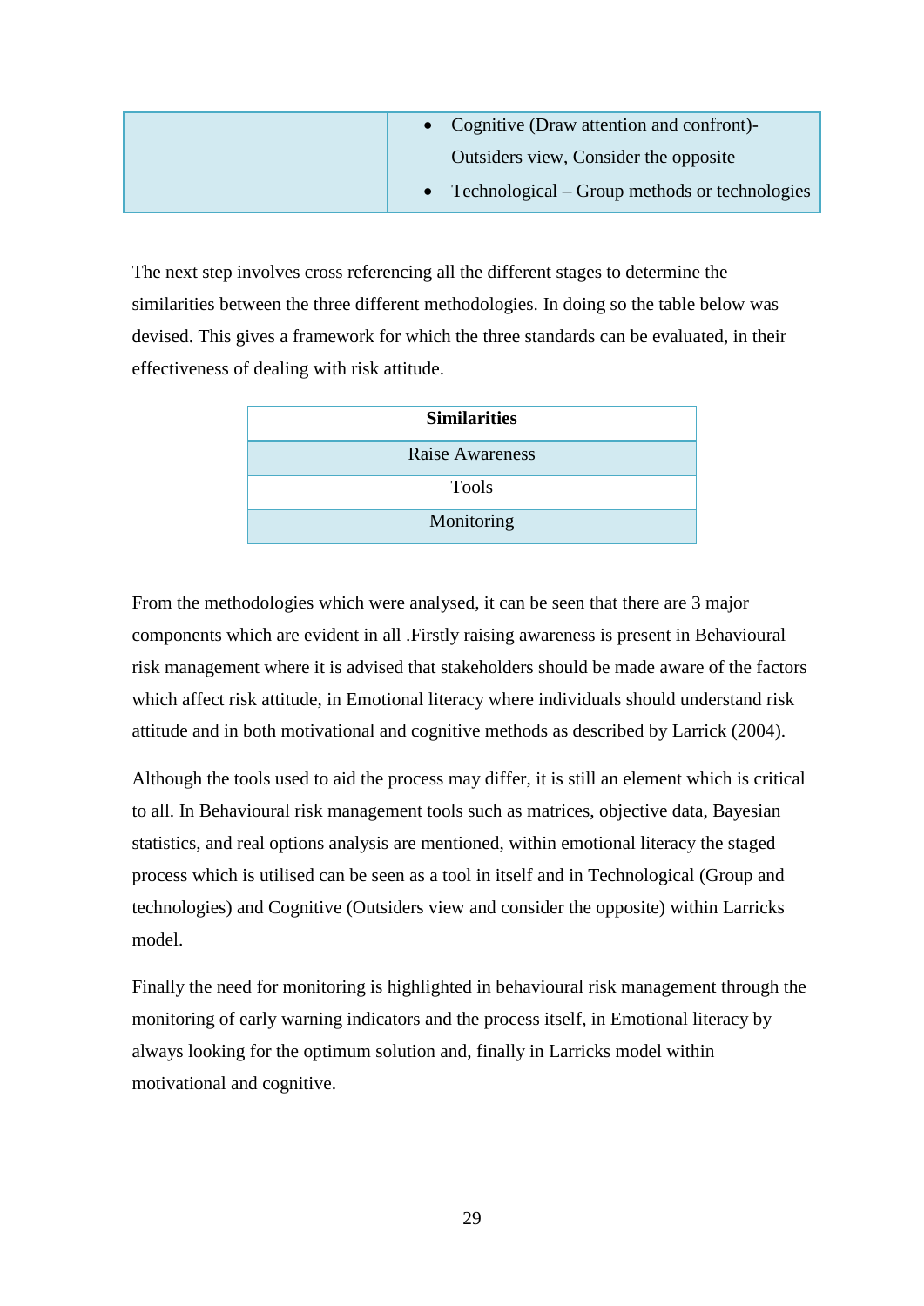| | • Cognitive (Draw attention and confront)- Outsiders view, Consider the opposite<br>• Technological – Group methods or technologies |
|---|---|

The next step involves cross referencing all the different stages to determine the similarities between the three different methodologies. In doing so the table below was devised. This gives a framework for which the three standards can be evaluated, in their effectiveness of dealing with risk attitude.

| **Similarities** |
|---|
| Raise Awareness |
| Tools |
| Monitoring |

From the methodologies which were analysed, it can be seen that there are 3 major components which are evident in all .Firstly raising awareness is present in Behavioural risk management where it is advised that stakeholders should be made aware of the factors which affect risk attitude, in Emotional literacy where individuals should understand risk attitude and in both motivational and cognitive methods as described by Larrick (2004).

Although the tools used to aid the process may differ, it is still an element which is critical to all. In Behavioural risk management tools such as matrices, objective data, Bayesian statistics, and real options analysis are mentioned, within emotional literacy the staged process which is utilised can be seen as a tool in itself and in Technological (Group and technologies) and Cognitive (Outsiders view and consider the opposite) within Larricks model.

Finally the need for monitoring is highlighted in behavioural risk management through the monitoring of early warning indicators and the process itself, in Emotional literacy by always looking for the optimum solution and, finally in Larricks model within motivational and cognitive.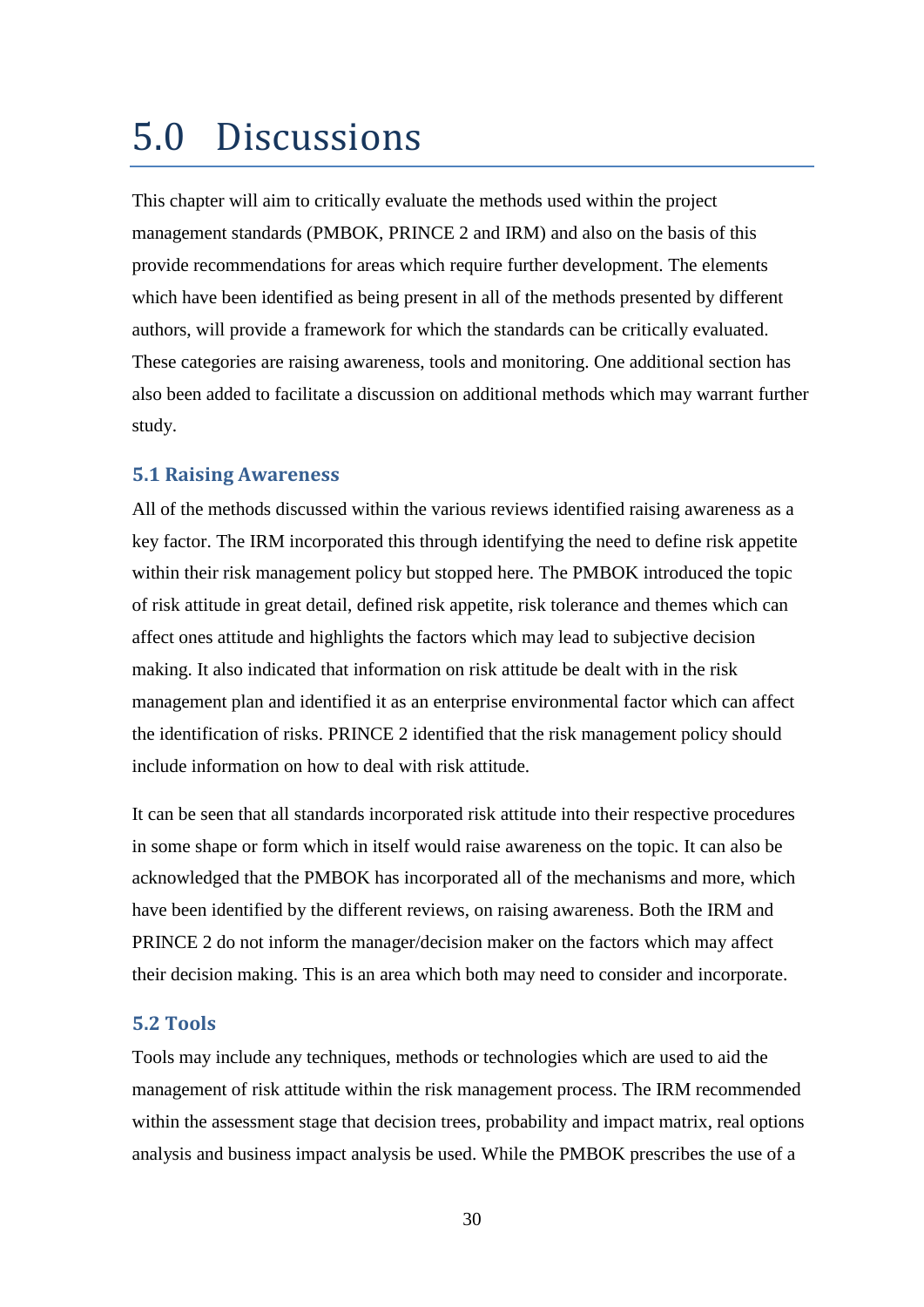# 5.0 Discussions

This chapter will aim to critically evaluate the methods used within the project management standards (PMBOK, PRINCE 2 and IRM) and also on the basis of this provide recommendations for areas which require further development. The elements which have been identified as being present in all of the methods presented by different authors, will provide a framework for which the standards can be critically evaluated. These categories are raising awareness, tools and monitoring. One additional section has also been added to facilitate a discussion on additional methods which may warrant further study.

### 5.1 Raising Awareness

All of the methods discussed within the various reviews identified raising awareness as a key factor. The IRM incorporated this through identifying the need to define risk appetite within their risk management policy but stopped here. The PMBOK introduced the topic of risk attitude in great detail, defined risk appetite, risk tolerance and themes which can affect ones attitude and highlights the factors which may lead to subjective decision making. It also indicated that information on risk attitude be dealt with in the risk management plan and identified it as an enterprise environmental factor which can affect the identification of risks. PRINCE 2 identified that the risk management policy should include information on how to deal with risk attitude.

It can be seen that all standards incorporated risk attitude into their respective procedures in some shape or form which in itself would raise awareness on the topic. It can also be acknowledged that the PMBOK has incorporated all of the mechanisms and more, which have been identified by the different reviews, on raising awareness. Both the IRM and PRINCE 2 do not inform the manager/decision maker on the factors which may affect their decision making. This is an area which both may need to consider and incorporate.

### 5.2 Tools

Tools may include any techniques, methods or technologies which are used to aid the management of risk attitude within the risk management process. The IRM recommended within the assessment stage that decision trees, probability and impact matrix, real options analysis and business impact analysis be used. While the PMBOK prescribes the use of a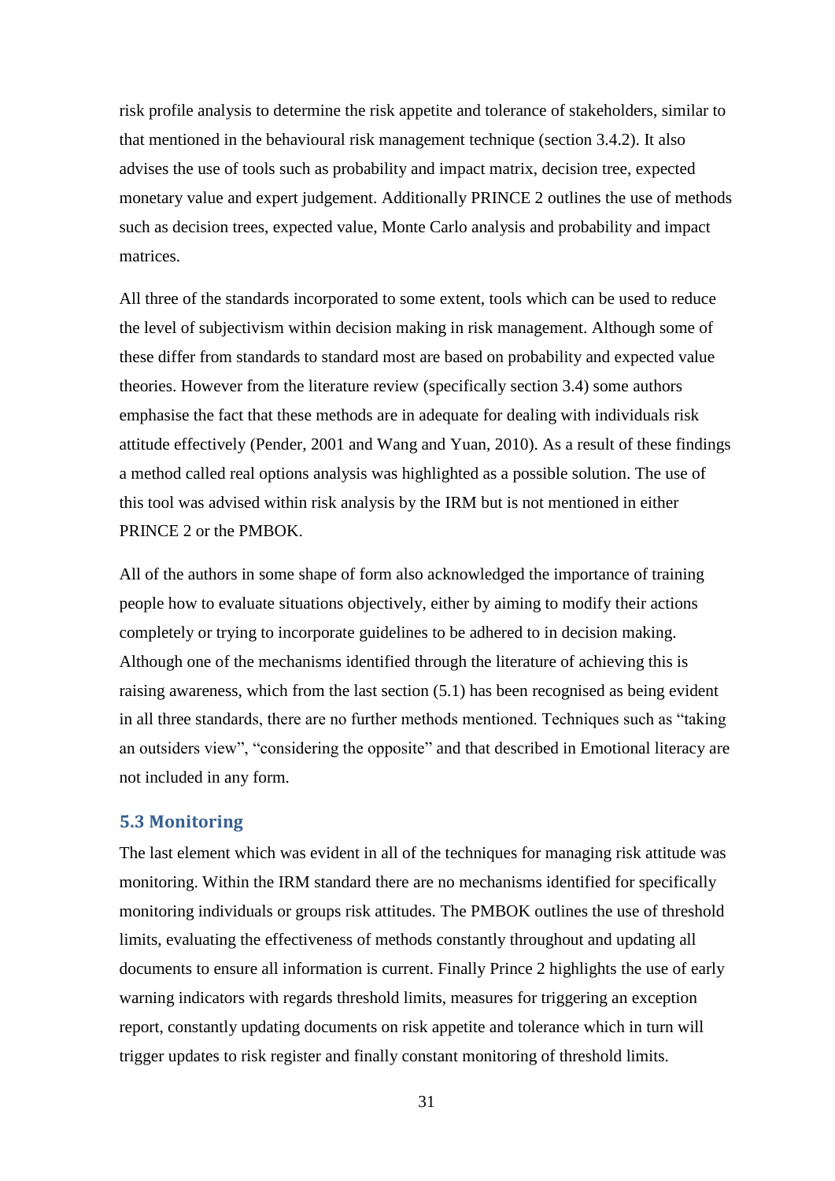risk profile analysis to determine the risk appetite and tolerance of stakeholders, similar to that mentioned in the behavioural risk management technique (section 3.4.2). It also advises the use of tools such as probability and impact matrix, decision tree, expected monetary value and expert judgement. Additionally PRINCE 2 outlines the use of methods such as decision trees, expected value, Monte Carlo analysis and probability and impact matrices.

All three of the standards incorporated to some extent, tools which can be used to reduce the level of subjectivism within decision making in risk management. Although some of these differ from standards to standard most are based on probability and expected value theories. However from the literature review (specifically section 3.4) some authors emphasise the fact that these methods are in adequate for dealing with individuals risk attitude effectively (Pender, 2001 and Wang and Yuan, 2010). As a result of these findings a method called real options analysis was highlighted as a possible solution. The use of this tool was advised within risk analysis by the IRM but is not mentioned in either PRINCE 2 or the PMBOK.

All of the authors in some shape of form also acknowledged the importance of training people how to evaluate situations objectively, either by aiming to modify their actions completely or trying to incorporate guidelines to be adhered to in decision making. Although one of the mechanisms identified through the literature of achieving this is raising awareness, which from the last section (5.1) has been recognised as being evident in all three standards, there are no further methods mentioned. Techniques such as "taking an outsiders view", "considering the opposite" and that described in Emotional literacy are not included in any form.

## 5.3 Monitoring

The last element which was evident in all of the techniques for managing risk attitude was monitoring. Within the IRM standard there are no mechanisms identified for specifically monitoring individuals or groups risk attitudes. The PMBOK outlines the use of threshold limits, evaluating the effectiveness of methods constantly throughout and updating all documents to ensure all information is current. Finally Prince 2 highlights the use of early warning indicators with regards threshold limits, measures for triggering an exception report, constantly updating documents on risk appetite and tolerance which in turn will trigger updates to risk register and finally constant monitoring of threshold limits.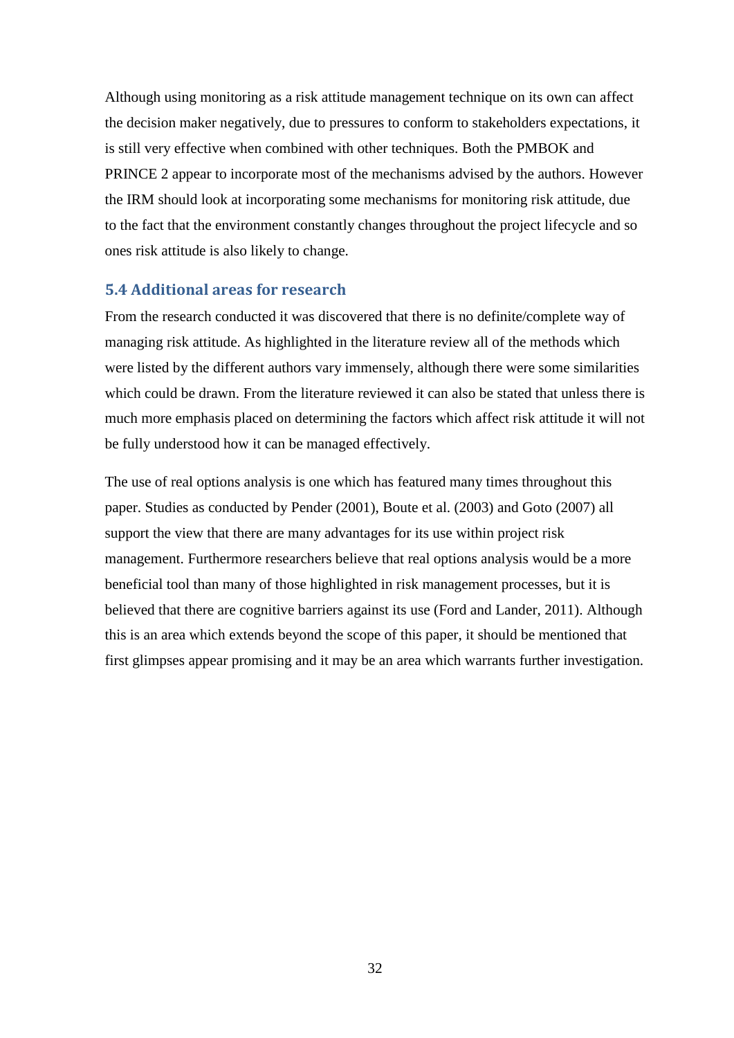Although using monitoring as a risk attitude management technique on its own can affect the decision maker negatively, due to pressures to conform to stakeholders expectations, it is still very effective when combined with other techniques. Both the PMBOK and PRINCE 2 appear to incorporate most of the mechanisms advised by the authors. However the IRM should look at incorporating some mechanisms for monitoring risk attitude, due to the fact that the environment constantly changes throughout the project lifecycle and so ones risk attitude is also likely to change.

### 5.4 Additional areas for research

From the research conducted it was discovered that there is no definite/complete way of managing risk attitude. As highlighted in the literature review all of the methods which were listed by the different authors vary immensely, although there were some similarities which could be drawn. From the literature reviewed it can also be stated that unless there is much more emphasis placed on determining the factors which affect risk attitude it will not be fully understood how it can be managed effectively.

The use of real options analysis is one which has featured many times throughout this paper. Studies as conducted by Pender (2001), Boute et al. (2003) and Goto (2007) all support the view that there are many advantages for its use within project risk management. Furthermore researchers believe that real options analysis would be a more beneficial tool than many of those highlighted in risk management processes, but it is believed that there are cognitive barriers against its use (Ford and Lander, 2011). Although this is an area which extends beyond the scope of this paper, it should be mentioned that first glimpses appear promising and it may be an area which warrants further investigation.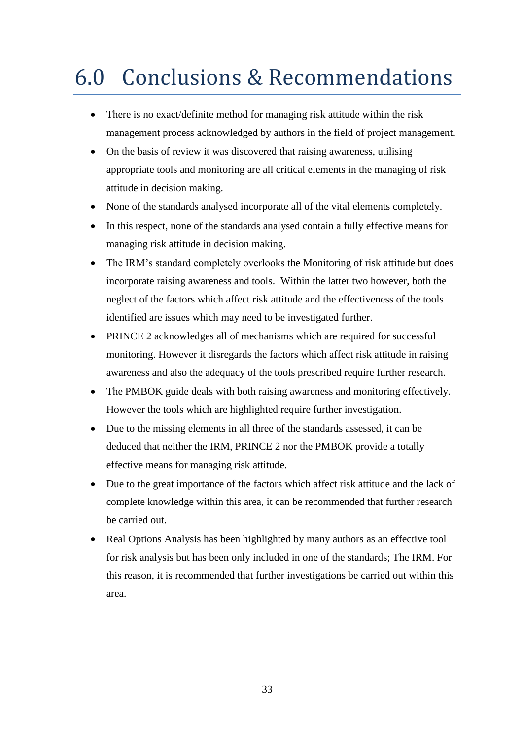# 6.0 Conclusions & Recommendations

- There is no exact/definite method for managing risk attitude within the risk management process acknowledged by authors in the field of project management.
- On the basis of review it was discovered that raising awareness, utilising appropriate tools and monitoring are all critical elements in the managing of risk attitude in decision making.
- None of the standards analysed incorporate all of the vital elements completely.
- In this respect, none of the standards analysed contain a fully effective means for managing risk attitude in decision making.
- The IRM's standard completely overlooks the Monitoring of risk attitude but does incorporate raising awareness and tools. Within the latter two however, both the neglect of the factors which affect risk attitude and the effectiveness of the tools identified are issues which may need to be investigated further.
- PRINCE 2 acknowledges all of mechanisms which are required for successful monitoring. However it disregards the factors which affect risk attitude in raising awareness and also the adequacy of the tools prescribed require further research.
- The PMBOK guide deals with both raising awareness and monitoring effectively. However the tools which are highlighted require further investigation.
- Due to the missing elements in all three of the standards assessed, it can be deduced that neither the IRM, PRINCE 2 nor the PMBOK provide a totally effective means for managing risk attitude.
- Due to the great importance of the factors which affect risk attitude and the lack of complete knowledge within this area, it can be recommended that further research be carried out.
- Real Options Analysis has been highlighted by many authors as an effective tool for risk analysis but has been only included in one of the standards; The IRM. For this reason, it is recommended that further investigations be carried out within this area.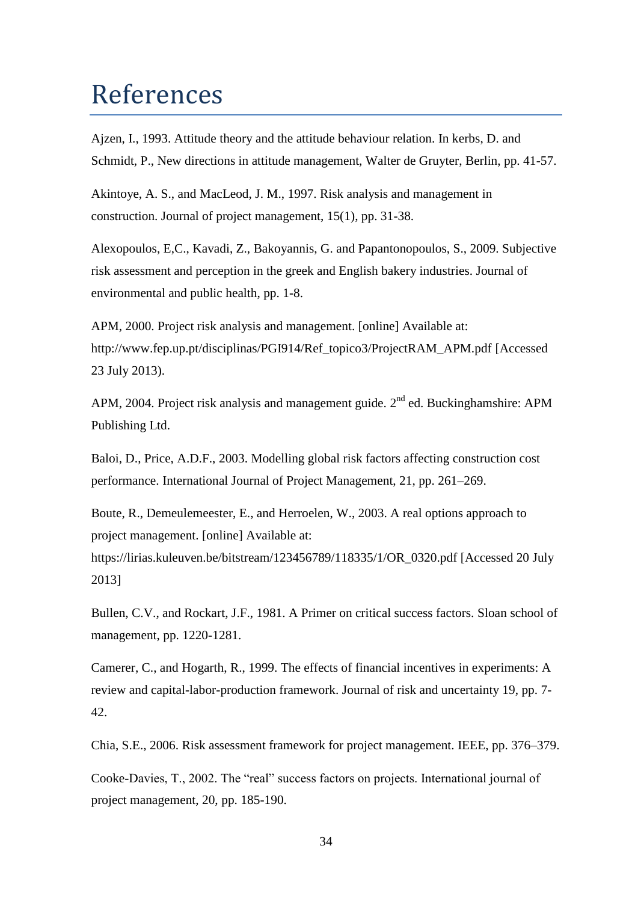# References

Ajzen, I., 1993. Attitude theory and the attitude behaviour relation. In kerbs, D. and Schmidt, P., New directions in attitude management, Walter de Gruyter, Berlin, pp. 41-57.

Akintoye, A. S., and MacLeod, J. M., 1997. Risk analysis and management in construction. Journal of project management, 15(1), pp. 31-38.

Alexopoulos, E,C., Kavadi, Z., Bakoyannis, G. and Papantonopoulos, S., 2009. Subjective risk assessment and perception in the greek and English bakery industries. Journal of environmental and public health, pp. 1-8.

APM, 2000. Project risk analysis and management. [online] Available at: http://www.fep.up.pt/disciplinas/PGI914/Ref_topico3/ProjectRAM_APM.pdf [Accessed 23 July 2013).

APM, 2004. Project risk analysis and management guide. 2nd ed. Buckinghamshire: APM Publishing Ltd.

Baloi, D., Price, A.D.F., 2003. Modelling global risk factors affecting construction cost performance. International Journal of Project Management, 21, pp. 261–269.

Boute, R., Demeulemeester, E., and Herroelen, W., 2003. A real options approach to project management. [online] Available at: https://lirias.kuleuven.be/bitstream/123456789/118335/1/OR_0320.pdf [Accessed 20 July 2013]

Bullen, C.V., and Rockart, J.F., 1981. A Primer on critical success factors. Sloan school of management, pp. 1220-1281.

Camerer, C., and Hogarth, R., 1999. The effects of financial incentives in experiments: A review and capital-labor-production framework. Journal of risk and uncertainty 19, pp. 7-42.

Chia, S.E., 2006. Risk assessment framework for project management. IEEE, pp. 376–379.

Cooke-Davies, T., 2002. The “real” success factors on projects. International journal of project management, 20, pp. 185-190.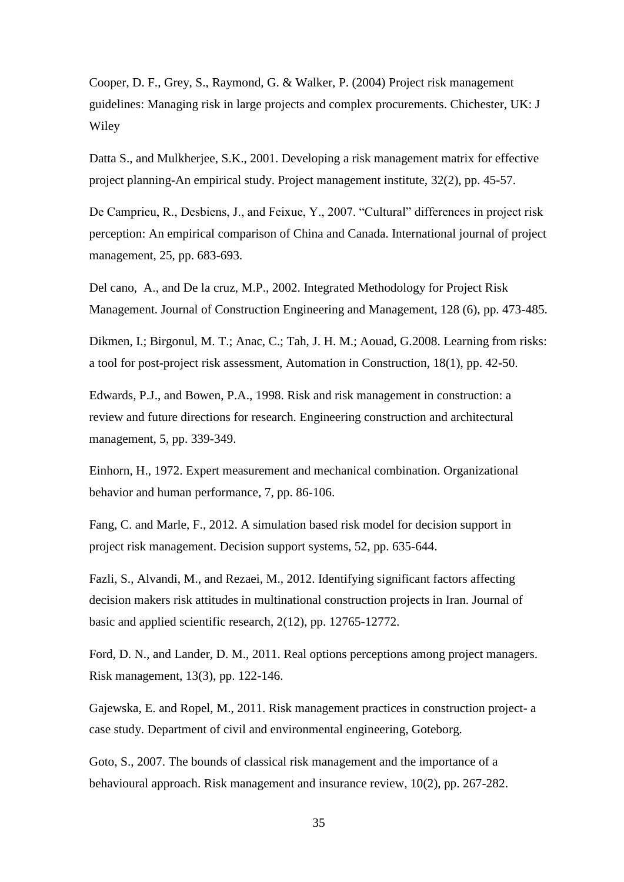Cooper, D. F., Grey, S., Raymond, G. & Walker, P. (2004) Project risk management guidelines: Managing risk in large projects and complex procurements. Chichester, UK: J Wiley

Datta S., and Mulkherjee, S.K., 2001. Developing a risk management matrix for effective project planning-An empirical study. Project management institute, 32(2), pp. 45-57.

De Camprieu, R., Desbiens, J., and Feixue, Y., 2007. "Cultural" differences in project risk perception: An empirical comparison of China and Canada. International journal of project management, 25, pp. 683-693.

Del cano, A., and De la cruz, M.P., 2002. Integrated Methodology for Project Risk Management. Journal of Construction Engineering and Management, 128 (6), pp. 473-485.

Dikmen, I.; Birgonul, M. T.; Anac, C.; Tah, J. H. M.; Aouad, G.2008. Learning from risks: a tool for post-project risk assessment, Automation in Construction, 18(1), pp. 42-50.

Edwards, P.J., and Bowen, P.A., 1998. Risk and risk management in construction: a review and future directions for research. Engineering construction and architectural management, 5, pp. 339-349.

Einhorn, H., 1972. Expert measurement and mechanical combination. Organizational behavior and human performance, 7, pp. 86-106.

Fang, C. and Marle, F., 2012. A simulation based risk model for decision support in project risk management. Decision support systems, 52, pp. 635-644.

Fazli, S., Alvandi, M., and Rezaei, M., 2012. Identifying significant factors affecting decision makers risk attitudes in multinational construction projects in Iran. Journal of basic and applied scientific research, 2(12), pp. 12765-12772.

Ford, D. N., and Lander, D. M., 2011. Real options perceptions among project managers. Risk management, 13(3), pp. 122-146.

Gajewska, E. and Ropel, M., 2011. Risk management practices in construction project- a case study. Department of civil and environmental engineering, Goteborg.

Goto, S., 2007. The bounds of classical risk management and the importance of a behavioural approach. Risk management and insurance review, 10(2), pp. 267-282.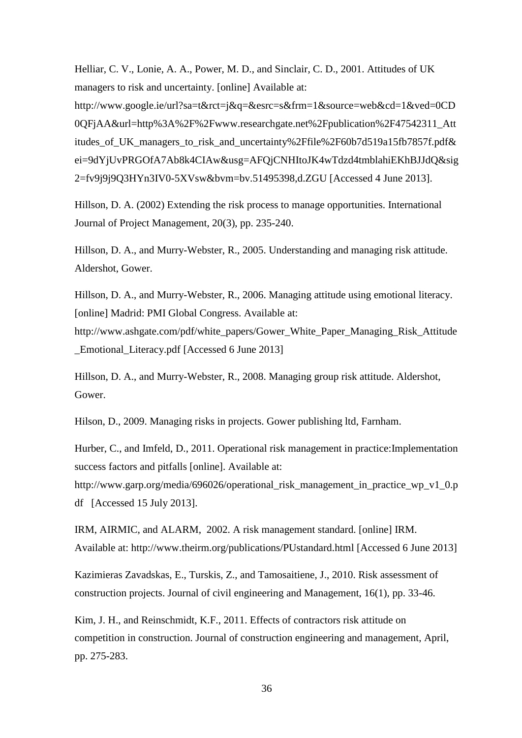Helliar, C. V., Lonie, A. A., Power, M. D., and Sinclair, C. D., 2001. Attitudes of UK managers to risk and uncertainty. [online] Available at: http://www.google.ie/url?sa=t&rct=j&q=&esrc=s&frm=1&source=web&cd=1&ved=0CD0QFjAA&url=http%3A%2F%2Fwww.researchgate.net%2Fpublication%2F47542311_Attitudes_of_UK_managers_to_risk_and_uncertainty%2Ffile%2F60b7d519a15fb7857f.pdf&ei=9dYjUvPRGOfA7Ab8k4CIAw&usg=AFQjCNHItoJK4wTdzd4tmblahiEKhBJJdQ&sig2=fv9j9j9Q3HYn3IV0-5XVsw&bvm=bv.51495398,d.ZGU [Accessed 4 June 2013].

Hillson, D. A. (2002) Extending the risk process to manage opportunities. International Journal of Project Management, 20(3), pp. 235-240.

Hillson, D. A., and Murry-Webster, R., 2005. Understanding and managing risk attitude. Aldershot, Gower.

Hillson, D. A., and Murry-Webster, R., 2006. Managing attitude using emotional literacy. [online] Madrid: PMI Global Congress. Available at: http://www.ashgate.com/pdf/white_papers/Gower_White_Paper_Managing_Risk_Attitude_Emotional_Literacy.pdf [Accessed 6 June 2013]

Hillson, D. A., and Murry-Webster, R., 2008. Managing group risk attitude. Aldershot, Gower.

Hilson, D., 2009. Managing risks in projects. Gower publishing ltd, Farnham.

Hurber, C., and Imfeld, D., 2011. Operational risk management in practice:Implementation success factors and pitfalls [online]. Available at: http://www.garp.org/media/696026/operational_risk_management_in_practice_wp_v1_0.pdf [Accessed 15 July 2013].

IRM, AIRMIC, and ALARM, 2002. A risk management standard. [online] IRM. Available at: http://www.theirm.org/publications/PUstandard.html [Accessed 6 June 2013]

Kazimieras Zavadskas, E., Turskis, Z., and Tamosaitiene, J., 2010. Risk assessment of construction projects. Journal of civil engineering and Management, 16(1), pp. 33-46.

Kim, J. H., and Reinschmidt, K.F., 2011. Effects of contractors risk attitude on competition in construction. Journal of construction engineering and management, April, pp. 275-283.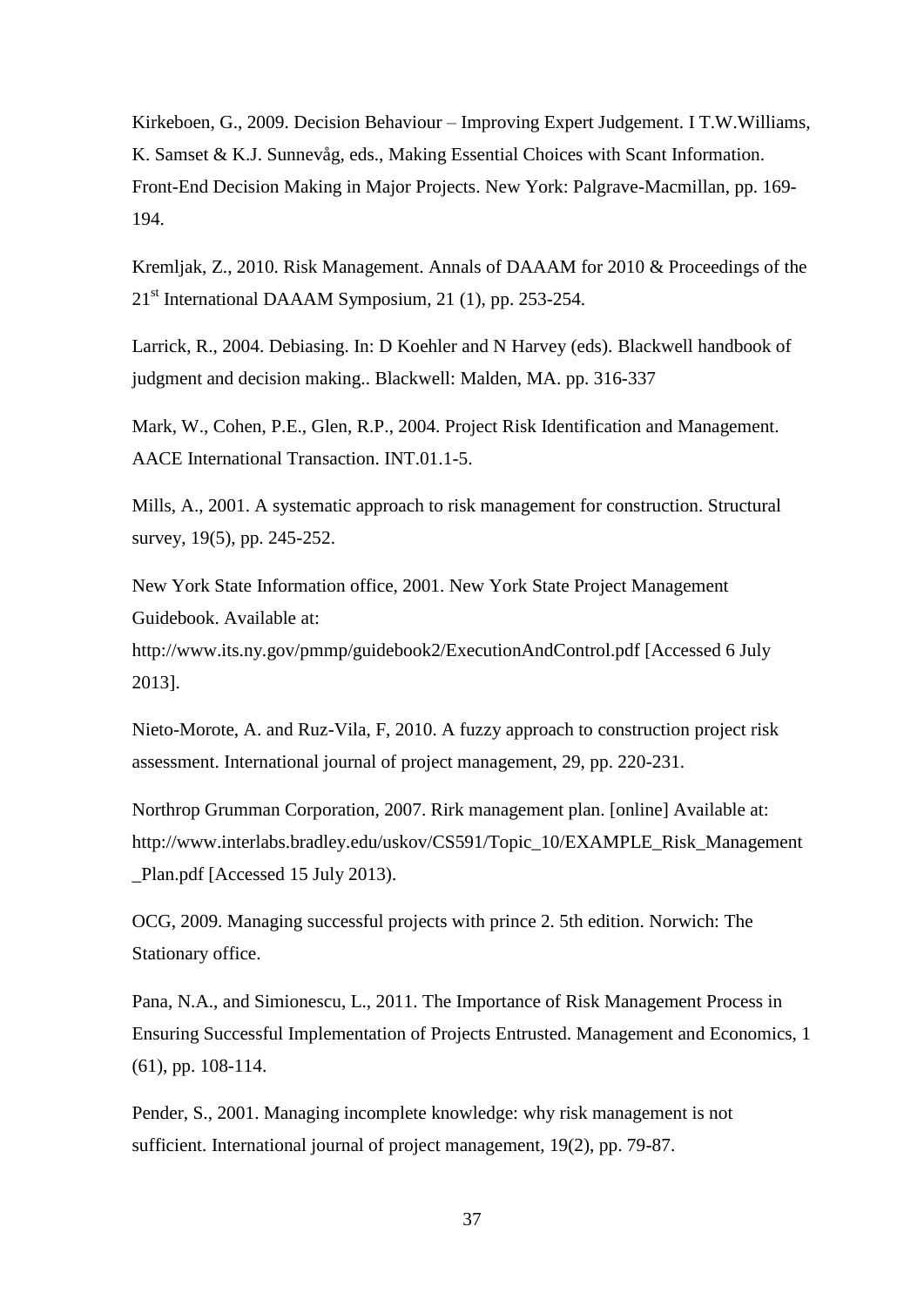Kirkeboen, G., 2009. Decision Behaviour – Improving Expert Judgement. I T.W.Williams, K. Samset & K.J. Sunnevåg, eds., Making Essential Choices with Scant Information. Front-End Decision Making in Major Projects. New York: Palgrave-Macmillan, pp. 169-194.

Kremljak, Z., 2010. Risk Management. Annals of DAAAM for 2010 & Proceedings of the 21st International DAAAM Symposium, 21 (1), pp. 253-254.

Larrick, R., 2004. Debiasing. In: D Koehler and N Harvey (eds). Blackwell handbook of judgment and decision making.. Blackwell: Malden, MA. pp. 316-337

Mark, W., Cohen, P.E., Glen, R.P., 2004. Project Risk Identification and Management. AACE International Transaction. INT.01.1-5.

Mills, A., 2001. A systematic approach to risk management for construction. Structural survey, 19(5), pp. 245-252.

New York State Information office, 2001. New York State Project Management Guidebook. Available at:
http://www.its.ny.gov/pmmp/guidebook2/ExecutionAndControl.pdf [Accessed 6 July 2013].

Nieto-Morote, A. and Ruz-Vila, F, 2010. A fuzzy approach to construction project risk assessment. International journal of project management, 29, pp. 220-231.

Northrop Grumman Corporation, 2007. Rirk management plan. [online] Available at: http://www.interlabs.bradley.edu/uskov/CS591/Topic_10/EXAMPLE_Risk_Management_Plan.pdf [Accessed 15 July 2013).

OCG, 2009. Managing successful projects with prince 2. 5th edition. Norwich: The Stationary office.

Pana, N.A., and Simionescu, L., 2011. The Importance of Risk Management Process in Ensuring Successful Implementation of Projects Entrusted. Management and Economics, 1 (61), pp. 108-114.

Pender, S., 2001. Managing incomplete knowledge: why risk management is not sufficient. International journal of project management, 19(2), pp. 79-87.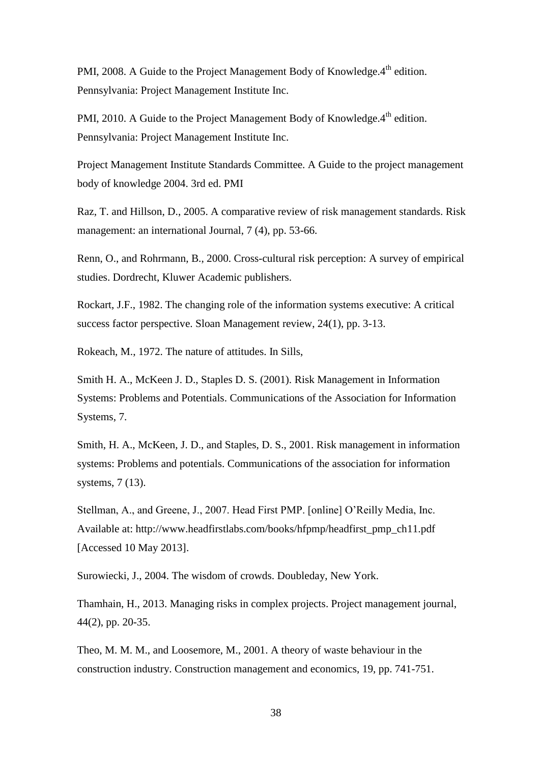PMI, 2008. A Guide to the Project Management Body of Knowledge.4th edition. Pennsylvania: Project Management Institute Inc.

PMI, 2010. A Guide to the Project Management Body of Knowledge.4th edition. Pennsylvania: Project Management Institute Inc.

Project Management Institute Standards Committee. A Guide to the project management body of knowledge 2004. 3rd ed. PMI

Raz, T. and Hillson, D., 2005. A comparative review of risk management standards. Risk management: an international Journal, 7 (4), pp. 53-66.

Renn, O., and Rohrmann, B., 2000. Cross-cultural risk perception: A survey of empirical studies. Dordrecht, Kluwer Academic publishers.

Rockart, J.F., 1982. The changing role of the information systems executive: A critical success factor perspective. Sloan Management review, 24(1), pp. 3-13.

Rokeach, M., 1972. The nature of attitudes. In Sills,

Smith H. A., McKeen J. D., Staples D. S. (2001). Risk Management in Information Systems: Problems and Potentials. Communications of the Association for Information Systems, 7.

Smith, H. A., McKeen, J. D., and Staples, D. S., 2001. Risk management in information systems: Problems and potentials. Communications of the association for information systems, 7 (13).

Stellman, A., and Greene, J., 2007. Head First PMP. [online] O'Reilly Media, Inc. Available at: http://www.headfirstlabs.com/books/hfpmp/headfirst_pmp_ch11.pdf [Accessed 10 May 2013].

Surowiecki, J., 2004. The wisdom of crowds. Doubleday, New York.

Thamhain, H., 2013. Managing risks in complex projects. Project management journal, 44(2), pp. 20-35.

Theo, M. M. M., and Loosemore, M., 2001. A theory of waste behaviour in the construction industry. Construction management and economics, 19, pp. 741-751.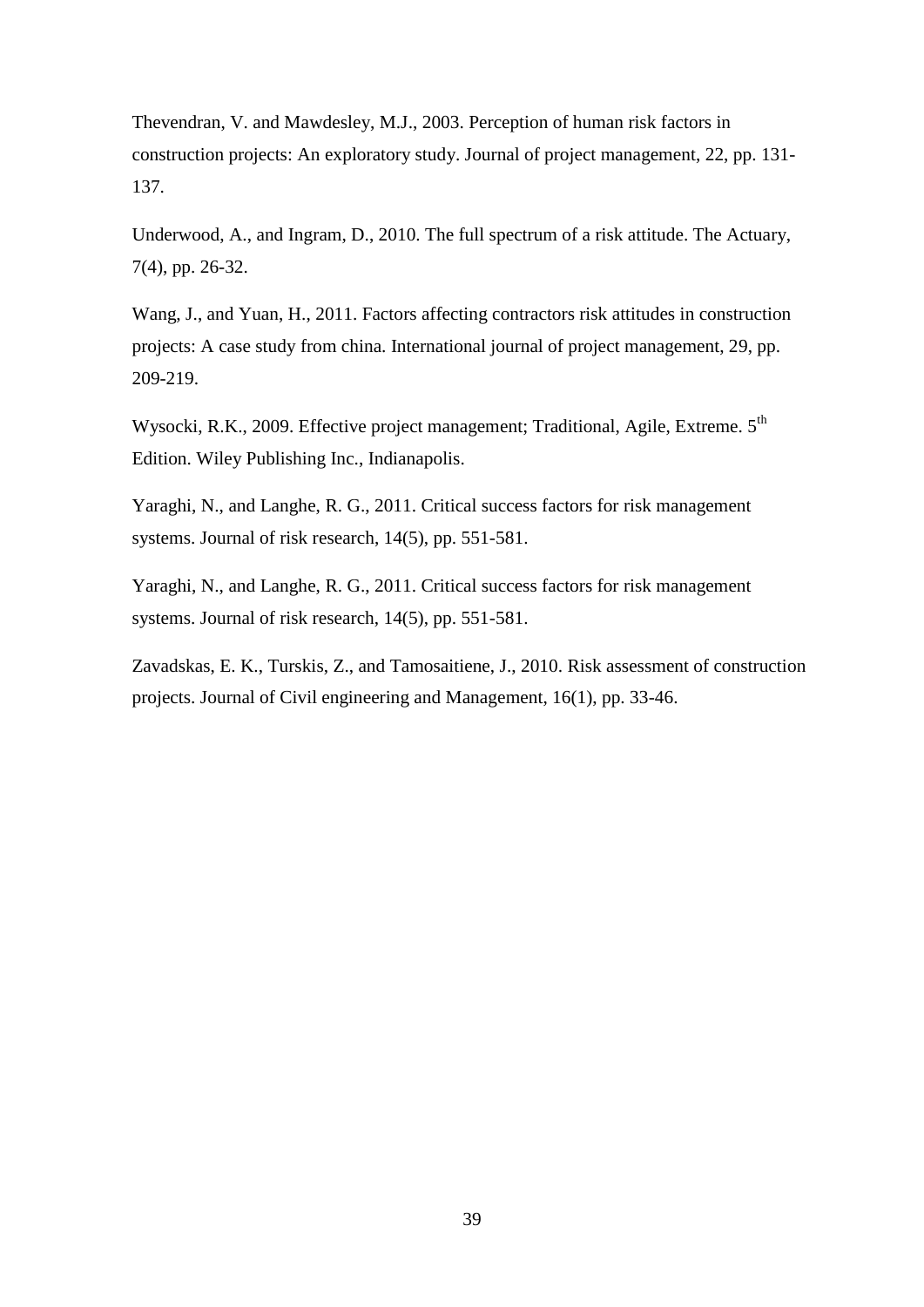Thevendran, V. and Mawdesley, M.J., 2003. Perception of human risk factors in construction projects: An exploratory study. Journal of project management, 22, pp. 131-137.

Underwood, A., and Ingram, D., 2010. The full spectrum of a risk attitude. The Actuary, 7(4), pp. 26-32.

Wang, J., and Yuan, H., 2011. Factors affecting contractors risk attitudes in construction projects: A case study from china. International journal of project management, 29, pp. 209-219.

Wysocki, R.K., 2009. Effective project management; Traditional, Agile, Extreme. 5th Edition. Wiley Publishing Inc., Indianapolis.

Yaraghi, N., and Langhe, R. G., 2011. Critical success factors for risk management systems. Journal of risk research, 14(5), pp. 551-581.

Yaraghi, N., and Langhe, R. G., 2011. Critical success factors for risk management systems. Journal of risk research, 14(5), pp. 551-581.

Zavadskas, E. K., Turskis, Z., and Tamosaitiene, J., 2010. Risk assessment of construction projects. Journal of Civil engineering and Management, 16(1), pp. 33-46.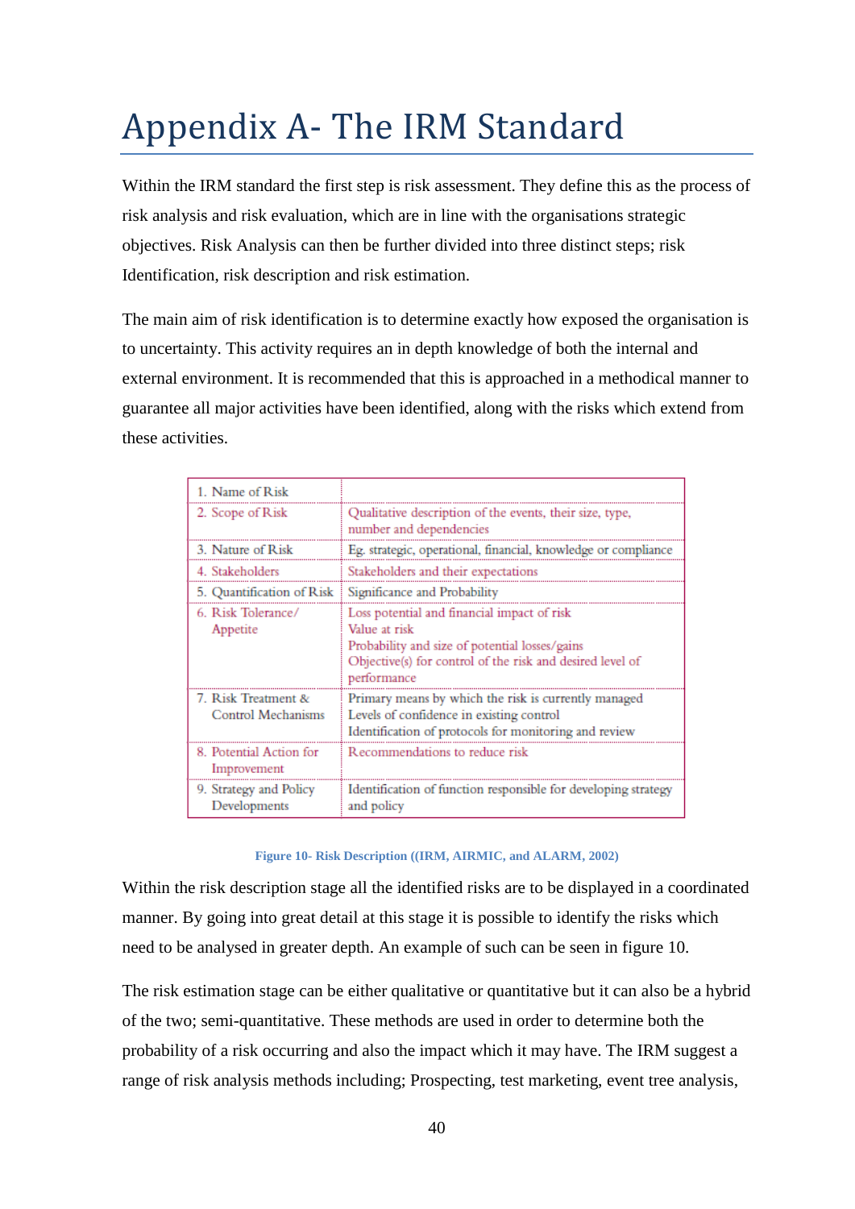# Appendix A- The IRM Standard

Within the IRM standard the first step is risk assessment. They define this as the process of risk analysis and risk evaluation, which are in line with the organisations strategic objectives. Risk Analysis can then be further divided into three distinct steps; risk Identification, risk description and risk estimation.

The main aim of risk identification is to determine exactly how exposed the organisation is to uncertainty. This activity requires an in depth knowledge of both the internal and external environment. It is recommended that this is approached in a methodical manner to guarantee all major activities have been identified, along with the risks which extend from these activities.

| 1. Name of Risk | |
|---|---|
| 2. Scope of Risk | Qualitative description of the events, their size, type, number and dependencies |
| 3. Nature of Risk | Eg. strategic, operational, financial, knowledge or compliance |
| 4. Stakeholders | Stakeholders and their expectations |
| 5. Quantification of Risk | Significance and Probability |
| 6. Risk Tolerance/ Appetite | Loss potential and financial impact of risk<br>Value at risk<br>Probability and size of potential losses/gains<br>Objective(s) for control of the risk and desired level of performance |
| 7. Risk Treatment & Control Mechanisms | Primary means by which the risk is currently managed<br>Levels of confidence in existing control<br>Identification of protocols for monitoring and review |
| 8. Potential Action for Improvement | Recommendations to reduce risk |
| 9. Strategy and Policy Developments | Identification of function responsible for developing strategy and policy |

**Figure 10- Risk Description ((IRM, AIRMIC, and ALARM, 2002)**

Within the risk description stage all the identified risks are to be displayed in a coordinated manner. By going into great detail at this stage it is possible to identify the risks which need to be analysed in greater depth. An example of such can be seen in figure 10.

The risk estimation stage can be either qualitative or quantitative but it can also be a hybrid of the two; semi-quantitative. These methods are used in order to determine both the probability of a risk occurring and also the impact which it may have. The IRM suggest a range of risk analysis methods including; Prospecting, test marketing, event tree analysis,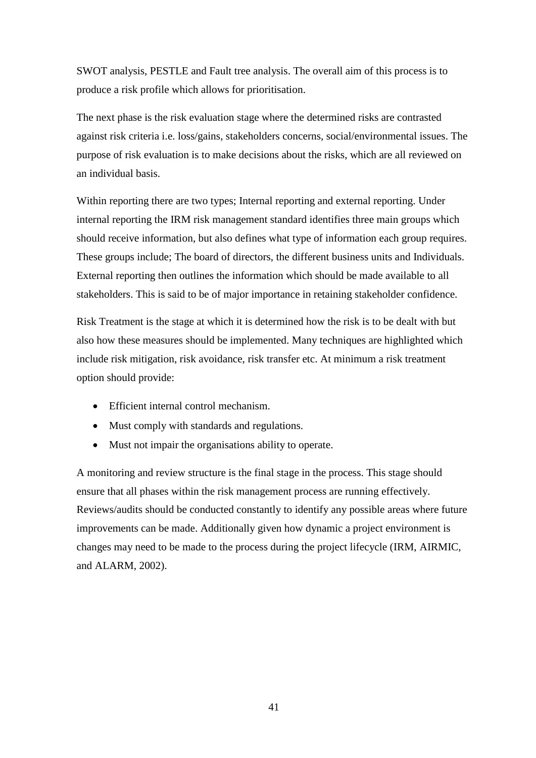SWOT analysis, PESTLE and Fault tree analysis. The overall aim of this process is to produce a risk profile which allows for prioritisation.

The next phase is the risk evaluation stage where the determined risks are contrasted against risk criteria i.e. loss/gains, stakeholders concerns, social/environmental issues. The purpose of risk evaluation is to make decisions about the risks, which are all reviewed on an individual basis.

Within reporting there are two types; Internal reporting and external reporting. Under internal reporting the IRM risk management standard identifies three main groups which should receive information, but also defines what type of information each group requires. These groups include; The board of directors, the different business units and Individuals. External reporting then outlines the information which should be made available to all stakeholders. This is said to be of major importance in retaining stakeholder confidence.

Risk Treatment is the stage at which it is determined how the risk is to be dealt with but also how these measures should be implemented. Many techniques are highlighted which include risk mitigation, risk avoidance, risk transfer etc. At minimum a risk treatment option should provide:

- Efficient internal control mechanism.
- Must comply with standards and regulations.
- Must not impair the organisations ability to operate.

A monitoring and review structure is the final stage in the process. This stage should ensure that all phases within the risk management process are running effectively. Reviews/audits should be conducted constantly to identify any possible areas where future improvements can be made. Additionally given how dynamic a project environment is changes may need to be made to the process during the project lifecycle (IRM, AIRMIC, and ALARM, 2002).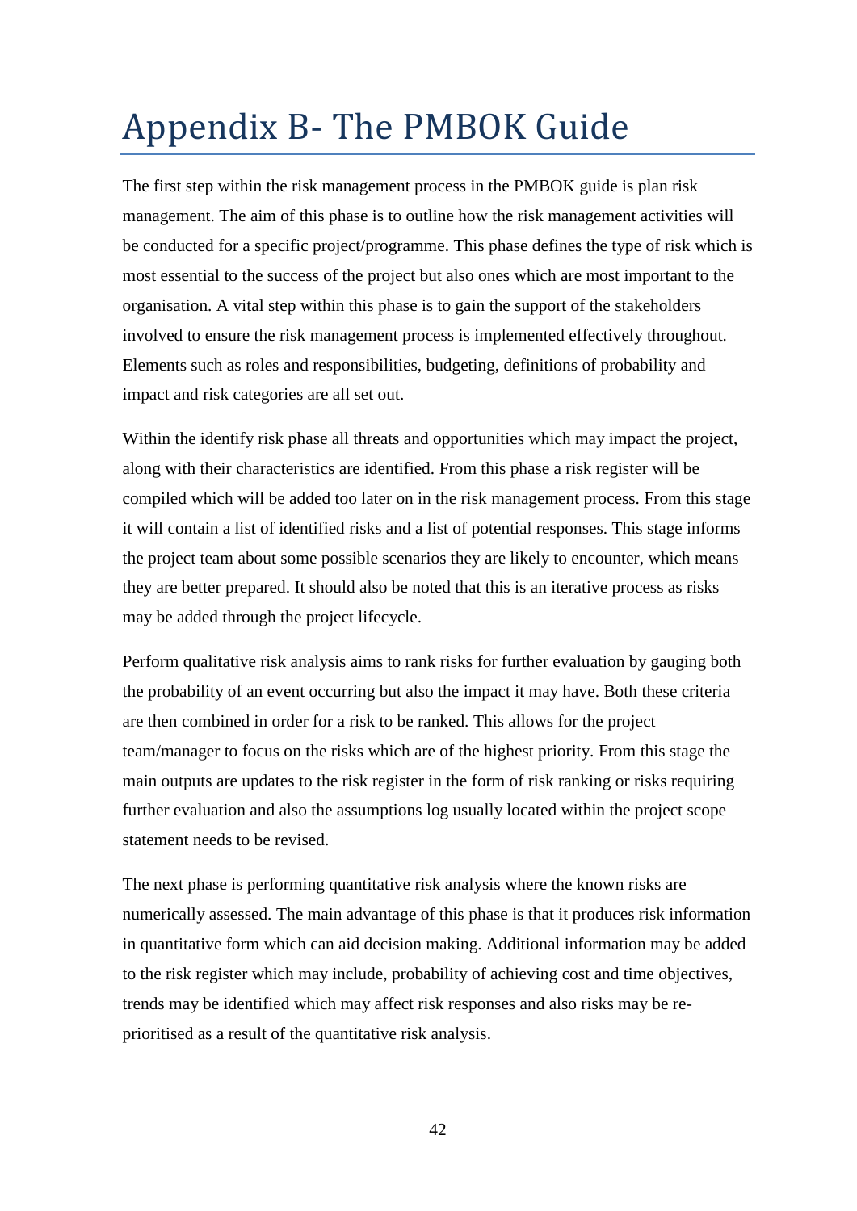# Appendix B- The PMBOK Guide

The first step within the risk management process in the PMBOK guide is plan risk management. The aim of this phase is to outline how the risk management activities will be conducted for a specific project/programme. This phase defines the type of risk which is most essential to the success of the project but also ones which are most important to the organisation. A vital step within this phase is to gain the support of the stakeholders involved to ensure the risk management process is implemented effectively throughout. Elements such as roles and responsibilities, budgeting, definitions of probability and impact and risk categories are all set out.

Within the identify risk phase all threats and opportunities which may impact the project, along with their characteristics are identified. From this phase a risk register will be compiled which will be added too later on in the risk management process. From this stage it will contain a list of identified risks and a list of potential responses. This stage informs the project team about some possible scenarios they are likely to encounter, which means they are better prepared. It should also be noted that this is an iterative process as risks may be added through the project lifecycle.

Perform qualitative risk analysis aims to rank risks for further evaluation by gauging both the probability of an event occurring but also the impact it may have. Both these criteria are then combined in order for a risk to be ranked. This allows for the project team/manager to focus on the risks which are of the highest priority. From this stage the main outputs are updates to the risk register in the form of risk ranking or risks requiring further evaluation and also the assumptions log usually located within the project scope statement needs to be revised.

The next phase is performing quantitative risk analysis where the known risks are numerically assessed. The main advantage of this phase is that it produces risk information in quantitative form which can aid decision making. Additional information may be added to the risk register which may include, probability of achieving cost and time objectives, trends may be identified which may affect risk responses and also risks may be re-prioritised as a result of the quantitative risk analysis.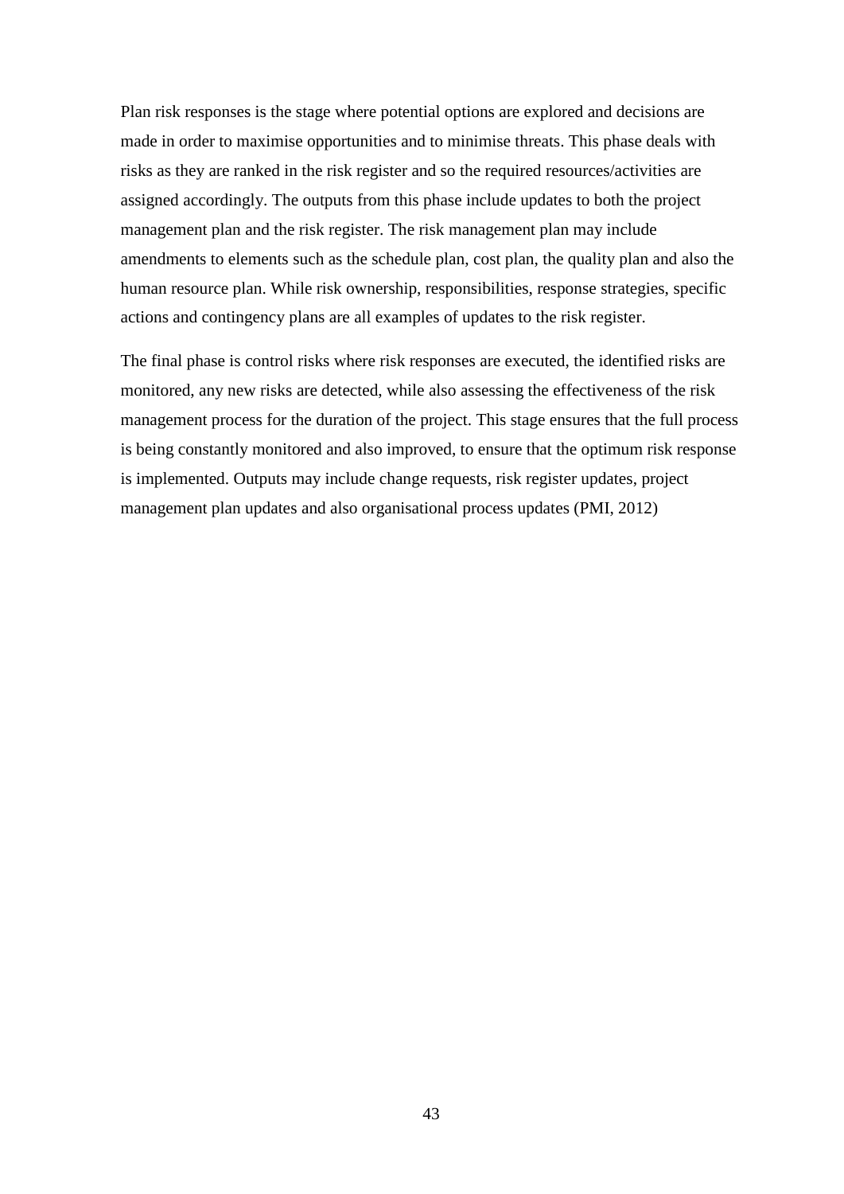Plan risk responses is the stage where potential options are explored and decisions are made in order to maximise opportunities and to minimise threats. This phase deals with risks as they are ranked in the risk register and so the required resources/activities are assigned accordingly. The outputs from this phase include updates to both the project management plan and the risk register. The risk management plan may include amendments to elements such as the schedule plan, cost plan, the quality plan and also the human resource plan. While risk ownership, responsibilities, response strategies, specific actions and contingency plans are all examples of updates to the risk register.

The final phase is control risks where risk responses are executed, the identified risks are monitored, any new risks are detected, while also assessing the effectiveness of the risk management process for the duration of the project. This stage ensures that the full process is being constantly monitored and also improved, to ensure that the optimum risk response is implemented. Outputs may include change requests, risk register updates, project management plan updates and also organisational process updates (PMI, 2012)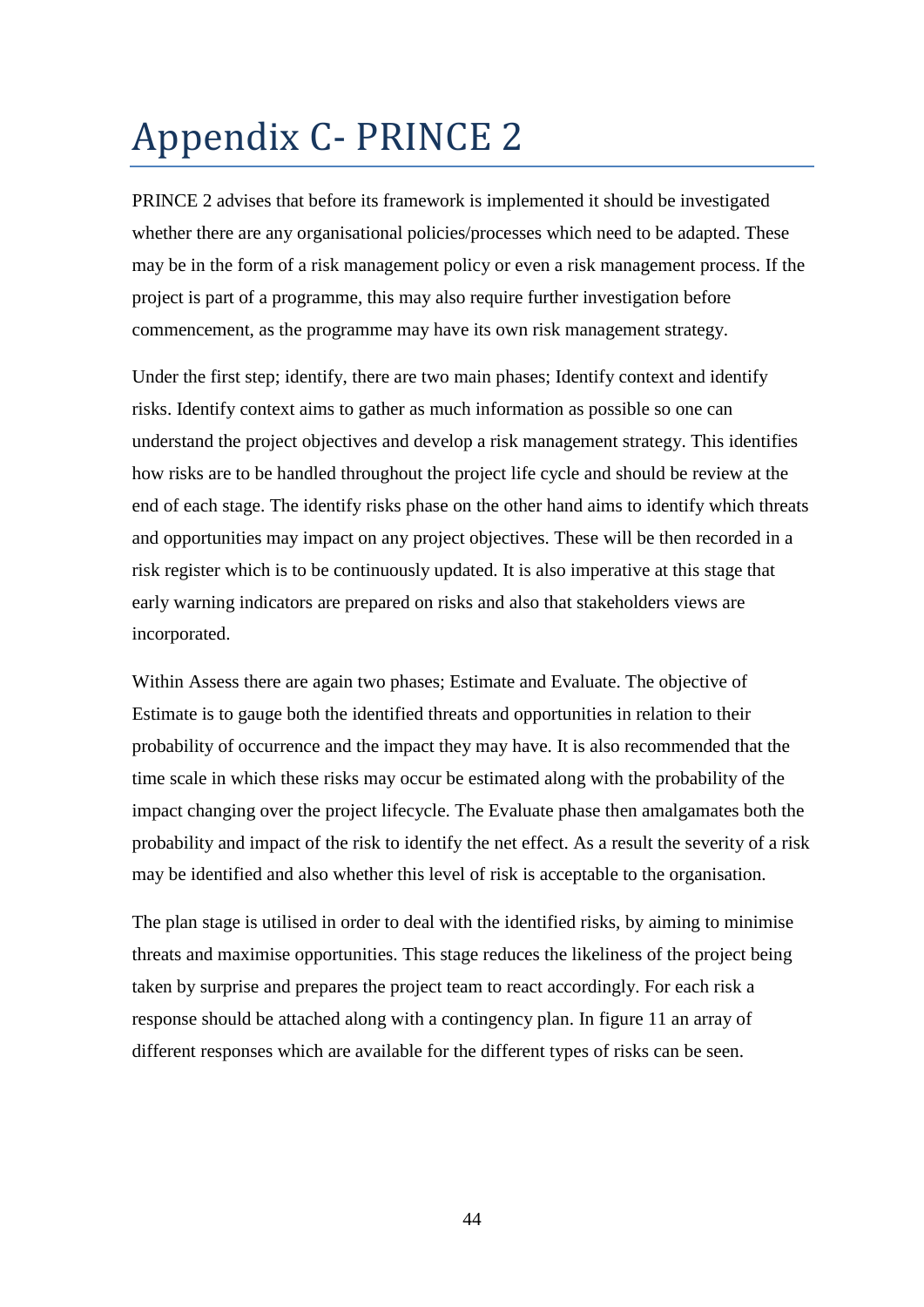# Appendix C- PRINCE 2

PRINCE 2 advises that before its framework is implemented it should be investigated whether there are any organisational policies/processes which need to be adapted. These may be in the form of a risk management policy or even a risk management process. If the project is part of a programme, this may also require further investigation before commencement, as the programme may have its own risk management strategy.

Under the first step; identify, there are two main phases; Identify context and identify risks. Identify context aims to gather as much information as possible so one can understand the project objectives and develop a risk management strategy. This identifies how risks are to be handled throughout the project life cycle and should be review at the end of each stage. The identify risks phase on the other hand aims to identify which threats and opportunities may impact on any project objectives. These will be then recorded in a risk register which is to be continuously updated. It is also imperative at this stage that early warning indicators are prepared on risks and also that stakeholders views are incorporated.

Within Assess there are again two phases; Estimate and Evaluate. The objective of Estimate is to gauge both the identified threats and opportunities in relation to their probability of occurrence and the impact they may have. It is also recommended that the time scale in which these risks may occur be estimated along with the probability of the impact changing over the project lifecycle. The Evaluate phase then amalgamates both the probability and impact of the risk to identify the net effect. As a result the severity of a risk may be identified and also whether this level of risk is acceptable to the organisation.

The plan stage is utilised in order to deal with the identified risks, by aiming to minimise threats and maximise opportunities. This stage reduces the likeliness of the project being taken by surprise and prepares the project team to react accordingly. For each risk a response should be attached along with a contingency plan. In figure 11 an array of different responses which are available for the different types of risks can be seen.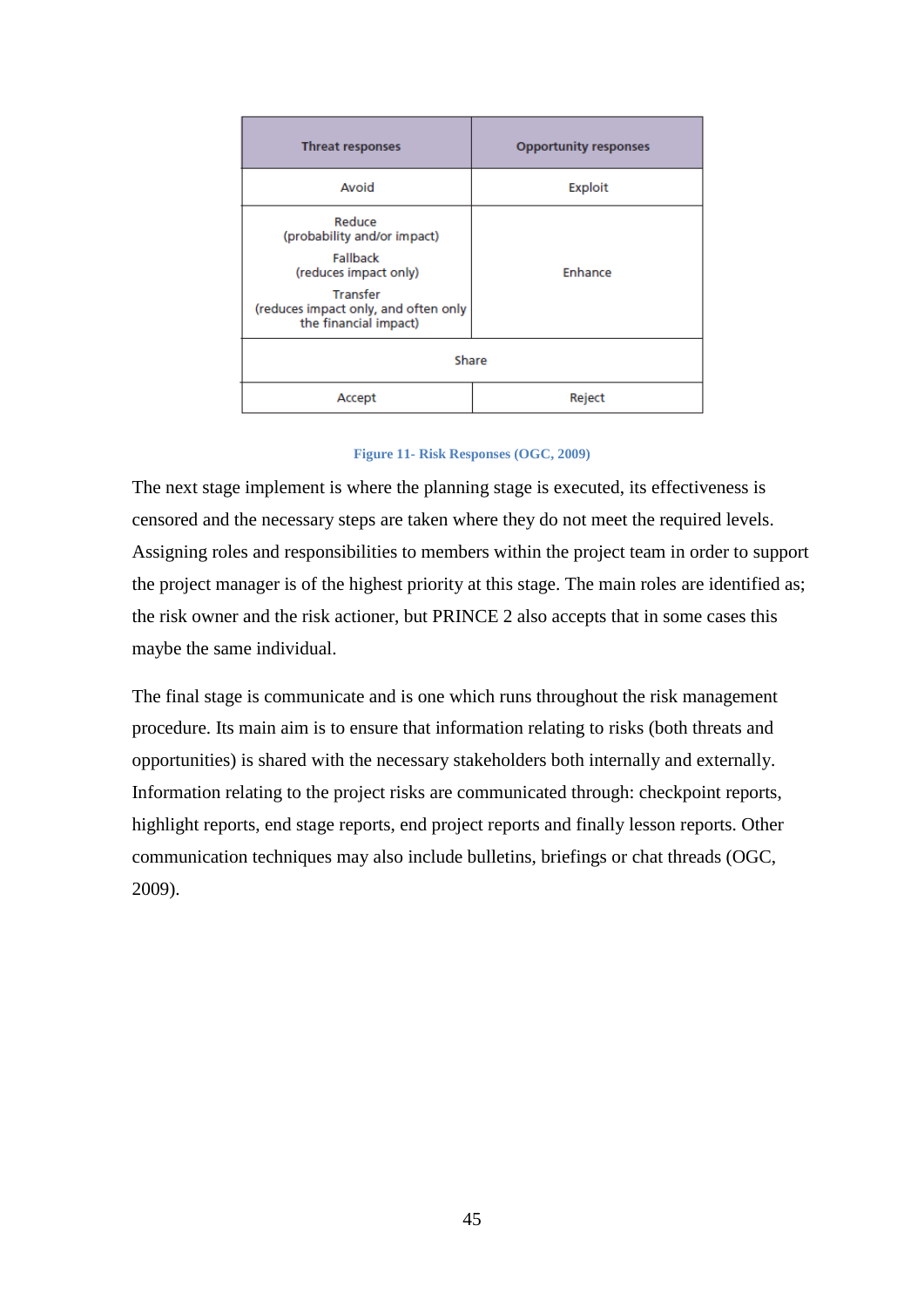| Threat responses | Opportunity responses |
|---|---|
| Avoid | Exploit |
| Reduce (probability and/or impact) Fallback (reduces impact only) Transfer (reduces impact only, and often only the financial impact) | Enhance |
| Share | |
| Accept | Reject |

**Figure 11- Risk Responses (OGC, 2009)**

The next stage implement is where the planning stage is executed, its effectiveness is censored and the necessary steps are taken where they do not meet the required levels. Assigning roles and responsibilities to members within the project team in order to support the project manager is of the highest priority at this stage. The main roles are identified as; the risk owner and the risk actioner, but PRINCE 2 also accepts that in some cases this maybe the same individual.

The final stage is communicate and is one which runs throughout the risk management procedure. Its main aim is to ensure that information relating to risks (both threats and opportunities) is shared with the necessary stakeholders both internally and externally. Information relating to the project risks are communicated through: checkpoint reports, highlight reports, end stage reports, end project reports and finally lesson reports. Other communication techniques may also include bulletins, briefings or chat threads (OGC, 2009).